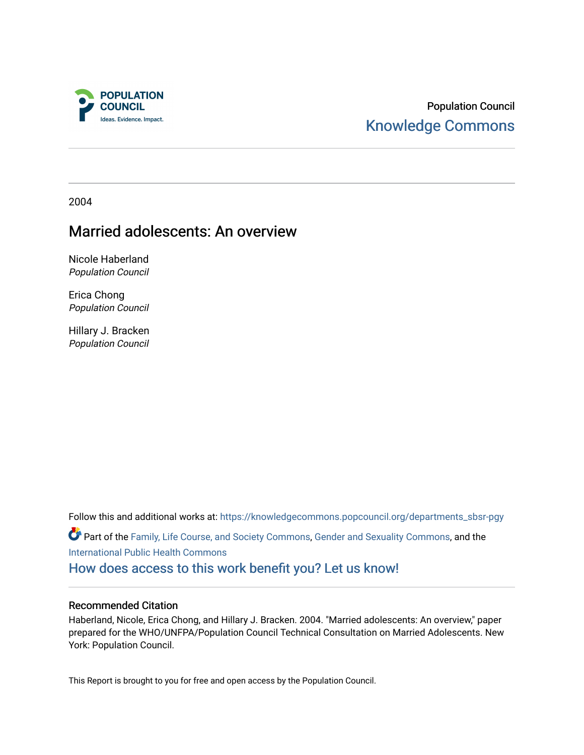Population Council

Knowledge Commons

2004

# Married adolescents: An overview

Nicole Haberland
*Population Council*

Erica Chong
*Population Council*

Hillary J. Bracken
*Population Council*

Follow this and additional works at: https://knowledgecommons.popcouncil.org/departments_sbsr-pgy

Part of the Family, Life Course, and Society Commons, Gender and Sexuality Commons, and the International Public Health Commons

How does access to this work benefit you? Let us know!

### Recommended Citation

Haberland, Nicole, Erica Chong, and Hillary J. Bracken. 2004. "Married adolescents: An overview," paper prepared for the WHO/UNFPA/Population Council Technical Consultation on Married Adolescents. New York: Population Council.

This Report is brought to you for free and open access by the Population Council.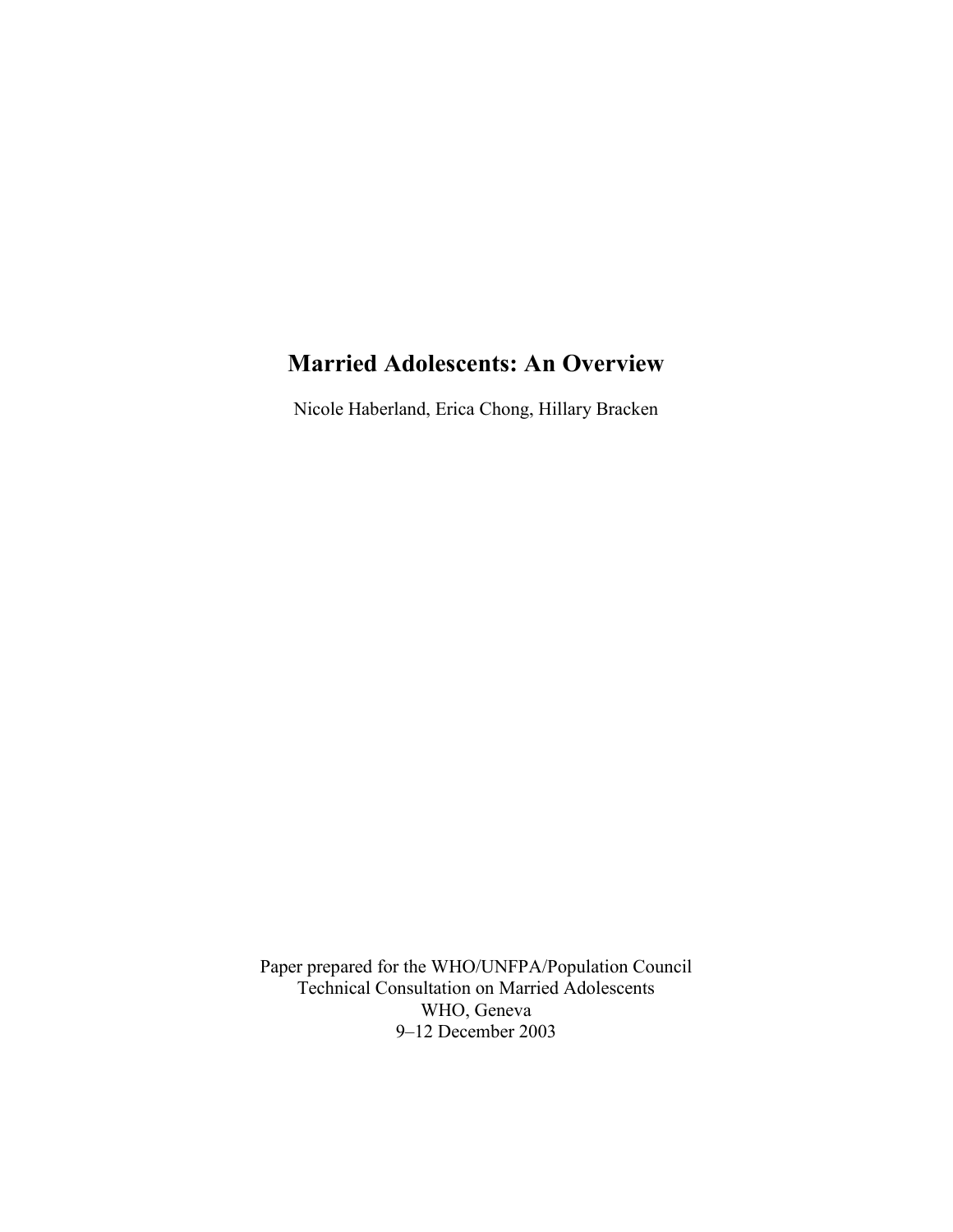# Married Adolescents: An Overview

Nicole Haberland, Erica Chong, Hillary Bracken

Paper prepared for the WHO/UNFPA/Population Council
Technical Consultation on Married Adolescents
WHO, Geneva
9–12 December 2003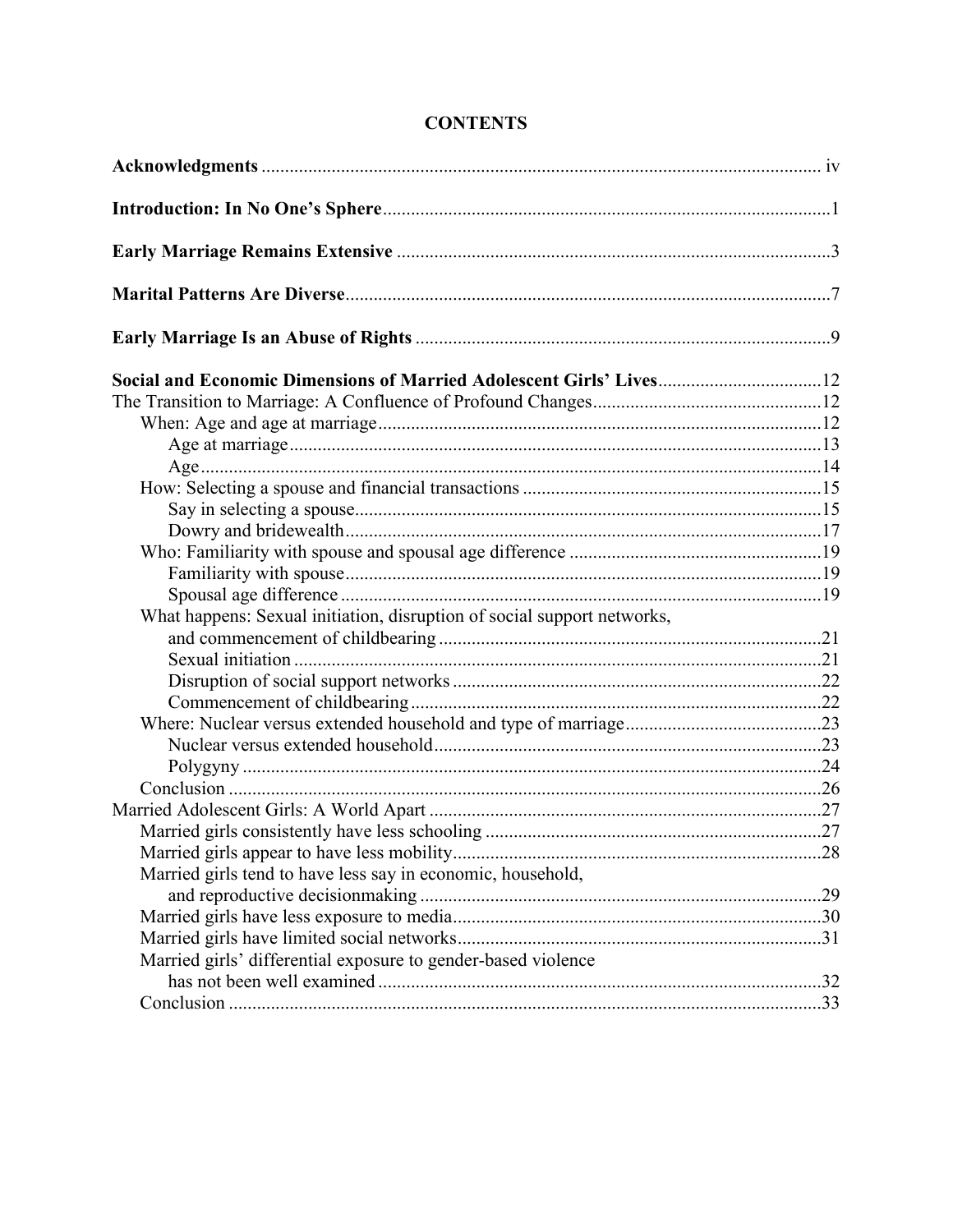# CONTENTS

**Acknowledgments** ........ iv

**Introduction: In No One's Sphere** ........ 1

**Early Marriage Remains Extensive** ........ 3

**Marital Patterns Are Diverse** ........ 7

**Early Marriage Is an Abuse of Rights** ........ 9

**Social and Economic Dimensions of Married Adolescent Girls' Lives** ........ 12

The Transition to Marriage: A Confluence of Profound Changes ........ 12

- When: Age and age at marriage ........ 12
  - Age at marriage ........ 13
  - Age ........ 14
- How: Selecting a spouse and financial transactions ........ 15
  - Say in selecting a spouse ........ 15
  - Dowry and bridewealth ........ 17
- Who: Familiarity with spouse and spousal age difference ........ 19
  - Familiarity with spouse ........ 19
  - Spousal age difference ........ 19
- What happens: Sexual initiation, disruption of social support networks, and commencement of childbearing ........ 21
  - Sexual initiation ........ 21
  - Disruption of social support networks ........ 22
  - Commencement of childbearing ........ 22
- Where: Nuclear versus extended household and type of marriage ........ 23
  - Nuclear versus extended household ........ 23
  - Polygyny ........ 24
- Conclusion ........ 26

Married Adolescent Girls: A World Apart ........ 27

- Married girls consistently have less schooling ........ 27
- Married girls appear to have less mobility ........ 28
- Married girls tend to have less say in economic, household, and reproductive decisionmaking ........ 29
- Married girls have less exposure to media ........ 30
- Married girls have limited social networks ........ 31
- Married girls' differential exposure to gender-based violence has not been well examined ........ 32
- Conclusion ........ 33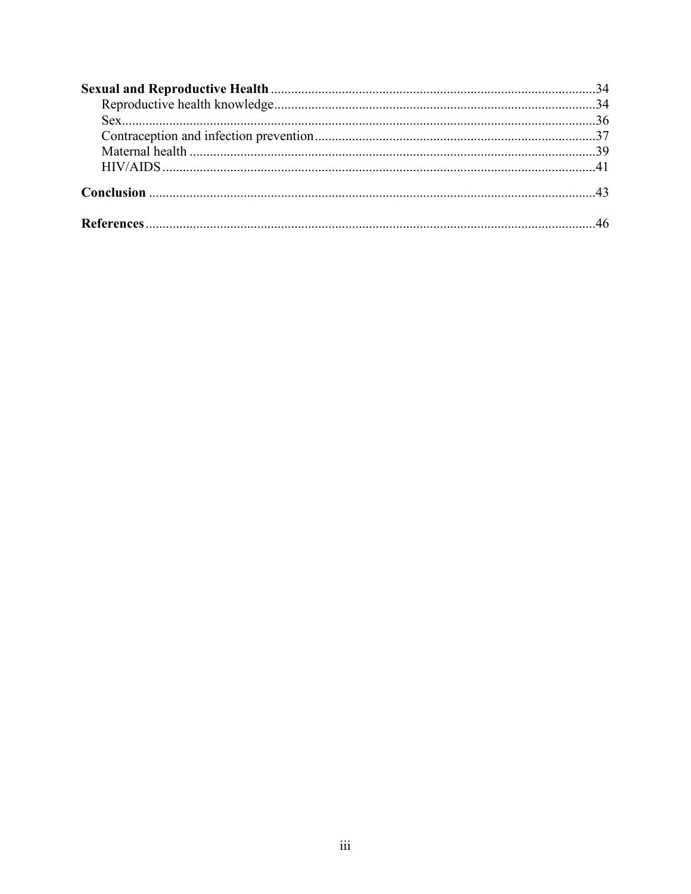**Sexual and Reproductive Health** ........................................................................ 34
- Reproductive health knowledge ........................................................................ 34
- Sex ........................................................................ 36
- Contraception and infection prevention ........................................................................ 37
- Maternal health ........................................................................ 39
- HIV/AIDS ........................................................................ 41

**Conclusion** ........................................................................ 43

**References** ........................................................................ 46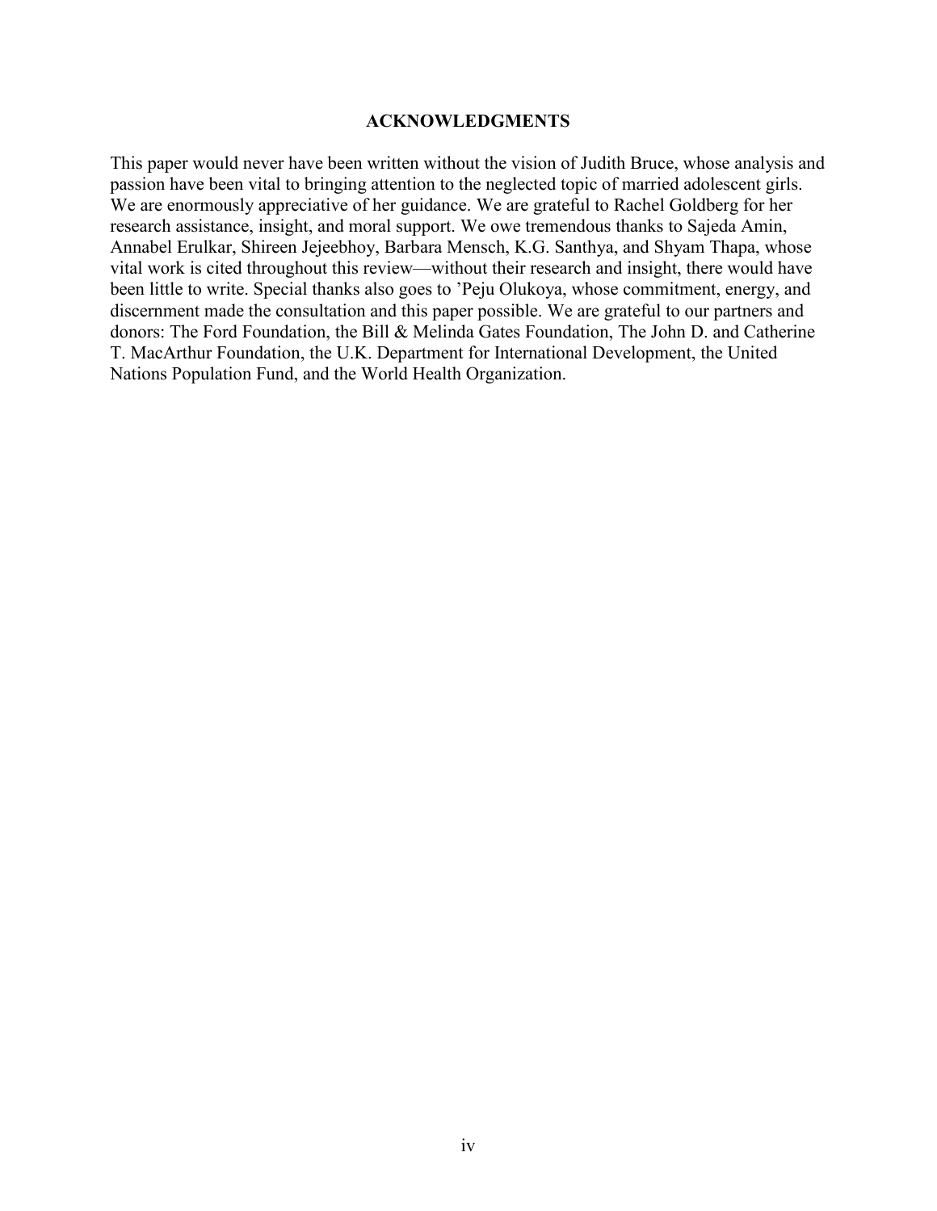# ACKNOWLEDGMENTS

This paper would never have been written without the vision of Judith Bruce, whose analysis and passion have been vital to bringing attention to the neglected topic of married adolescent girls. We are enormously appreciative of her guidance. We are grateful to Rachel Goldberg for her research assistance, insight, and moral support. We owe tremendous thanks to Sajeda Amin, Annabel Erulkar, Shireen Jejeebhoy, Barbara Mensch, K.G. Santhya, and Shyam Thapa, whose vital work is cited throughout this review—without their research and insight, there would have been little to write. Special thanks also goes to ’Peju Olukoya, whose commitment, energy, and discernment made the consultation and this paper possible. We are grateful to our partners and donors: The Ford Foundation, the Bill & Melinda Gates Foundation, The John D. and Catherine T. MacArthur Foundation, the U.K. Department for International Development, the United Nations Population Fund, and the World Health Organization.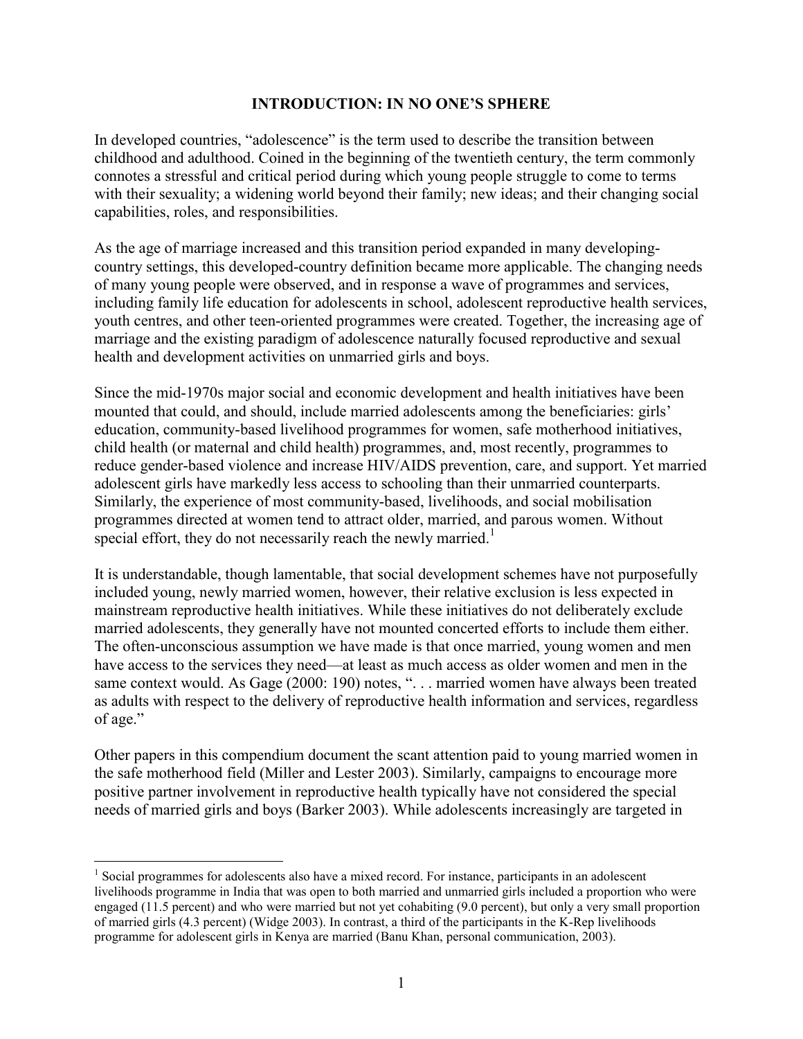# INTRODUCTION: IN NO ONE'S SPHERE

In developed countries, "adolescence" is the term used to describe the transition between childhood and adulthood. Coined in the beginning of the twentieth century, the term commonly connotes a stressful and critical period during which young people struggle to come to terms with their sexuality; a widening world beyond their family; new ideas; and their changing social capabilities, roles, and responsibilities.

As the age of marriage increased and this transition period expanded in many developing-country settings, this developed-country definition became more applicable. The changing needs of many young people were observed, and in response a wave of programmes and services, including family life education for adolescents in school, adolescent reproductive health services, youth centres, and other teen-oriented programmes were created. Together, the increasing age of marriage and the existing paradigm of adolescence naturally focused reproductive and sexual health and development activities on unmarried girls and boys.

Since the mid-1970s major social and economic development and health initiatives have been mounted that could, and should, include married adolescents among the beneficiaries: girls' education, community-based livelihood programmes for women, safe motherhood initiatives, child health (or maternal and child health) programmes, and, most recently, programmes to reduce gender-based violence and increase HIV/AIDS prevention, care, and support. Yet married adolescent girls have markedly less access to schooling than their unmarried counterparts. Similarly, the experience of most community-based, livelihoods, and social mobilisation programmes directed at women tend to attract older, married, and parous women. Without special effort, they do not necessarily reach the newly married.[1]

It is understandable, though lamentable, that social development schemes have not purposefully included young, newly married women, however, their relative exclusion is less expected in mainstream reproductive health initiatives. While these initiatives do not deliberately exclude married adolescents, they generally have not mounted concerted efforts to include them either. The often-unconscious assumption we have made is that once married, young women and men have access to the services they need—at least as much access as older women and men in the same context would. As Gage (2000: 190) notes, ". . . married women have always been treated as adults with respect to the delivery of reproductive health information and services, regardless of age."

Other papers in this compendium document the scant attention paid to young married women in the safe motherhood field (Miller and Lester 2003). Similarly, campaigns to encourage more positive partner involvement in reproductive health typically have not considered the special needs of married girls and boys (Barker 2003). While adolescents increasingly are targeted in

[1] Social programmes for adolescents also have a mixed record. For instance, participants in an adolescent livelihoods programme in India that was open to both married and unmarried girls included a proportion who were engaged (11.5 percent) and who were married but not yet cohabiting (9.0 percent), but only a very small proportion of married girls (4.3 percent) (Widge 2003). In contrast, a third of the participants in the K-Rep livelihoods programme for adolescent girls in Kenya are married (Banu Khan, personal communication, 2003).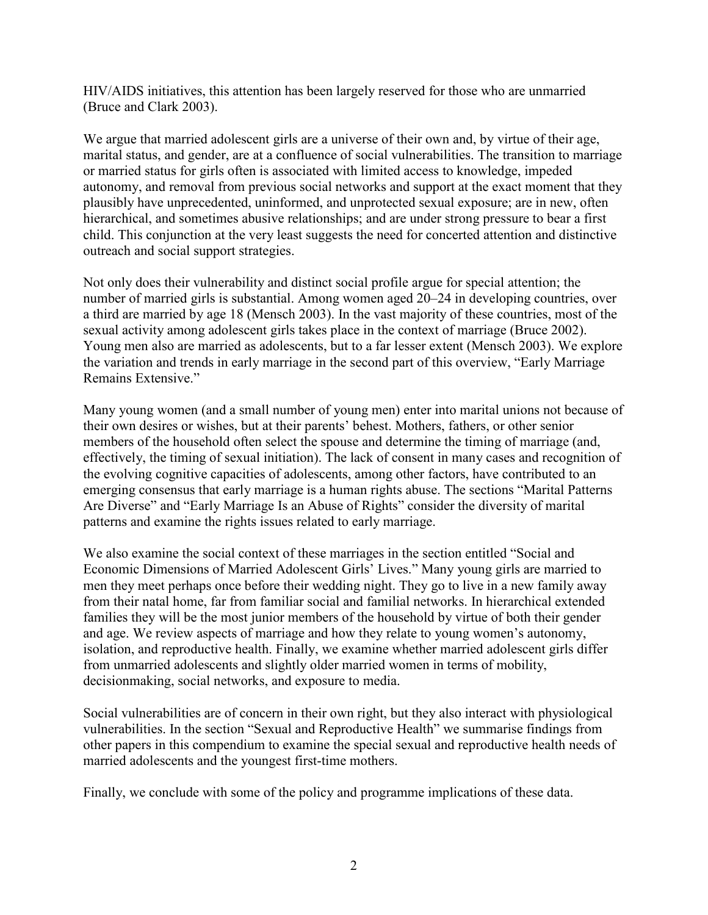HIV/AIDS initiatives, this attention has been largely reserved for those who are unmarried (Bruce and Clark 2003).

We argue that married adolescent girls are a universe of their own and, by virtue of their age, marital status, and gender, are at a confluence of social vulnerabilities. The transition to marriage or married status for girls often is associated with limited access to knowledge, impeded autonomy, and removal from previous social networks and support at the exact moment that they plausibly have unprecedented, uninformed, and unprotected sexual exposure; are in new, often hierarchical, and sometimes abusive relationships; and are under strong pressure to bear a first child. This conjunction at the very least suggests the need for concerted attention and distinctive outreach and social support strategies.

Not only does their vulnerability and distinct social profile argue for special attention; the number of married girls is substantial. Among women aged 20–24 in developing countries, over a third are married by age 18 (Mensch 2003). In the vast majority of these countries, most of the sexual activity among adolescent girls takes place in the context of marriage (Bruce 2002). Young men also are married as adolescents, but to a far lesser extent (Mensch 2003). We explore the variation and trends in early marriage in the second part of this overview, "Early Marriage Remains Extensive."

Many young women (and a small number of young men) enter into marital unions not because of their own desires or wishes, but at their parents' behest. Mothers, fathers, or other senior members of the household often select the spouse and determine the timing of marriage (and, effectively, the timing of sexual initiation). The lack of consent in many cases and recognition of the evolving cognitive capacities of adolescents, among other factors, have contributed to an emerging consensus that early marriage is a human rights abuse. The sections "Marital Patterns Are Diverse" and "Early Marriage Is an Abuse of Rights" consider the diversity of marital patterns and examine the rights issues related to early marriage.

We also examine the social context of these marriages in the section entitled "Social and Economic Dimensions of Married Adolescent Girls' Lives." Many young girls are married to men they meet perhaps once before their wedding night. They go to live in a new family away from their natal home, far from familiar social and familial networks. In hierarchical extended families they will be the most junior members of the household by virtue of both their gender and age. We review aspects of marriage and how they relate to young women's autonomy, isolation, and reproductive health. Finally, we examine whether married adolescent girls differ from unmarried adolescents and slightly older married women in terms of mobility, decisionmaking, social networks, and exposure to media.

Social vulnerabilities are of concern in their own right, but they also interact with physiological vulnerabilities. In the section "Sexual and Reproductive Health" we summarise findings from other papers in this compendium to examine the special sexual and reproductive health needs of married adolescents and the youngest first-time mothers.

Finally, we conclude with some of the policy and programme implications of these data.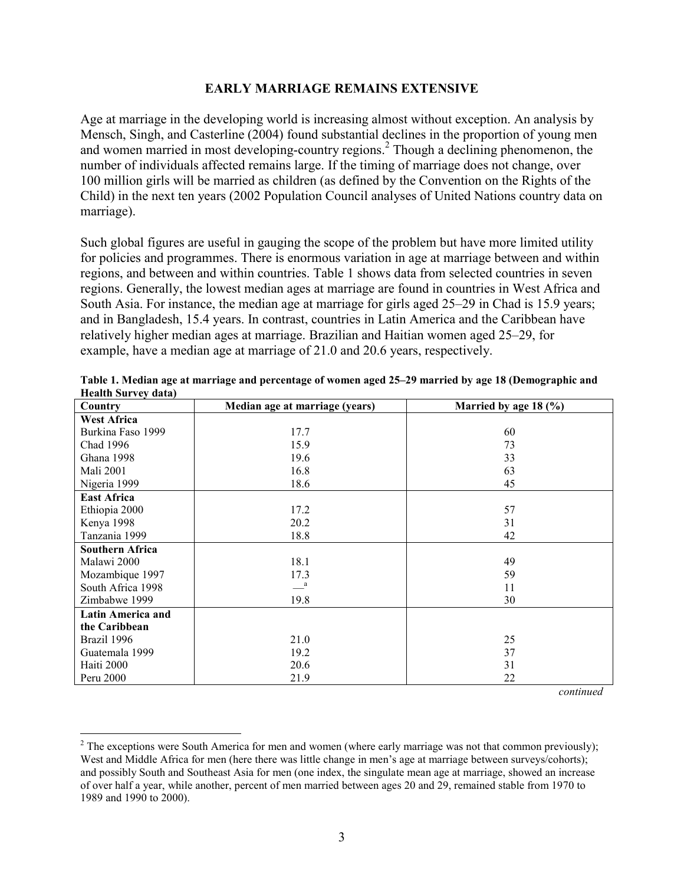## EARLY MARRIAGE REMAINS EXTENSIVE

Age at marriage in the developing world is increasing almost without exception. An analysis by Mensch, Singh, and Casterline (2004) found substantial declines in the proportion of young men and women married in most developing-country regions.[2] Though a declining phenomenon, the number of individuals affected remains large. If the timing of marriage does not change, over 100 million girls will be married as children (as defined by the Convention on the Rights of the Child) in the next ten years (2002 Population Council analyses of United Nations country data on marriage).

Such global figures are useful in gauging the scope of the problem but have more limited utility for policies and programmes. There is enormous variation in age at marriage between and within regions, and between and within countries. Table 1 shows data from selected countries in seven regions. Generally, the lowest median ages at marriage are found in countries in West Africa and South Asia. For instance, the median age at marriage for girls aged 25–29 in Chad is 15.9 years; and in Bangladesh, 15.4 years. In contrast, countries in Latin America and the Caribbean have relatively higher median ages at marriage. Brazilian and Haitian women aged 25–29, for example, have a median age at marriage of 21.0 and 20.6 years, respectively.

**Table 1. Median age at marriage and percentage of women aged 25–29 married by age 18 (Demographic and Health Survey data)**

| Country | Median age at marriage (years) | Married by age 18 (%) |
|---|---|---|
| **West Africa** | | |
| Burkina Faso 1999 | 17.7 | 60 |
| Chad 1996 | 15.9 | 73 |
| Ghana 1998 | 19.6 | 33 |
| Mali 2001 | 16.8 | 63 |
| Nigeria 1999 | 18.6 | 45 |
| **East Africa** | | |
| Ethiopia 2000 | 17.2 | 57 |
| Kenya 1998 | 20.2 | 31 |
| Tanzania 1999 | 18.8 | 42 |
| **Southern Africa** | | |
| Malawi 2000 | 18.1 | 49 |
| Mozambique 1997 | 17.3 | 59 |
| South Africa 1998 | —[a] | 11 |
| Zimbabwe 1999 | 19.8 | 30 |
| **Latin America and the Caribbean** | | |
| Brazil 1996 | 21.0 | 25 |
| Guatemala 1999 | 19.2 | 37 |
| Haiti 2000 | 20.6 | 31 |
| Peru 2000 | 21.9 | 22 |

*continued*

[2] The exceptions were South America for men and women (where early marriage was not that common previously); West and Middle Africa for men (here there was little change in men's age at marriage between surveys/cohorts); and possibly South and Southeast Asia for men (one index, the singulate mean age at marriage, showed an increase of over half a year, while another, percent of men married between ages 20 and 29, remained stable from 1970 to 1989 and 1990 to 2000).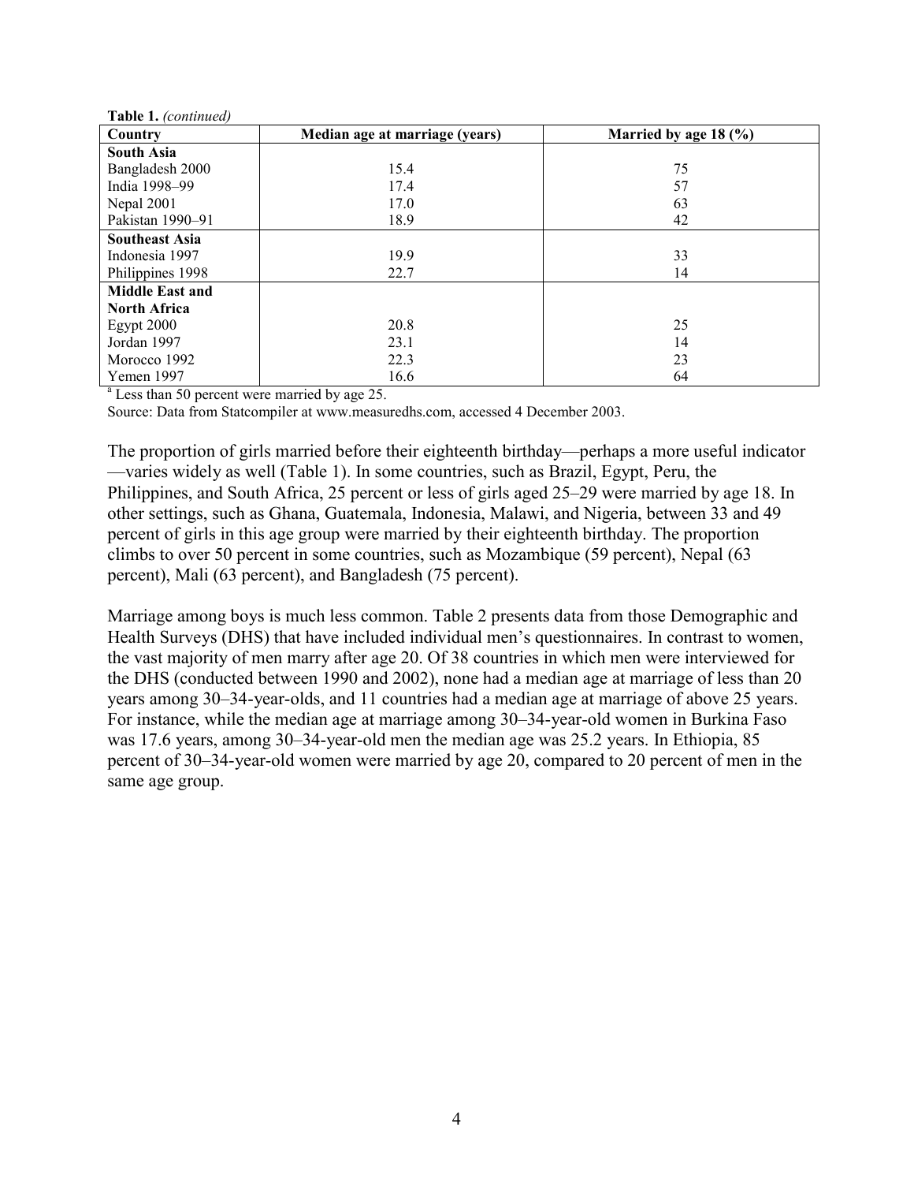**Table 1.** *(continued)*

| Country | Median age at marriage (years) | Married by age 18 (%) |
|---|---|---|
| **South Asia** | | |
| Bangladesh 2000 | 15.4 | 75 |
| India 1998–99 | 17.4 | 57 |
| Nepal 2001 | 17.0 | 63 |
| Pakistan 1990–91 | 18.9 | 42 |
| **Southeast Asia** | | |
| Indonesia 1997 | 19.9 | 33 |
| Philippines 1998 | 22.7 | 14 |
| **Middle East and North Africa** | | |
| Egypt 2000 | 20.8 | 25 |
| Jordan 1997 | 23.1 | 14 |
| Morocco 1992 | 22.3 | 23 |
| Yemen 1997 | 16.6 | 64 |

[a] Less than 50 percent were married by age 25.

Source: Data from Statcompiler at www.measuredhs.com, accessed 4 December 2003.

The proportion of girls married before their eighteenth birthday—perhaps a more useful indicator—varies widely as well (Table 1). In some countries, such as Brazil, Egypt, Peru, the Philippines, and South Africa, 25 percent or less of girls aged 25–29 were married by age 18. In other settings, such as Ghana, Guatemala, Indonesia, Malawi, and Nigeria, between 33 and 49 percent of girls in this age group were married by their eighteenth birthday. The proportion climbs to over 50 percent in some countries, such as Mozambique (59 percent), Nepal (63 percent), Mali (63 percent), and Bangladesh (75 percent).

Marriage among boys is much less common. Table 2 presents data from those Demographic and Health Surveys (DHS) that have included individual men's questionnaires. In contrast to women, the vast majority of men marry after age 20. Of 38 countries in which men were interviewed for the DHS (conducted between 1990 and 2002), none had a median age at marriage of less than 20 years among 30–34-year-olds, and 11 countries had a median age at marriage of above 25 years. For instance, while the median age at marriage among 30–34-year-old women in Burkina Faso was 17.6 years, among 30–34-year-old men the median age was 25.2 years. In Ethiopia, 85 percent of 30–34-year-old women were married by age 20, compared to 20 percent of men in the same age group.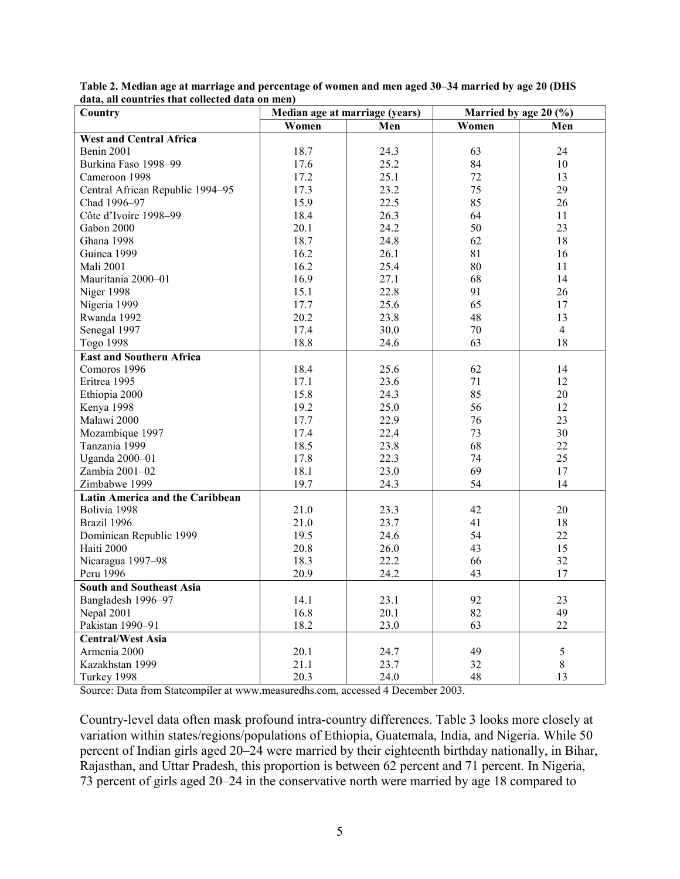**Table 2. Median age at marriage and percentage of women and men aged 30–34 married by age 20 (DHS data, all countries that collected data on men)**

| Country | Median age at marriage (years) | | Married by age 20 (%) | |
|---|---|---|---|---|
| | Women | Men | Women | Men |
| **West and Central Africa** | | | | |
| Benin 2001 | 18.7 | 24.3 | 63 | 24 |
| Burkina Faso 1998–99 | 17.6 | 25.2 | 84 | 10 |
| Cameroon 1998 | 17.2 | 25.1 | 72 | 13 |
| Central African Republic 1994–95 | 17.3 | 23.2 | 75 | 29 |
| Chad 1996–97 | 15.9 | 22.5 | 85 | 26 |
| Côte d'Ivoire 1998–99 | 18.4 | 26.3 | 64 | 11 |
| Gabon 2000 | 20.1 | 24.2 | 50 | 23 |
| Ghana 1998 | 18.7 | 24.8 | 62 | 18 |
| Guinea 1999 | 16.2 | 26.1 | 81 | 16 |
| Mali 2001 | 16.2 | 25.4 | 80 | 11 |
| Mauritania 2000–01 | 16.9 | 27.1 | 68 | 14 |
| Niger 1998 | 15.1 | 22.8 | 91 | 26 |
| Nigeria 1999 | 17.7 | 25.6 | 65 | 17 |
| Rwanda 1992 | 20.2 | 23.8 | 48 | 13 |
| Senegal 1997 | 17.4 | 30.0 | 70 | 4 |
| Togo 1998 | 18.8 | 24.6 | 63 | 18 |
| **East and Southern Africa** | | | | |
| Comoros 1996 | 18.4 | 25.6 | 62 | 14 |
| Eritrea 1995 | 17.1 | 23.6 | 71 | 12 |
| Ethiopia 2000 | 15.8 | 24.3 | 85 | 20 |
| Kenya 1998 | 19.2 | 25.0 | 56 | 12 |
| Malawi 2000 | 17.7 | 22.9 | 76 | 23 |
| Mozambique 1997 | 17.4 | 22.4 | 73 | 30 |
| Tanzania 1999 | 18.5 | 23.8 | 68 | 22 |
| Uganda 2000–01 | 17.8 | 22.3 | 74 | 25 |
| Zambia 2001–02 | 18.1 | 23.0 | 69 | 17 |
| Zimbabwe 1999 | 19.7 | 24.3 | 54 | 14 |
| **Latin America and the Caribbean** | | | | |
| Bolivia 1998 | 21.0 | 23.3 | 42 | 20 |
| Brazil 1996 | 21.0 | 23.7 | 41 | 18 |
| Dominican Republic 1999 | 19.5 | 24.6 | 54 | 22 |
| Haiti 2000 | 20.8 | 26.0 | 43 | 15 |
| Nicaragua 1997–98 | 18.3 | 22.2 | 66 | 32 |
| Peru 1996 | 20.9 | 24.2 | 43 | 17 |
| **South and Southeast Asia** | | | | |
| Bangladesh 1996–97 | 14.1 | 23.1 | 92 | 23 |
| Nepal 2001 | 16.8 | 20.1 | 82 | 49 |
| Pakistan 1990–91 | 18.2 | 23.0 | 63 | 22 |
| **Central/West Asia** | | | | |
| Armenia 2000 | 20.1 | 24.7 | 49 | 5 |
| Kazakhstan 1999 | 21.1 | 23.7 | 32 | 8 |
| Turkey 1998 | 20.3 | 24.0 | 48 | 13 |

Source: Data from Statcompiler at www.measuredhs.com, accessed 4 December 2003.

Country-level data often mask profound intra-country differences. Table 3 looks more closely at variation within states/regions/populations of Ethiopia, Guatemala, India, and Nigeria. While 50 percent of Indian girls aged 20–24 were married by their eighteenth birthday nationally, in Bihar, Rajasthan, and Uttar Pradesh, this proportion is between 62 percent and 71 percent. In Nigeria, 73 percent of girls aged 20–24 in the conservative north were married by age 18 compared to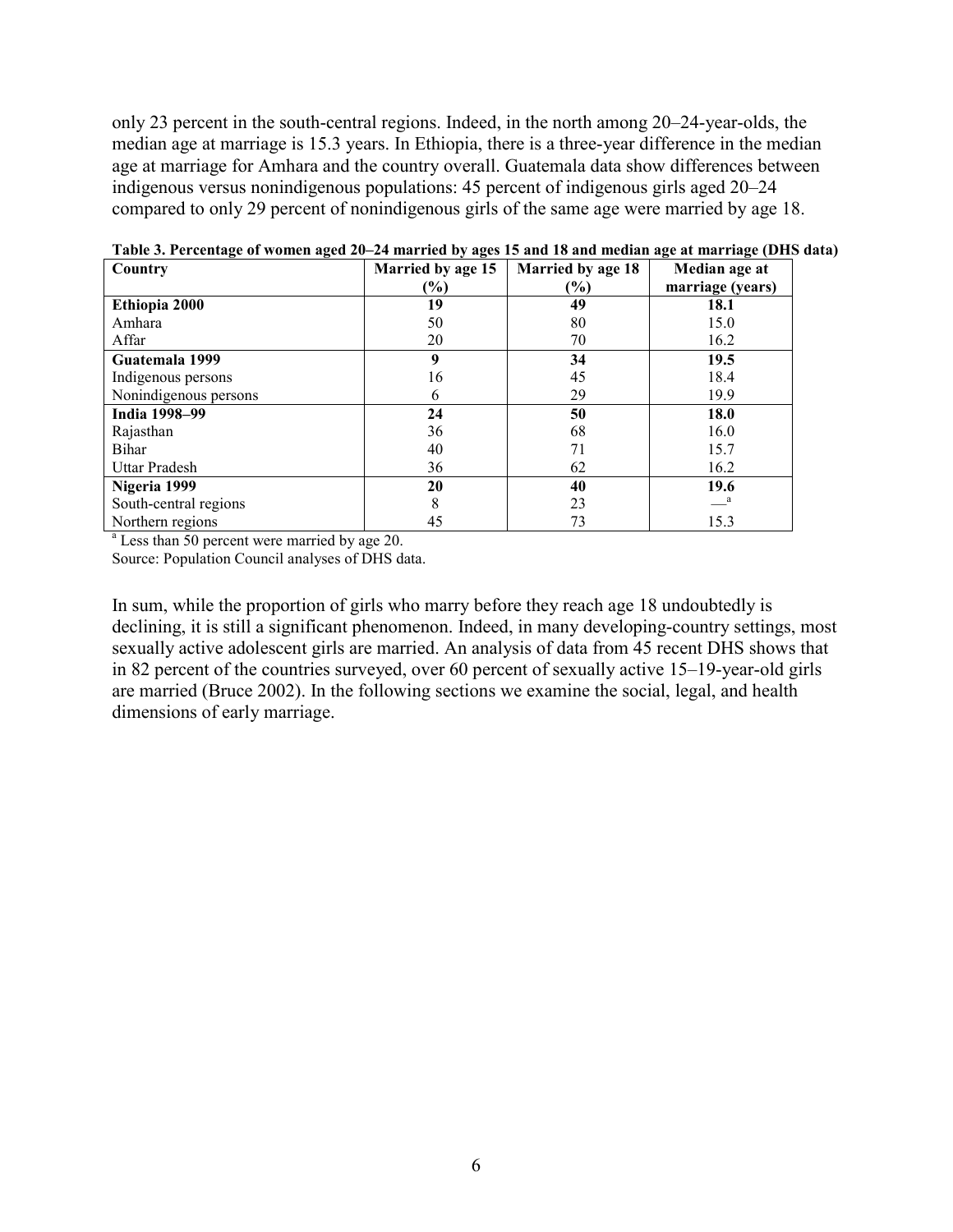only 23 percent in the south-central regions. Indeed, in the north among 20–24-year-olds, the median age at marriage is 15.3 years. In Ethiopia, there is a three-year difference in the median age at marriage for Amhara and the country overall. Guatemala data show differences between indigenous versus nonindigenous populations: 45 percent of indigenous girls aged 20–24 compared to only 29 percent of nonindigenous girls of the same age were married by age 18.

**Table 3. Percentage of women aged 20–24 married by ages 15 and 18 and median age at marriage (DHS data)**

| Country | Married by age 15 (%) | Married by age 18 (%) | Median age at marriage (years) |
|---|---|---|---|
| **Ethiopia 2000** | **19** | **49** | **18.1** |
| Amhara | 50 | 80 | 15.0 |
| Affar | 20 | 70 | 16.2 |
| **Guatemala 1999** | **9** | **34** | **19.5** |
| Indigenous persons | 16 | 45 | 18.4 |
| Nonindigenous persons | 6 | 29 | 19.9 |
| **India 1998–99** | **24** | **50** | **18.0** |
| Rajasthan | 36 | 68 | 16.0 |
| Bihar | 40 | 71 | 15.7 |
| Uttar Pradesh | 36 | 62 | 16.2 |
| **Nigeria 1999** | **20** | **40** | **19.6** |
| South-central regions | 8 | 23 | —[a] |
| Northern regions | 45 | 73 | 15.3 |

[a] Less than 50 percent were married by age 20.

Source: Population Council analyses of DHS data.

In sum, while the proportion of girls who marry before they reach age 18 undoubtedly is declining, it is still a significant phenomenon. Indeed, in many developing-country settings, most sexually active adolescent girls are married. An analysis of data from 45 recent DHS shows that in 82 percent of the countries surveyed, over 60 percent of sexually active 15–19-year-old girls are married (Bruce 2002). In the following sections we examine the social, legal, and health dimensions of early marriage.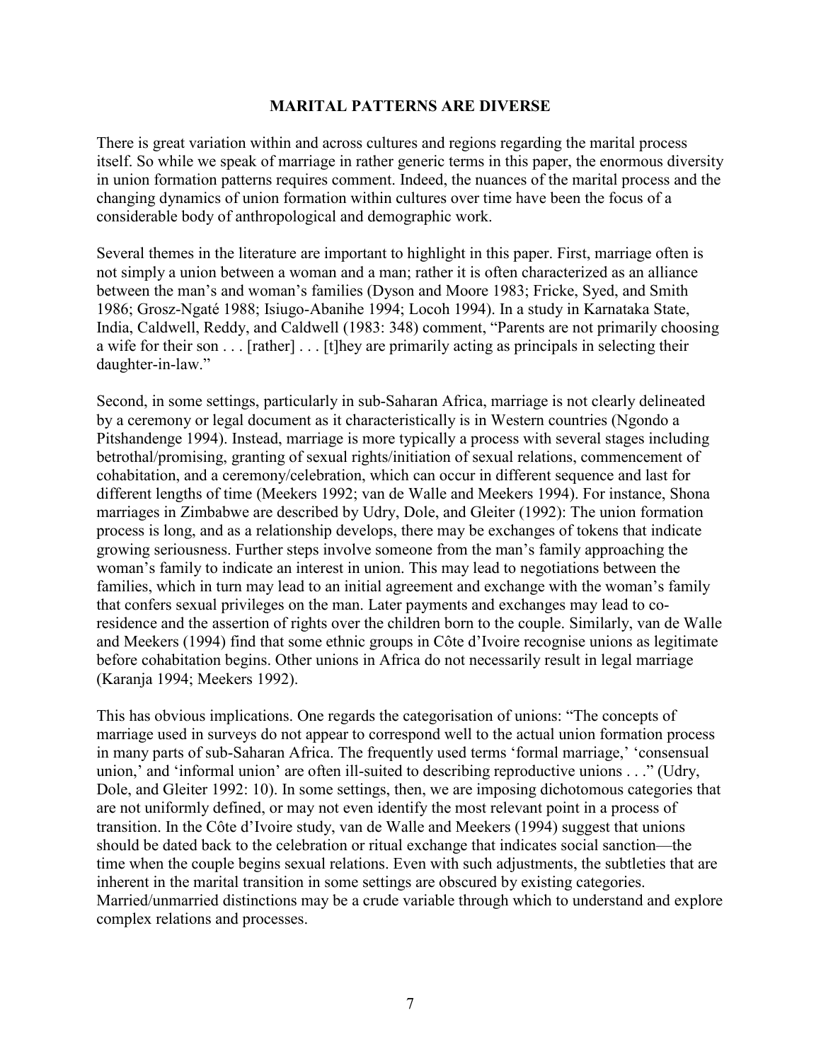## MARITAL PATTERNS ARE DIVERSE

There is great variation within and across cultures and regions regarding the marital process itself. So while we speak of marriage in rather generic terms in this paper, the enormous diversity in union formation patterns requires comment. Indeed, the nuances of the marital process and the changing dynamics of union formation within cultures over time have been the focus of a considerable body of anthropological and demographic work.

Several themes in the literature are important to highlight in this paper. First, marriage often is not simply a union between a woman and a man; rather it is often characterized as an alliance between the man's and woman's families (Dyson and Moore 1983; Fricke, Syed, and Smith 1986; Grosz-Ngaté 1988; Isiugo-Abanihe 1994; Locoh 1994). In a study in Karnataka State, India, Caldwell, Reddy, and Caldwell (1983: 348) comment, "Parents are not primarily choosing a wife for their son . . . [rather] . . . [t]hey are primarily acting as principals in selecting their daughter-in-law."

Second, in some settings, particularly in sub-Saharan Africa, marriage is not clearly delineated by a ceremony or legal document as it characteristically is in Western countries (Ngondo a Pitshandenge 1994). Instead, marriage is more typically a process with several stages including betrothal/promising, granting of sexual rights/initiation of sexual relations, commencement of cohabitation, and a ceremony/celebration, which can occur in different sequence and last for different lengths of time (Meekers 1992; van de Walle and Meekers 1994). For instance, Shona marriages in Zimbabwe are described by Udry, Dole, and Gleiter (1992): The union formation process is long, and as a relationship develops, there may be exchanges of tokens that indicate growing seriousness. Further steps involve someone from the man's family approaching the woman's family to indicate an interest in union. This may lead to negotiations between the families, which in turn may lead to an initial agreement and exchange with the woman's family that confers sexual privileges on the man. Later payments and exchanges may lead to co-residence and the assertion of rights over the children born to the couple. Similarly, van de Walle and Meekers (1994) find that some ethnic groups in Côte d'Ivoire recognise unions as legitimate before cohabitation begins. Other unions in Africa do not necessarily result in legal marriage (Karanja 1994; Meekers 1992).

This has obvious implications. One regards the categorisation of unions: "The concepts of marriage used in surveys do not appear to correspond well to the actual union formation process in many parts of sub-Saharan Africa. The frequently used terms 'formal marriage,' 'consensual union,' and 'informal union' are often ill-suited to describing reproductive unions . . ." (Udry, Dole, and Gleiter 1992: 10). In some settings, then, we are imposing dichotomous categories that are not uniformly defined, or may not even identify the most relevant point in a process of transition. In the Côte d'Ivoire study, van de Walle and Meekers (1994) suggest that unions should be dated back to the celebration or ritual exchange that indicates social sanction—the time when the couple begins sexual relations. Even with such adjustments, the subtleties that are inherent in the marital transition in some settings are obscured by existing categories. Married/unmarried distinctions may be a crude variable through which to understand and explore complex relations and processes.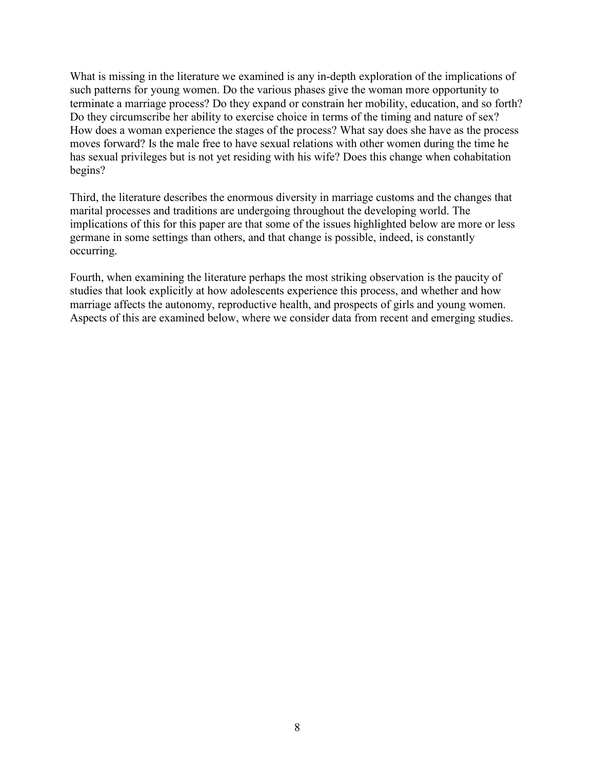What is missing in the literature we examined is any in-depth exploration of the implications of such patterns for young women. Do the various phases give the woman more opportunity to terminate a marriage process? Do they expand or constrain her mobility, education, and so forth? Do they circumscribe her ability to exercise choice in terms of the timing and nature of sex? How does a woman experience the stages of the process? What say does she have as the process moves forward? Is the male free to have sexual relations with other women during the time he has sexual privileges but is not yet residing with his wife? Does this change when cohabitation begins?

Third, the literature describes the enormous diversity in marriage customs and the changes that marital processes and traditions are undergoing throughout the developing world. The implications of this for this paper are that some of the issues highlighted below are more or less germane in some settings than others, and that change is possible, indeed, is constantly occurring.

Fourth, when examining the literature perhaps the most striking observation is the paucity of studies that look explicitly at how adolescents experience this process, and whether and how marriage affects the autonomy, reproductive health, and prospects of girls and young women. Aspects of this are examined below, where we consider data from recent and emerging studies.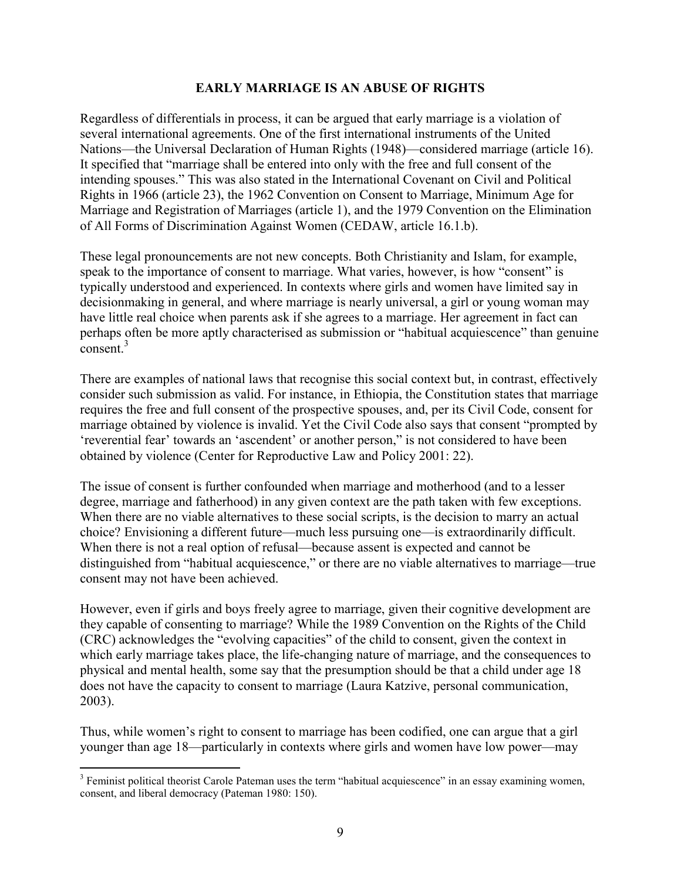## EARLY MARRIAGE IS AN ABUSE OF RIGHTS

Regardless of differentials in process, it can be argued that early marriage is a violation of several international agreements. One of the first international instruments of the United Nations—the Universal Declaration of Human Rights (1948)—considered marriage (article 16). It specified that "marriage shall be entered into only with the free and full consent of the intending spouses." This was also stated in the International Covenant on Civil and Political Rights in 1966 (article 23), the 1962 Convention on Consent to Marriage, Minimum Age for Marriage and Registration of Marriages (article 1), and the 1979 Convention on the Elimination of All Forms of Discrimination Against Women (CEDAW, article 16.1.b).

These legal pronouncements are not new concepts. Both Christianity and Islam, for example, speak to the importance of consent to marriage. What varies, however, is how "consent" is typically understood and experienced. In contexts where girls and women have limited say in decisionmaking in general, and where marriage is nearly universal, a girl or young woman may have little real choice when parents ask if she agrees to a marriage. Her agreement in fact can perhaps often be more aptly characterised as submission or "habitual acquiescence" than genuine consent.[3]

There are examples of national laws that recognise this social context but, in contrast, effectively consider such submission as valid. For instance, in Ethiopia, the Constitution states that marriage requires the free and full consent of the prospective spouses, and, per its Civil Code, consent for marriage obtained by violence is invalid. Yet the Civil Code also says that consent "prompted by 'reverential fear' towards an 'ascendent' or another person," is not considered to have been obtained by violence (Center for Reproductive Law and Policy 2001: 22).

The issue of consent is further confounded when marriage and motherhood (and to a lesser degree, marriage and fatherhood) in any given context are the path taken with few exceptions. When there are no viable alternatives to these social scripts, is the decision to marry an actual choice? Envisioning a different future—much less pursuing one—is extraordinarily difficult. When there is not a real option of refusal—because assent is expected and cannot be distinguished from "habitual acquiescence," or there are no viable alternatives to marriage—true consent may not have been achieved.

However, even if girls and boys freely agree to marriage, given their cognitive development are they capable of consenting to marriage? While the 1989 Convention on the Rights of the Child (CRC) acknowledges the "evolving capacities" of the child to consent, given the context in which early marriage takes place, the life-changing nature of marriage, and the consequences to physical and mental health, some say that the presumption should be that a child under age 18 does not have the capacity to consent to marriage (Laura Katzive, personal communication, 2003).

Thus, while women's right to consent to marriage has been codified, one can argue that a girl younger than age 18—particularly in contexts where girls and women have low power—may

---

[3] Feminist political theorist Carole Pateman uses the term "habitual acquiescence" in an essay examining women, consent, and liberal democracy (Pateman 1980: 150).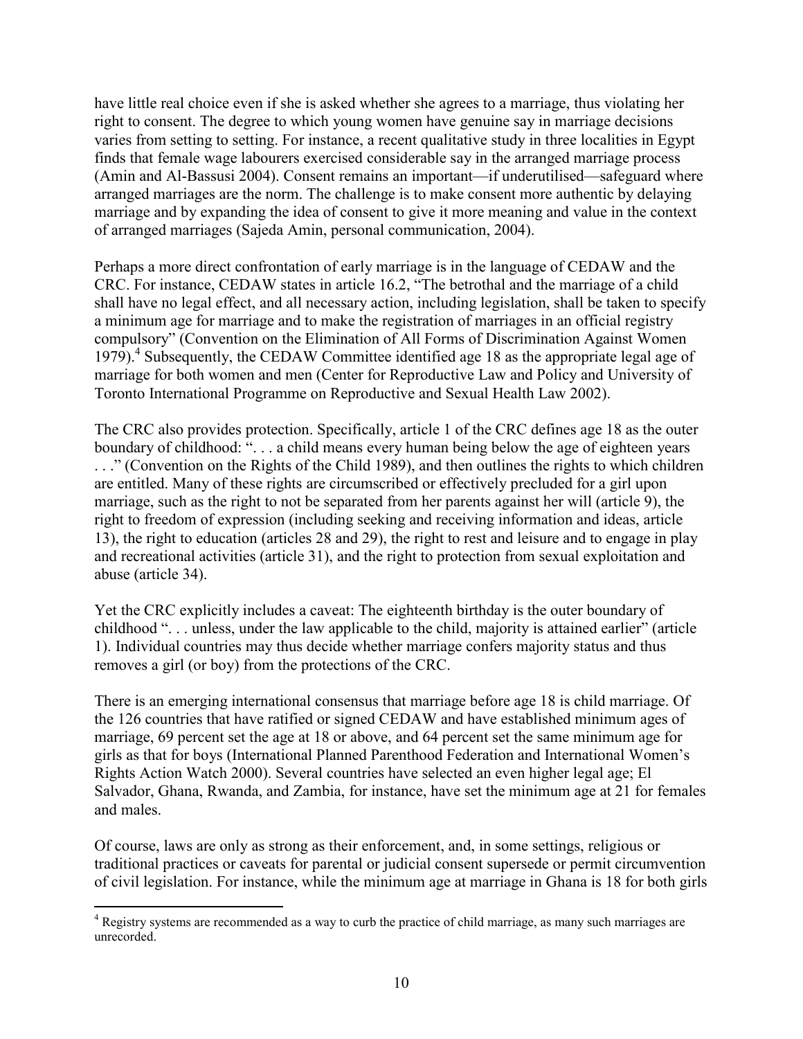have little real choice even if she is asked whether she agrees to a marriage, thus violating her right to consent. The degree to which young women have genuine say in marriage decisions varies from setting to setting. For instance, a recent qualitative study in three localities in Egypt finds that female wage labourers exercised considerable say in the arranged marriage process (Amin and Al-Bassusi 2004). Consent remains an important—if underutilised—safeguard where arranged marriages are the norm. The challenge is to make consent more authentic by delaying marriage and by expanding the idea of consent to give it more meaning and value in the context of arranged marriages (Sajeda Amin, personal communication, 2004).

Perhaps a more direct confrontation of early marriage is in the language of CEDAW and the CRC. For instance, CEDAW states in article 16.2, "The betrothal and the marriage of a child shall have no legal effect, and all necessary action, including legislation, shall be taken to specify a minimum age for marriage and to make the registration of marriages in an official registry compulsory" (Convention on the Elimination of All Forms of Discrimination Against Women 1979).[4] Subsequently, the CEDAW Committee identified age 18 as the appropriate legal age of marriage for both women and men (Center for Reproductive Law and Policy and University of Toronto International Programme on Reproductive and Sexual Health Law 2002).

The CRC also provides protection. Specifically, article 1 of the CRC defines age 18 as the outer boundary of childhood: ". . . a child means every human being below the age of eighteen years . . ." (Convention on the Rights of the Child 1989), and then outlines the rights to which children are entitled. Many of these rights are circumscribed or effectively precluded for a girl upon marriage, such as the right to not be separated from her parents against her will (article 9), the right to freedom of expression (including seeking and receiving information and ideas, article 13), the right to education (articles 28 and 29), the right to rest and leisure and to engage in play and recreational activities (article 31), and the right to protection from sexual exploitation and abuse (article 34).

Yet the CRC explicitly includes a caveat: The eighteenth birthday is the outer boundary of childhood ". . . unless, under the law applicable to the child, majority is attained earlier" (article 1). Individual countries may thus decide whether marriage confers majority status and thus removes a girl (or boy) from the protections of the CRC.

There is an emerging international consensus that marriage before age 18 is child marriage. Of the 126 countries that have ratified or signed CEDAW and have established minimum ages of marriage, 69 percent set the age at 18 or above, and 64 percent set the same minimum age for girls as that for boys (International Planned Parenthood Federation and International Women's Rights Action Watch 2000). Several countries have selected an even higher legal age; El Salvador, Ghana, Rwanda, and Zambia, for instance, have set the minimum age at 21 for females and males.

Of course, laws are only as strong as their enforcement, and, in some settings, religious or traditional practices or caveats for parental or judicial consent supersede or permit circumvention of civil legislation. For instance, while the minimum age at marriage in Ghana is 18 for both girls

[4] Registry systems are recommended as a way to curb the practice of child marriage, as many such marriages are unrecorded.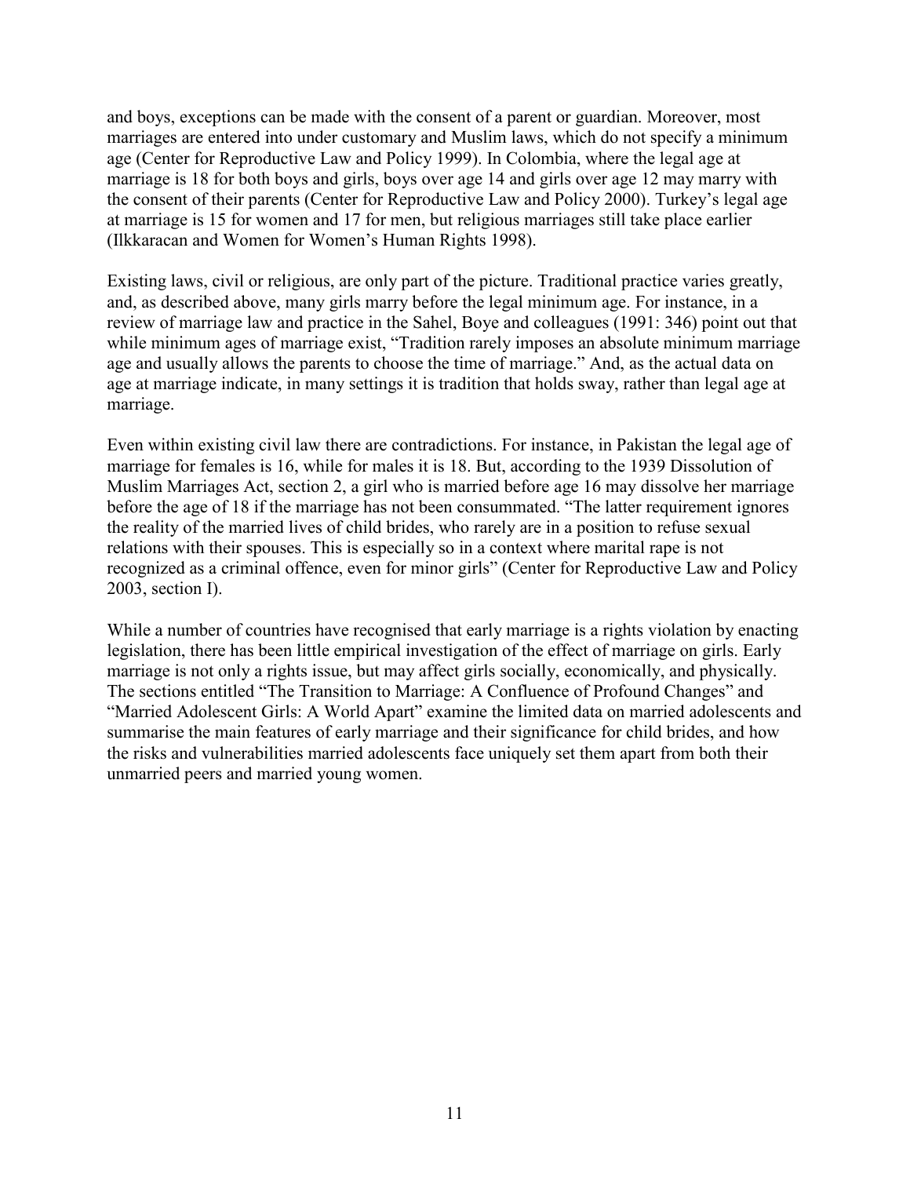and boys, exceptions can be made with the consent of a parent or guardian. Moreover, most marriages are entered into under customary and Muslim laws, which do not specify a minimum age (Center for Reproductive Law and Policy 1999). In Colombia, where the legal age at marriage is 18 for both boys and girls, boys over age 14 and girls over age 12 may marry with the consent of their parents (Center for Reproductive Law and Policy 2000). Turkey's legal age at marriage is 15 for women and 17 for men, but religious marriages still take place earlier (Ilkkaracan and Women for Women's Human Rights 1998).

Existing laws, civil or religious, are only part of the picture. Traditional practice varies greatly, and, as described above, many girls marry before the legal minimum age. For instance, in a review of marriage law and practice in the Sahel, Boye and colleagues (1991: 346) point out that while minimum ages of marriage exist, "Tradition rarely imposes an absolute minimum marriage age and usually allows the parents to choose the time of marriage." And, as the actual data on age at marriage indicate, in many settings it is tradition that holds sway, rather than legal age at marriage.

Even within existing civil law there are contradictions. For instance, in Pakistan the legal age of marriage for females is 16, while for males it is 18. But, according to the 1939 Dissolution of Muslim Marriages Act, section 2, a girl who is married before age 16 may dissolve her marriage before the age of 18 if the marriage has not been consummated. "The latter requirement ignores the reality of the married lives of child brides, who rarely are in a position to refuse sexual relations with their spouses. This is especially so in a context where marital rape is not recognized as a criminal offence, even for minor girls" (Center for Reproductive Law and Policy 2003, section I).

While a number of countries have recognised that early marriage is a rights violation by enacting legislation, there has been little empirical investigation of the effect of marriage on girls. Early marriage is not only a rights issue, but may affect girls socially, economically, and physically. The sections entitled "The Transition to Marriage: A Confluence of Profound Changes" and "Married Adolescent Girls: A World Apart" examine the limited data on married adolescents and summarise the main features of early marriage and their significance for child brides, and how the risks and vulnerabilities married adolescents face uniquely set them apart from both their unmarried peers and married young women.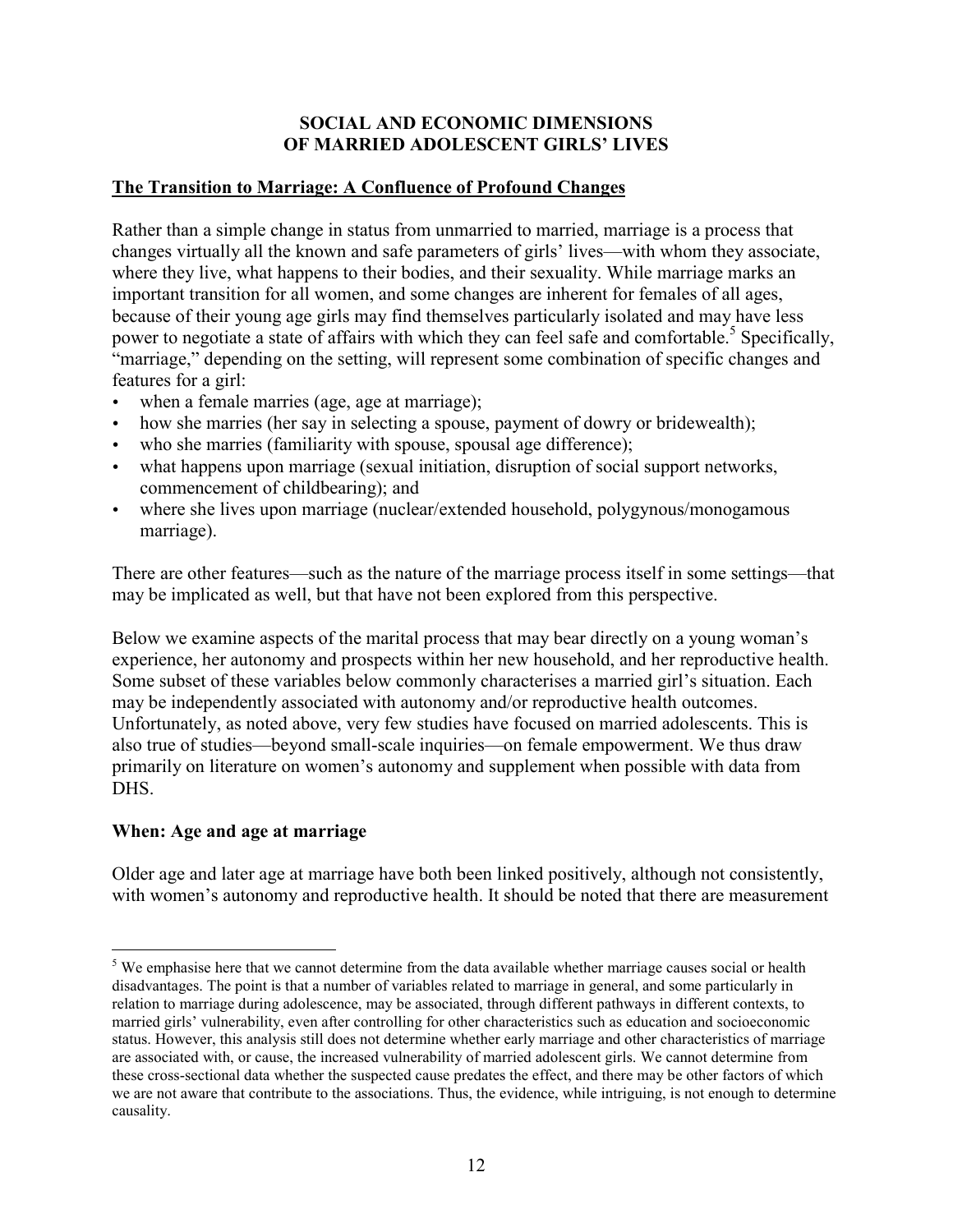## SOCIAL AND ECONOMIC DIMENSIONS OF MARRIED ADOLESCENT GIRLS' LIVES

### The Transition to Marriage: A Confluence of Profound Changes

Rather than a simple change in status from unmarried to married, marriage is a process that changes virtually all the known and safe parameters of girls' lives—with whom they associate, where they live, what happens to their bodies, and their sexuality. While marriage marks an important transition for all women, and some changes are inherent for females of all ages, because of their young age girls may find themselves particularly isolated and may have less power to negotiate a state of affairs with which they can feel safe and comfortable.[5] Specifically, "marriage," depending on the setting, will represent some combination of specific changes and features for a girl:

- when a female marries (age, age at marriage);
- how she marries (her say in selecting a spouse, payment of dowry or bridewealth);
- who she marries (familiarity with spouse, spousal age difference);
- what happens upon marriage (sexual initiation, disruption of social support networks, commencement of childbearing); and
- where she lives upon marriage (nuclear/extended household, polygynous/monogamous marriage).

There are other features—such as the nature of the marriage process itself in some settings—that may be implicated as well, but that have not been explored from this perspective.

Below we examine aspects of the marital process that may bear directly on a young woman's experience, her autonomy and prospects within her new household, and her reproductive health. Some subset of these variables below commonly characterises a married girl's situation. Each may be independently associated with autonomy and/or reproductive health outcomes. Unfortunately, as noted above, very few studies have focused on married adolescents. This is also true of studies—beyond small-scale inquiries—on female empowerment. We thus draw primarily on literature on women's autonomy and supplement when possible with data from DHS.

### When: Age and age at marriage

Older age and later age at marriage have both been linked positively, although not consistently, with women's autonomy and reproductive health. It should be noted that there are measurement

[5] We emphasise here that we cannot determine from the data available whether marriage causes social or health disadvantages. The point is that a number of variables related to marriage in general, and some particularly in relation to marriage during adolescence, may be associated, through different pathways in different contexts, to married girls' vulnerability, even after controlling for other characteristics such as education and socioeconomic status. However, this analysis still does not determine whether early marriage and other characteristics of marriage are associated with, or cause, the increased vulnerability of married adolescent girls. We cannot determine from these cross-sectional data whether the suspected cause predates the effect, and there may be other factors of which we are not aware that contribute to the associations. Thus, the evidence, while intriguing, is not enough to determine causality.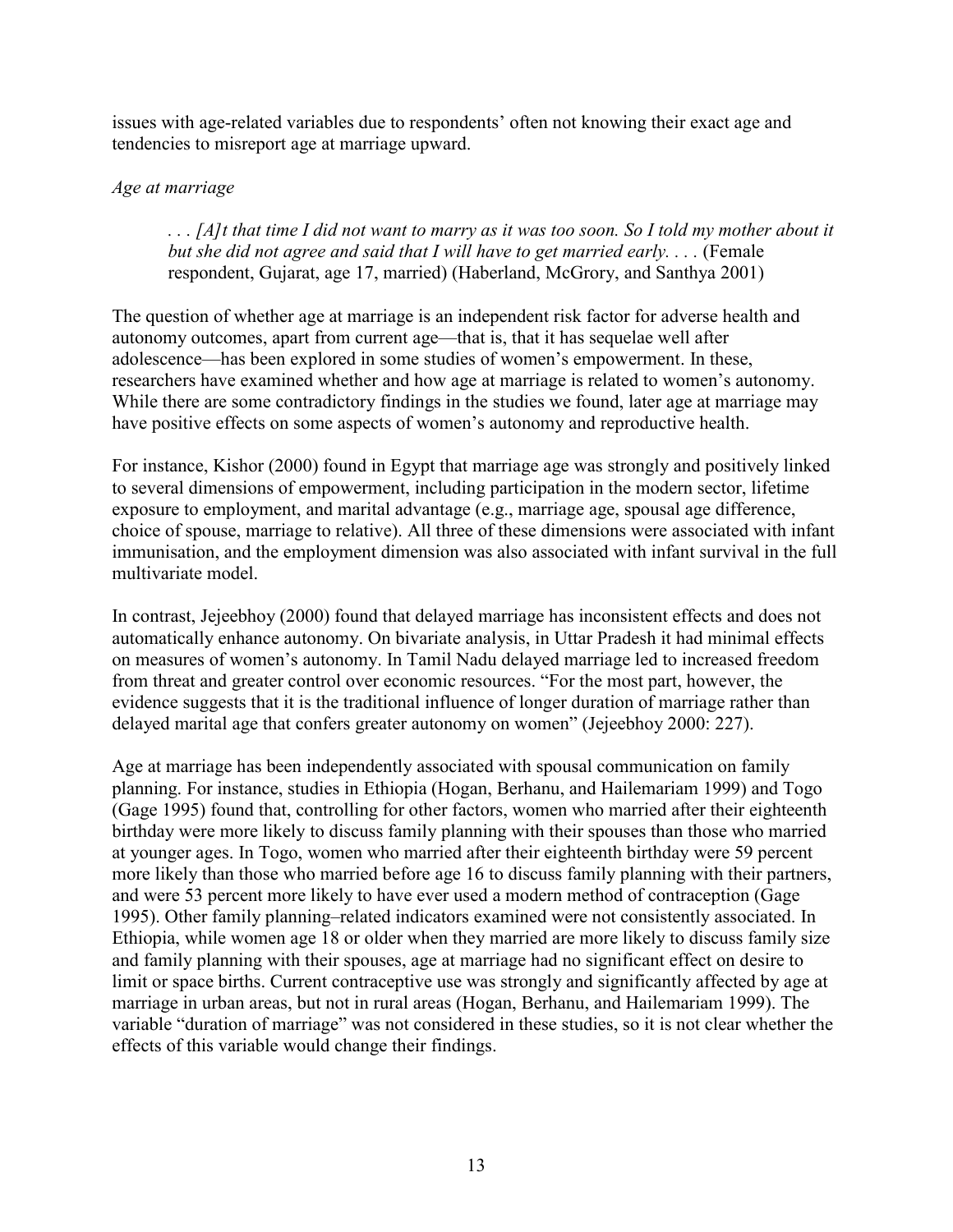issues with age-related variables due to respondents' often not knowing their exact age and tendencies to misreport age at marriage upward.

*Age at marriage*

> *. . . [A]t that time I did not want to marry as it was too soon. So I told my mother about it but she did not agree and said that I will have to get married early. . . .* (Female respondent, Gujarat, age 17, married) (Haberland, McGrory, and Santhya 2001)

The question of whether age at marriage is an independent risk factor for adverse health and autonomy outcomes, apart from current age—that is, that it has sequelae well after adolescence—has been explored in some studies of women's empowerment. In these, researchers have examined whether and how age at marriage is related to women's autonomy. While there are some contradictory findings in the studies we found, later age at marriage may have positive effects on some aspects of women's autonomy and reproductive health.

For instance, Kishor (2000) found in Egypt that marriage age was strongly and positively linked to several dimensions of empowerment, including participation in the modern sector, lifetime exposure to employment, and marital advantage (e.g., marriage age, spousal age difference, choice of spouse, marriage to relative). All three of these dimensions were associated with infant immunisation, and the employment dimension was also associated with infant survival in the full multivariate model.

In contrast, Jejeebhoy (2000) found that delayed marriage has inconsistent effects and does not automatically enhance autonomy. On bivariate analysis, in Uttar Pradesh it had minimal effects on measures of women's autonomy. In Tamil Nadu delayed marriage led to increased freedom from threat and greater control over economic resources. "For the most part, however, the evidence suggests that it is the traditional influence of longer duration of marriage rather than delayed marital age that confers greater autonomy on women" (Jejeebhoy 2000: 227).

Age at marriage has been independently associated with spousal communication on family planning. For instance, studies in Ethiopia (Hogan, Berhanu, and Hailemariam 1999) and Togo (Gage 1995) found that, controlling for other factors, women who married after their eighteenth birthday were more likely to discuss family planning with their spouses than those who married at younger ages. In Togo, women who married after their eighteenth birthday were 59 percent more likely than those who married before age 16 to discuss family planning with their partners, and were 53 percent more likely to have ever used a modern method of contraception (Gage 1995). Other family planning–related indicators examined were not consistently associated. In Ethiopia, while women age 18 or older when they married are more likely to discuss family size and family planning with their spouses, age at marriage had no significant effect on desire to limit or space births. Current contraceptive use was strongly and significantly affected by age at marriage in urban areas, but not in rural areas (Hogan, Berhanu, and Hailemariam 1999). The variable "duration of marriage" was not considered in these studies, so it is not clear whether the effects of this variable would change their findings.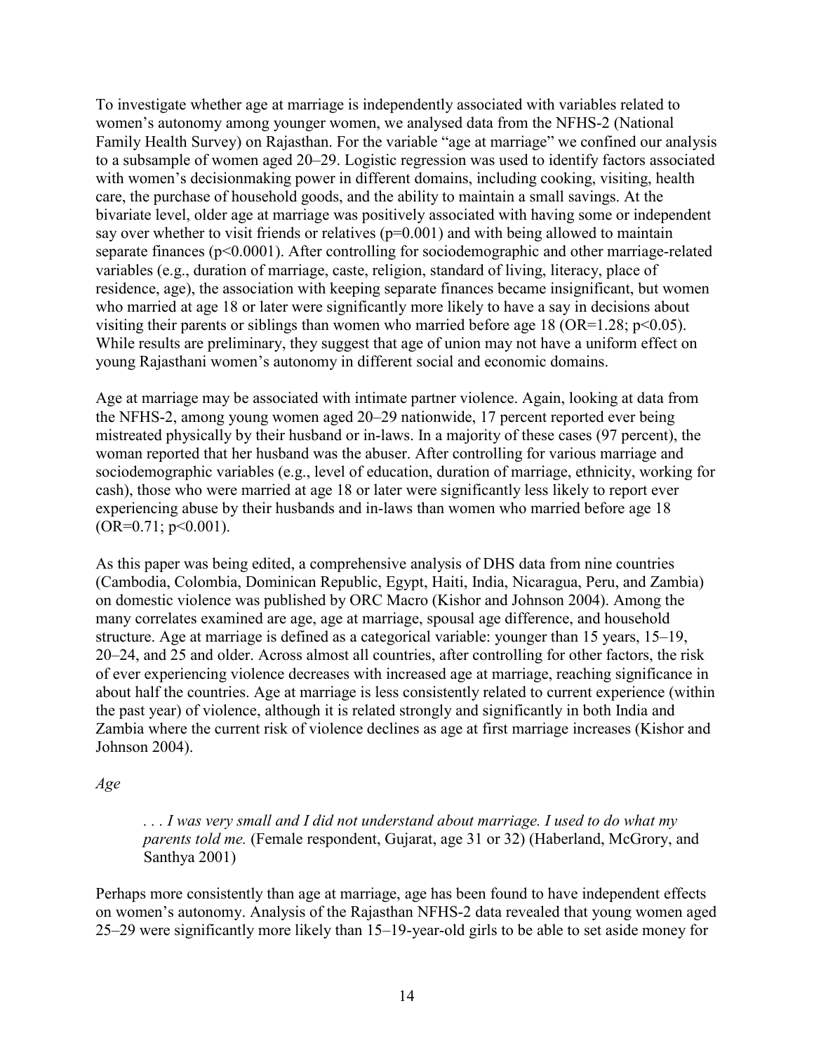To investigate whether age at marriage is independently associated with variables related to women's autonomy among younger women, we analysed data from the NFHS-2 (National Family Health Survey) on Rajasthan. For the variable "age at marriage" we confined our analysis to a subsample of women aged 20–29. Logistic regression was used to identify factors associated with women's decisionmaking power in different domains, including cooking, visiting, health care, the purchase of household goods, and the ability to maintain a small savings. At the bivariate level, older age at marriage was positively associated with having some or independent say over whether to visit friends or relatives ($p=0.001$) and with being allowed to maintain separate finances ($p<0.0001$). After controlling for sociodemographic and other marriage-related variables (e.g., duration of marriage, caste, religion, standard of living, literacy, place of residence, age), the association with keeping separate finances became insignificant, but women who married at age 18 or later were significantly more likely to have a say in decisions about visiting their parents or siblings than women who married before age 18 ($OR=1.28$; $p<0.05$). While results are preliminary, they suggest that age of union may not have a uniform effect on young Rajasthani women's autonomy in different social and economic domains.

Age at marriage may be associated with intimate partner violence. Again, looking at data from the NFHS-2, among young women aged 20–29 nationwide, 17 percent reported ever being mistreated physically by their husband or in-laws. In a majority of these cases (97 percent), the woman reported that her husband was the abuser. After controlling for various marriage and sociodemographic variables (e.g., level of education, duration of marriage, ethnicity, working for cash), those who were married at age 18 or later were significantly less likely to report ever experiencing abuse by their husbands and in-laws than women who married before age 18 ($OR=0.71$; $p<0.001$).

As this paper was being edited, a comprehensive analysis of DHS data from nine countries (Cambodia, Colombia, Dominican Republic, Egypt, Haiti, India, Nicaragua, Peru, and Zambia) on domestic violence was published by ORC Macro (Kishor and Johnson 2004). Among the many correlates examined are age, age at marriage, spousal age difference, and household structure. Age at marriage is defined as a categorical variable: younger than 15 years, 15–19, 20–24, and 25 and older. Across almost all countries, after controlling for other factors, the risk of ever experiencing violence decreases with increased age at marriage, reaching significance in about half the countries. Age at marriage is less consistently related to current experience (within the past year) of violence, although it is related strongly and significantly in both India and Zambia where the current risk of violence declines as age at first marriage increases (Kishor and Johnson 2004).

*Age*

> *. . . I was very small and I did not understand about marriage. I used to do what my parents told me.* (Female respondent, Gujarat, age 31 or 32) (Haberland, McGrory, and Santhya 2001)

Perhaps more consistently than age at marriage, age has been found to have independent effects on women's autonomy. Analysis of the Rajasthan NFHS-2 data revealed that young women aged 25–29 were significantly more likely than 15–19-year-old girls to be able to set aside money for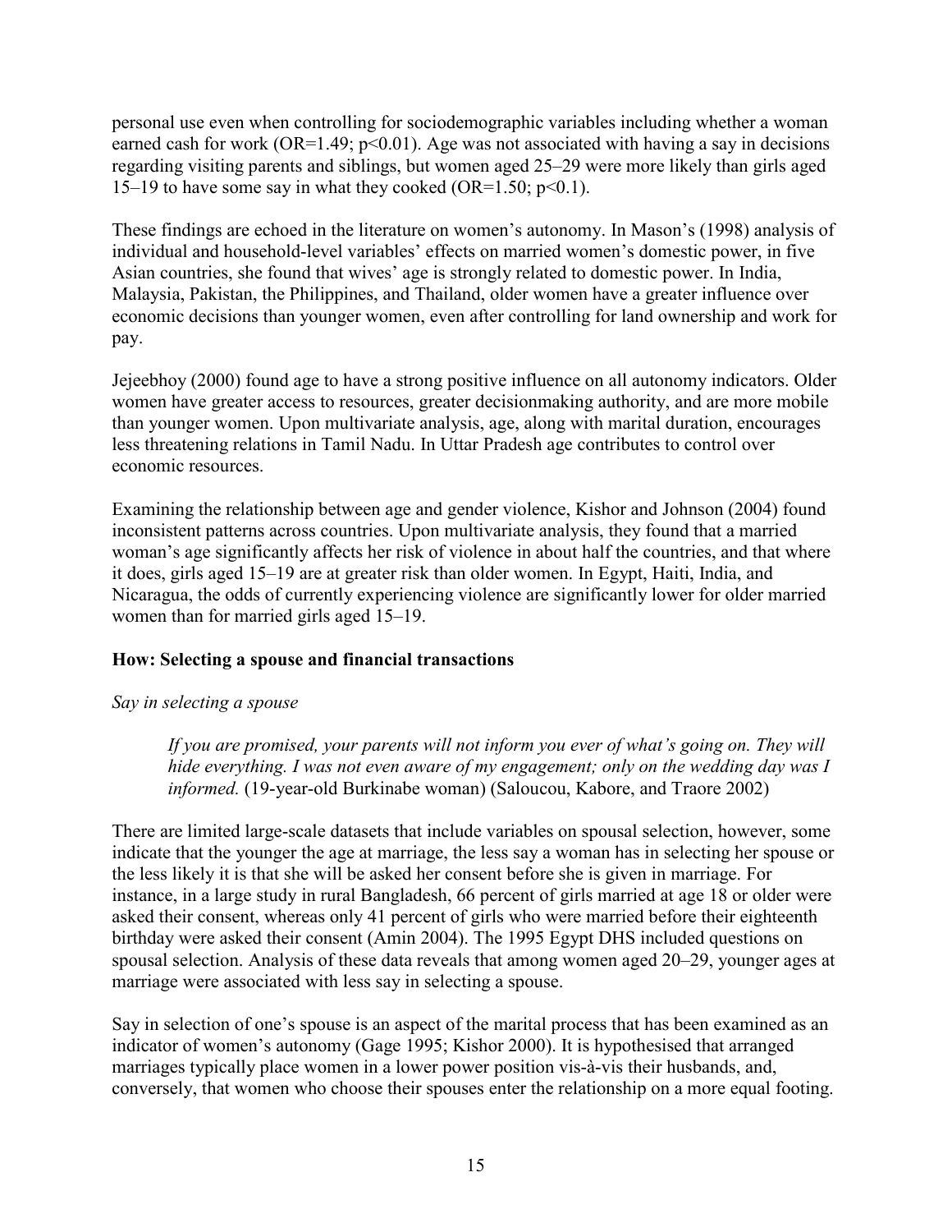personal use even when controlling for sociodemographic variables including whether a woman earned cash for work (OR=1.49; $p<0.01$). Age was not associated with having a say in decisions regarding visiting parents and siblings, but women aged 25–29 were more likely than girls aged 15–19 to have some say in what they cooked (OR=1.50; $p<0.1$).

These findings are echoed in the literature on women's autonomy. In Mason's (1998) analysis of individual and household-level variables' effects on married women's domestic power, in five Asian countries, she found that wives' age is strongly related to domestic power. In India, Malaysia, Pakistan, the Philippines, and Thailand, older women have a greater influence over economic decisions than younger women, even after controlling for land ownership and work for pay.

Jejeebhoy (2000) found age to have a strong positive influence on all autonomy indicators. Older women have greater access to resources, greater decisionmaking authority, and are more mobile than younger women. Upon multivariate analysis, age, along with marital duration, encourages less threatening relations in Tamil Nadu. In Uttar Pradesh age contributes to control over economic resources.

Examining the relationship between age and gender violence, Kishor and Johnson (2004) found inconsistent patterns across countries. Upon multivariate analysis, they found that a married woman's age significantly affects her risk of violence in about half the countries, and that where it does, girls aged 15–19 are at greater risk than older women. In Egypt, Haiti, India, and Nicaragua, the odds of currently experiencing violence are significantly lower for older married women than for married girls aged 15–19.

### How: Selecting a spouse and financial transactions

*Say in selecting a spouse*

> *If you are promised, your parents will not inform you ever of what's going on. They will hide everything. I was not even aware of my engagement; only on the wedding day was I informed.* (19-year-old Burkinabe woman) (Saloucou, Kabore, and Traore 2002)

There are limited large-scale datasets that include variables on spousal selection, however, some indicate that the younger the age at marriage, the less say a woman has in selecting her spouse or the less likely it is that she will be asked her consent before she is given in marriage. For instance, in a large study in rural Bangladesh, 66 percent of girls married at age 18 or older were asked their consent, whereas only 41 percent of girls who were married before their eighteenth birthday were asked their consent (Amin 2004). The 1995 Egypt DHS included questions on spousal selection. Analysis of these data reveals that among women aged 20–29, younger ages at marriage were associated with less say in selecting a spouse.

Say in selection of one's spouse is an aspect of the marital process that has been examined as an indicator of women's autonomy (Gage 1995; Kishor 2000). It is hypothesised that arranged marriages typically place women in a lower power position vis-à-vis their husbands, and, conversely, that women who choose their spouses enter the relationship on a more equal footing.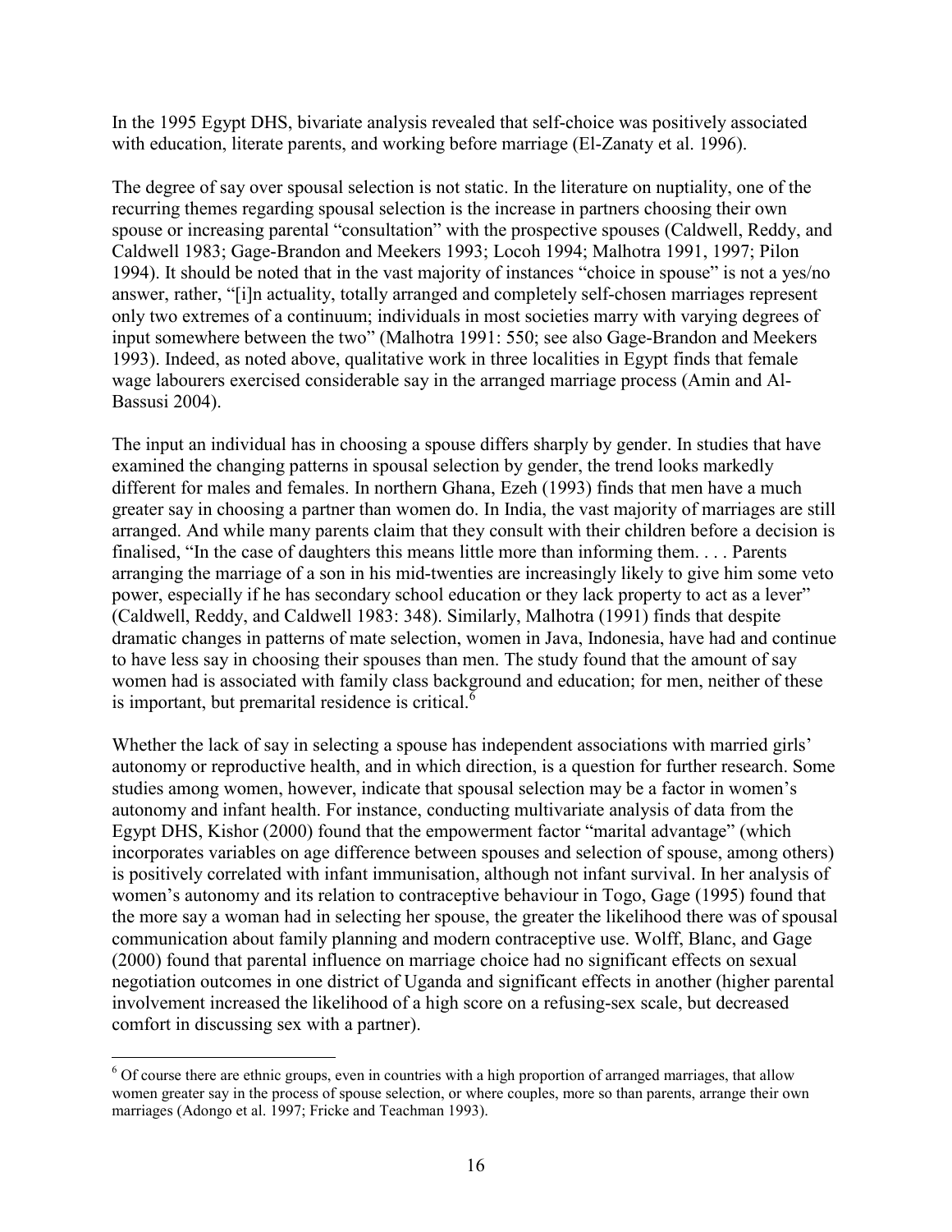In the 1995 Egypt DHS, bivariate analysis revealed that self-choice was positively associated with education, literate parents, and working before marriage (El-Zanaty et al. 1996).

The degree of say over spousal selection is not static. In the literature on nuptiality, one of the recurring themes regarding spousal selection is the increase in partners choosing their own spouse or increasing parental "consultation" with the prospective spouses (Caldwell, Reddy, and Caldwell 1983; Gage-Brandon and Meekers 1993; Locoh 1994; Malhotra 1991, 1997; Pilon 1994). It should be noted that in the vast majority of instances "choice in spouse" is not a yes/no answer, rather, "[i]n actuality, totally arranged and completely self-chosen marriages represent only two extremes of a continuum; individuals in most societies marry with varying degrees of input somewhere between the two" (Malhotra 1991: 550; see also Gage-Brandon and Meekers 1993). Indeed, as noted above, qualitative work in three localities in Egypt finds that female wage labourers exercised considerable say in the arranged marriage process (Amin and Al-Bassusi 2004).

The input an individual has in choosing a spouse differs sharply by gender. In studies that have examined the changing patterns in spousal selection by gender, the trend looks markedly different for males and females. In northern Ghana, Ezeh (1993) finds that men have a much greater say in choosing a partner than women do. In India, the vast majority of marriages are still arranged. And while many parents claim that they consult with their children before a decision is finalised, "In the case of daughters this means little more than informing them. . . . Parents arranging the marriage of a son in his mid-twenties are increasingly likely to give him some veto power, especially if he has secondary school education or they lack property to act as a lever" (Caldwell, Reddy, and Caldwell 1983: 348). Similarly, Malhotra (1991) finds that despite dramatic changes in patterns of mate selection, women in Java, Indonesia, have had and continue to have less say in choosing their spouses than men. The study found that the amount of say women had is associated with family class background and education; for men, neither of these is important, but premarital residence is critical.[6]

Whether the lack of say in selecting a spouse has independent associations with married girls' autonomy or reproductive health, and in which direction, is a question for further research. Some studies among women, however, indicate that spousal selection may be a factor in women's autonomy and infant health. For instance, conducting multivariate analysis of data from the Egypt DHS, Kishor (2000) found that the empowerment factor "marital advantage" (which incorporates variables on age difference between spouses and selection of spouse, among others) is positively correlated with infant immunisation, although not infant survival. In her analysis of women's autonomy and its relation to contraceptive behaviour in Togo, Gage (1995) found that the more say a woman had in selecting her spouse, the greater the likelihood there was of spousal communication about family planning and modern contraceptive use. Wolff, Blanc, and Gage (2000) found that parental influence on marriage choice had no significant effects on sexual negotiation outcomes in one district of Uganda and significant effects in another (higher parental involvement increased the likelihood of a high score on a refusing-sex scale, but decreased comfort in discussing sex with a partner).

[6] Of course there are ethnic groups, even in countries with a high proportion of arranged marriages, that allow women greater say in the process of spouse selection, or where couples, more so than parents, arrange their own marriages (Adongo et al. 1997; Fricke and Teachman 1993).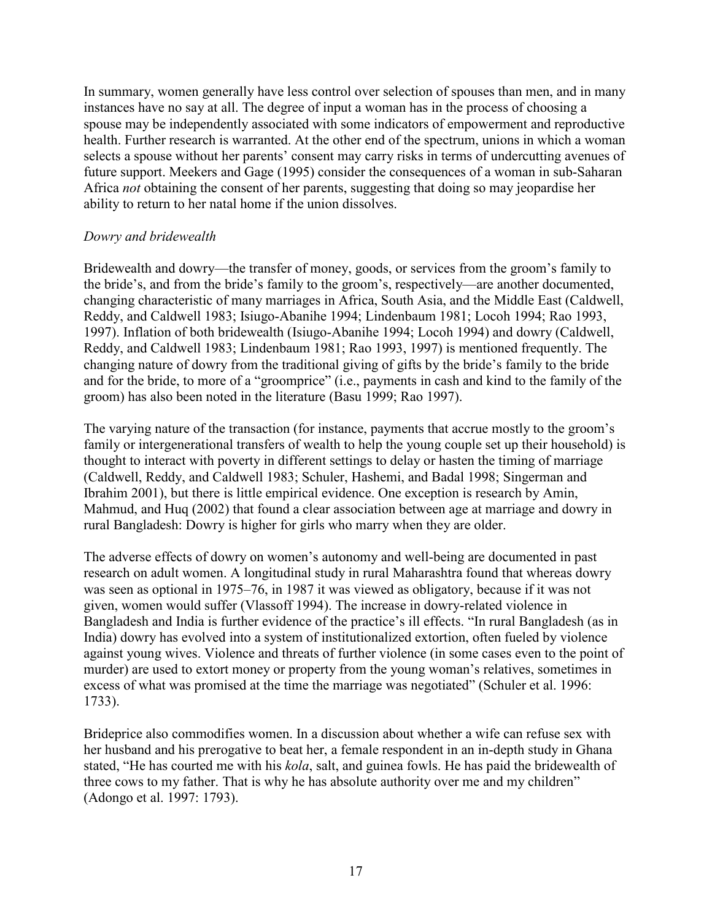In summary, women generally have less control over selection of spouses than men, and in many instances have no say at all. The degree of input a woman has in the process of choosing a spouse may be independently associated with some indicators of empowerment and reproductive health. Further research is warranted. At the other end of the spectrum, unions in which a woman selects a spouse without her parents' consent may carry risks in terms of undercutting avenues of future support. Meekers and Gage (1995) consider the consequences of a woman in sub-Saharan Africa *not* obtaining the consent of her parents, suggesting that doing so may jeopardise her ability to return to her natal home if the union dissolves.

### *Dowry and bridewealth*

Bridewealth and dowry—the transfer of money, goods, or services from the groom's family to the bride's, and from the bride's family to the groom's, respectively—are another documented, changing characteristic of many marriages in Africa, South Asia, and the Middle East (Caldwell, Reddy, and Caldwell 1983; Isiugo-Abanihe 1994; Lindenbaum 1981; Locoh 1994; Rao 1993, 1997). Inflation of both bridewealth (Isiugo-Abanihe 1994; Locoh 1994) and dowry (Caldwell, Reddy, and Caldwell 1983; Lindenbaum 1981; Rao 1993, 1997) is mentioned frequently. The changing nature of dowry from the traditional giving of gifts by the bride's family to the bride and for the bride, to more of a "groomprice" (i.e., payments in cash and kind to the family of the groom) has also been noted in the literature (Basu 1999; Rao 1997).

The varying nature of the transaction (for instance, payments that accrue mostly to the groom's family or intergenerational transfers of wealth to help the young couple set up their household) is thought to interact with poverty in different settings to delay or hasten the timing of marriage (Caldwell, Reddy, and Caldwell 1983; Schuler, Hashemi, and Badal 1998; Singerman and Ibrahim 2001), but there is little empirical evidence. One exception is research by Amin, Mahmud, and Huq (2002) that found a clear association between age at marriage and dowry in rural Bangladesh: Dowry is higher for girls who marry when they are older.

The adverse effects of dowry on women's autonomy and well-being are documented in past research on adult women. A longitudinal study in rural Maharashtra found that whereas dowry was seen as optional in 1975–76, in 1987 it was viewed as obligatory, because if it was not given, women would suffer (Vlassoff 1994). The increase in dowry-related violence in Bangladesh and India is further evidence of the practice's ill effects. "In rural Bangladesh (as in India) dowry has evolved into a system of institutionalized extortion, often fueled by violence against young wives. Violence and threats of further violence (in some cases even to the point of murder) are used to extort money or property from the young woman's relatives, sometimes in excess of what was promised at the time the marriage was negotiated" (Schuler et al. 1996: 1733).

Brideprice also commodifies women. In a discussion about whether a wife can refuse sex with her husband and his prerogative to beat her, a female respondent in an in-depth study in Ghana stated, "He has courted me with his *kola*, salt, and guinea fowls. He has paid the bridewealth of three cows to my father. That is why he has absolute authority over me and my children" (Adongo et al. 1997: 1793).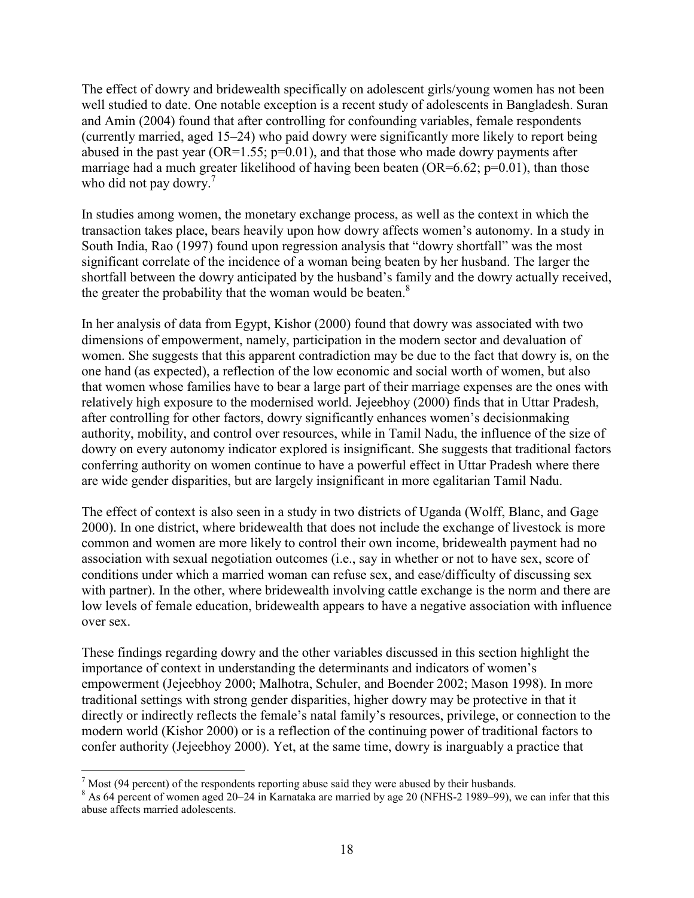The effect of dowry and bridewealth specifically on adolescent girls/young women has not been well studied to date. One notable exception is a recent study of adolescents in Bangladesh. Suran and Amin (2004) found that after controlling for confounding variables, female respondents (currently married, aged 15–24) who paid dowry were significantly more likely to report being abused in the past year (OR=1.55; p=0.01), and that those who made dowry payments after marriage had a much greater likelihood of having been beaten (OR=6.62; p=0.01), than those who did not pay dowry.[7]

In studies among women, the monetary exchange process, as well as the context in which the transaction takes place, bears heavily upon how dowry affects women's autonomy. In a study in South India, Rao (1997) found upon regression analysis that "dowry shortfall" was the most significant correlate of the incidence of a woman being beaten by her husband. The larger the shortfall between the dowry anticipated by the husband's family and the dowry actually received, the greater the probability that the woman would be beaten.[8]

In her analysis of data from Egypt, Kishor (2000) found that dowry was associated with two dimensions of empowerment, namely, participation in the modern sector and devaluation of women. She suggests that this apparent contradiction may be due to the fact that dowry is, on the one hand (as expected), a reflection of the low economic and social worth of women, but also that women whose families have to bear a large part of their marriage expenses are the ones with relatively high exposure to the modernised world. Jejeebhoy (2000) finds that in Uttar Pradesh, after controlling for other factors, dowry significantly enhances women's decisionmaking authority, mobility, and control over resources, while in Tamil Nadu, the influence of the size of dowry on every autonomy indicator explored is insignificant. She suggests that traditional factors conferring authority on women continue to have a powerful effect in Uttar Pradesh where there are wide gender disparities, but are largely insignificant in more egalitarian Tamil Nadu.

The effect of context is also seen in a study in two districts of Uganda (Wolff, Blanc, and Gage 2000). In one district, where bridewealth that does not include the exchange of livestock is more common and women are more likely to control their own income, bridewealth payment had no association with sexual negotiation outcomes (i.e., say in whether or not to have sex, score of conditions under which a married woman can refuse sex, and ease/difficulty of discussing sex with partner). In the other, where bridewealth involving cattle exchange is the norm and there are low levels of female education, bridewealth appears to have a negative association with influence over sex.

These findings regarding dowry and the other variables discussed in this section highlight the importance of context in understanding the determinants and indicators of women's empowerment (Jejeebhoy 2000; Malhotra, Schuler, and Boender 2002; Mason 1998). In more traditional settings with strong gender disparities, higher dowry may be protective in that it directly or indirectly reflects the female's natal family's resources, privilege, or connection to the modern world (Kishor 2000) or is a reflection of the continuing power of traditional factors to confer authority (Jejeebhoy 2000). Yet, at the same time, dowry is inarguably a practice that

---

[7] Most (94 percent) of the respondents reporting abuse said they were abused by their husbands.

[8] As 64 percent of women aged 20–24 in Karnataka are married by age 20 (NFHS-2 1989–99), we can infer that this abuse affects married adolescents.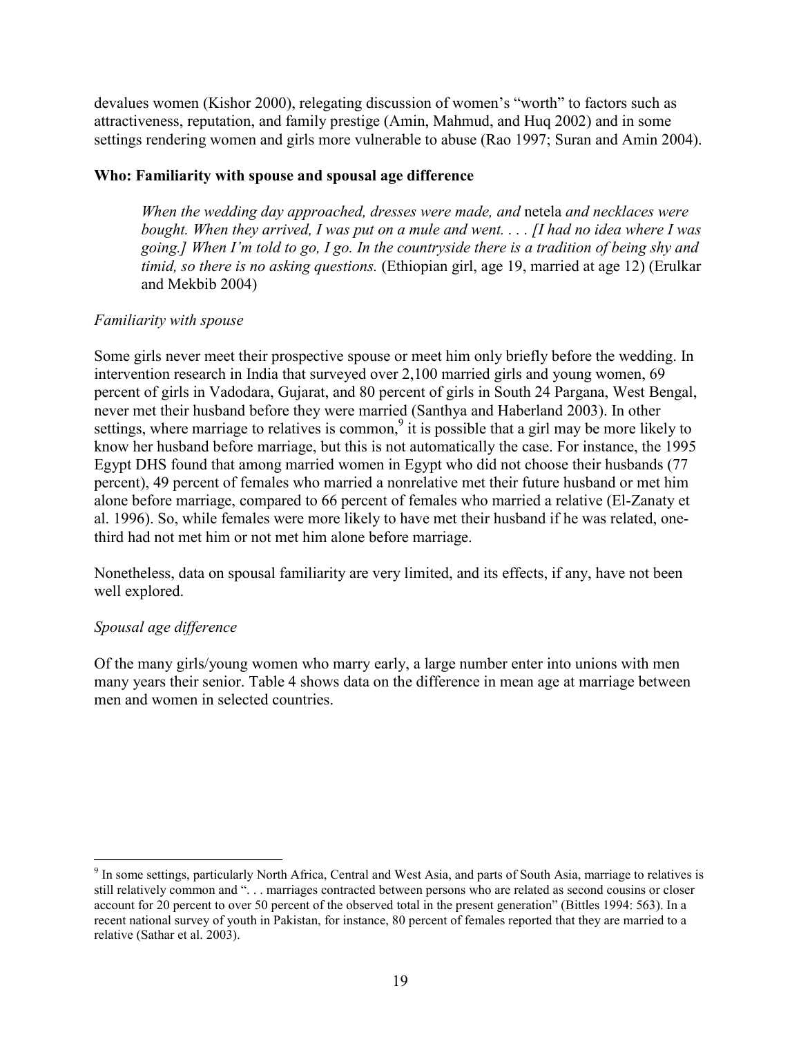devalues women (Kishor 2000), relegating discussion of women's "worth" to factors such as attractiveness, reputation, and family prestige (Amin, Mahmud, and Huq 2002) and in some settings rendering women and girls more vulnerable to abuse (Rao 1997; Suran and Amin 2004).

**Who: Familiarity with spouse and spousal age difference**

> *When the wedding day approached, dresses were made, and* netela *and necklaces were bought. When they arrived, I was put on a mule and went. . . . [I had no idea where I was going.] When I'm told to go, I go. In the countryside there is a tradition of being shy and timid, so there is no asking questions.* (Ethiopian girl, age 19, married at age 12) (Erulkar and Mekbib 2004)

*Familiarity with spouse*

Some girls never meet their prospective spouse or meet him only briefly before the wedding. In intervention research in India that surveyed over 2,100 married girls and young women, 69 percent of girls in Vadodara, Gujarat, and 80 percent of girls in South 24 Pargana, West Bengal, never met their husband before they were married (Santhya and Haberland 2003). In other settings, where marriage to relatives is common,[9] it is possible that a girl may be more likely to know her husband before marriage, but this is not automatically the case. For instance, the 1995 Egypt DHS found that among married women in Egypt who did not choose their husbands (77 percent), 49 percent of females who married a nonrelative met their future husband or met him alone before marriage, compared to 66 percent of females who married a relative (El-Zanaty et al. 1996). So, while females were more likely to have met their husband if he was related, one-third had not met him or not met him alone before marriage.

Nonetheless, data on spousal familiarity are very limited, and its effects, if any, have not been well explored.

*Spousal age difference*

Of the many girls/young women who marry early, a large number enter into unions with men many years their senior. Table 4 shows data on the difference in mean age at marriage between men and women in selected countries.

[9] In some settings, particularly North Africa, Central and West Asia, and parts of South Asia, marriage to relatives is still relatively common and ". . . marriages contracted between persons who are related as second cousins or closer account for 20 percent to over 50 percent of the observed total in the present generation" (Bittles 1994: 563). In a recent national survey of youth in Pakistan, for instance, 80 percent of females reported that they are married to a relative (Sathar et al. 2003).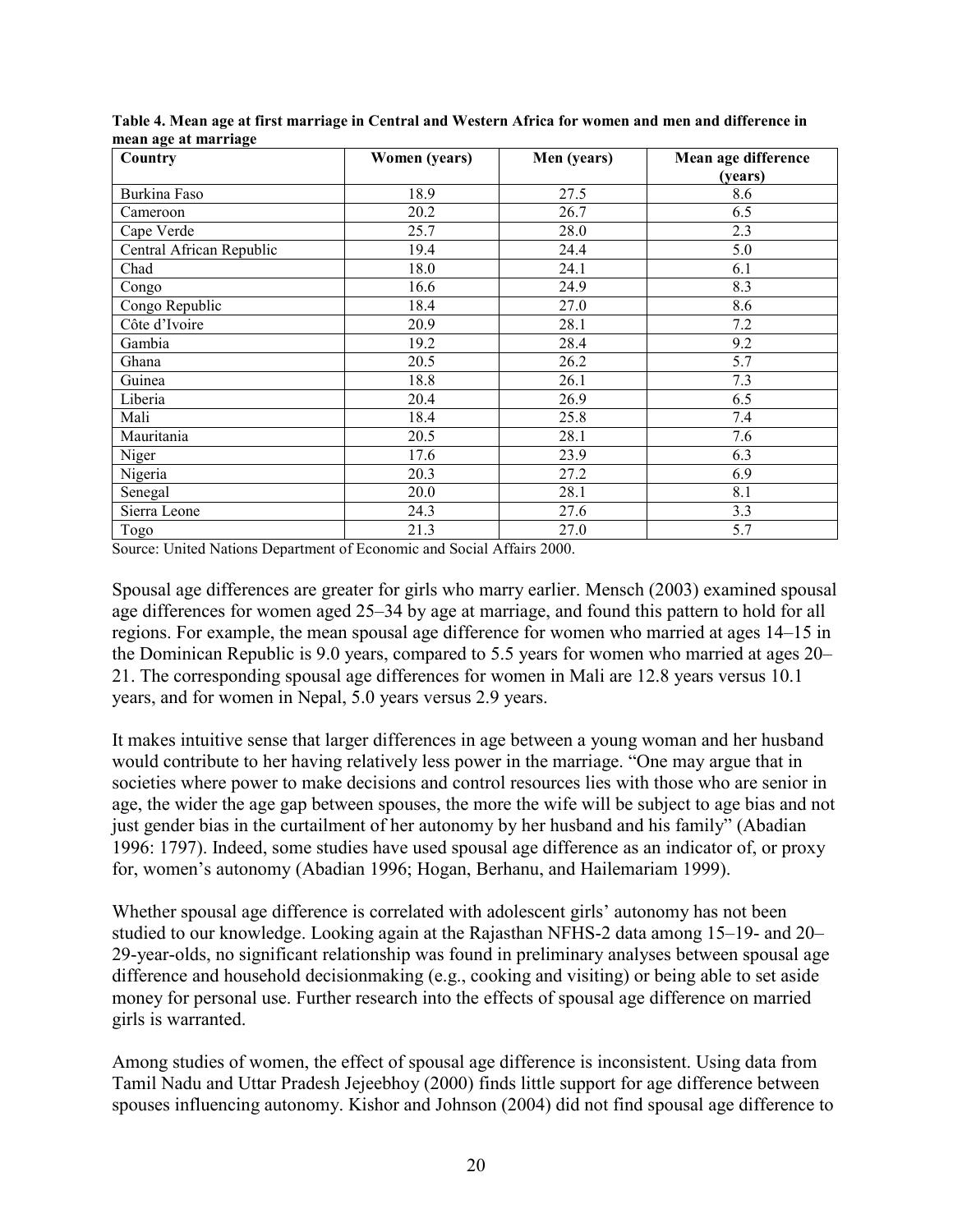**Table 4. Mean age at first marriage in Central and Western Africa for women and men and difference in mean age at marriage**

| Country | Women (years) | Men (years) | Mean age difference (years) |
|---|---|---|---|
| Burkina Faso | 18.9 | 27.5 | 8.6 |
| Cameroon | 20.2 | 26.7 | 6.5 |
| Cape Verde | 25.7 | 28.0 | 2.3 |
| Central African Republic | 19.4 | 24.4 | 5.0 |
| Chad | 18.0 | 24.1 | 6.1 |
| Congo | 16.6 | 24.9 | 8.3 |
| Congo Republic | 18.4 | 27.0 | 8.6 |
| Côte d'Ivoire | 20.9 | 28.1 | 7.2 |
| Gambia | 19.2 | 28.4 | 9.2 |
| Ghana | 20.5 | 26.2 | 5.7 |
| Guinea | 18.8 | 26.1 | 7.3 |
| Liberia | 20.4 | 26.9 | 6.5 |
| Mali | 18.4 | 25.8 | 7.4 |
| Mauritania | 20.5 | 28.1 | 7.6 |
| Niger | 17.6 | 23.9 | 6.3 |
| Nigeria | 20.3 | 27.2 | 6.9 |
| Senegal | 20.0 | 28.1 | 8.1 |
| Sierra Leone | 24.3 | 27.6 | 3.3 |
| Togo | 21.3 | 27.0 | 5.7 |

Source: United Nations Department of Economic and Social Affairs 2000.

Spousal age differences are greater for girls who marry earlier. Mensch (2003) examined spousal age differences for women aged 25–34 by age at marriage, and found this pattern to hold for all regions. For example, the mean spousal age difference for women who married at ages 14–15 in the Dominican Republic is 9.0 years, compared to 5.5 years for women who married at ages 20–21. The corresponding spousal age differences for women in Mali are 12.8 years versus 10.1 years, and for women in Nepal, 5.0 years versus 2.9 years.

It makes intuitive sense that larger differences in age between a young woman and her husband would contribute to her having relatively less power in the marriage. "One may argue that in societies where power to make decisions and control resources lies with those who are senior in age, the wider the age gap between spouses, the more the wife will be subject to age bias and not just gender bias in the curtailment of her autonomy by her husband and his family" (Abadian 1996: 1797). Indeed, some studies have used spousal age difference as an indicator of, or proxy for, women's autonomy (Abadian 1996; Hogan, Berhanu, and Hailemariam 1999).

Whether spousal age difference is correlated with adolescent girls' autonomy has not been studied to our knowledge. Looking again at the Rajasthan NFHS-2 data among 15–19- and 20–29-year-olds, no significant relationship was found in preliminary analyses between spousal age difference and household decisionmaking (e.g., cooking and visiting) or being able to set aside money for personal use. Further research into the effects of spousal age difference on married girls is warranted.

Among studies of women, the effect of spousal age difference is inconsistent. Using data from Tamil Nadu and Uttar Pradesh Jejeebhoy (2000) finds little support for age difference between spouses influencing autonomy. Kishor and Johnson (2004) did not find spousal age difference to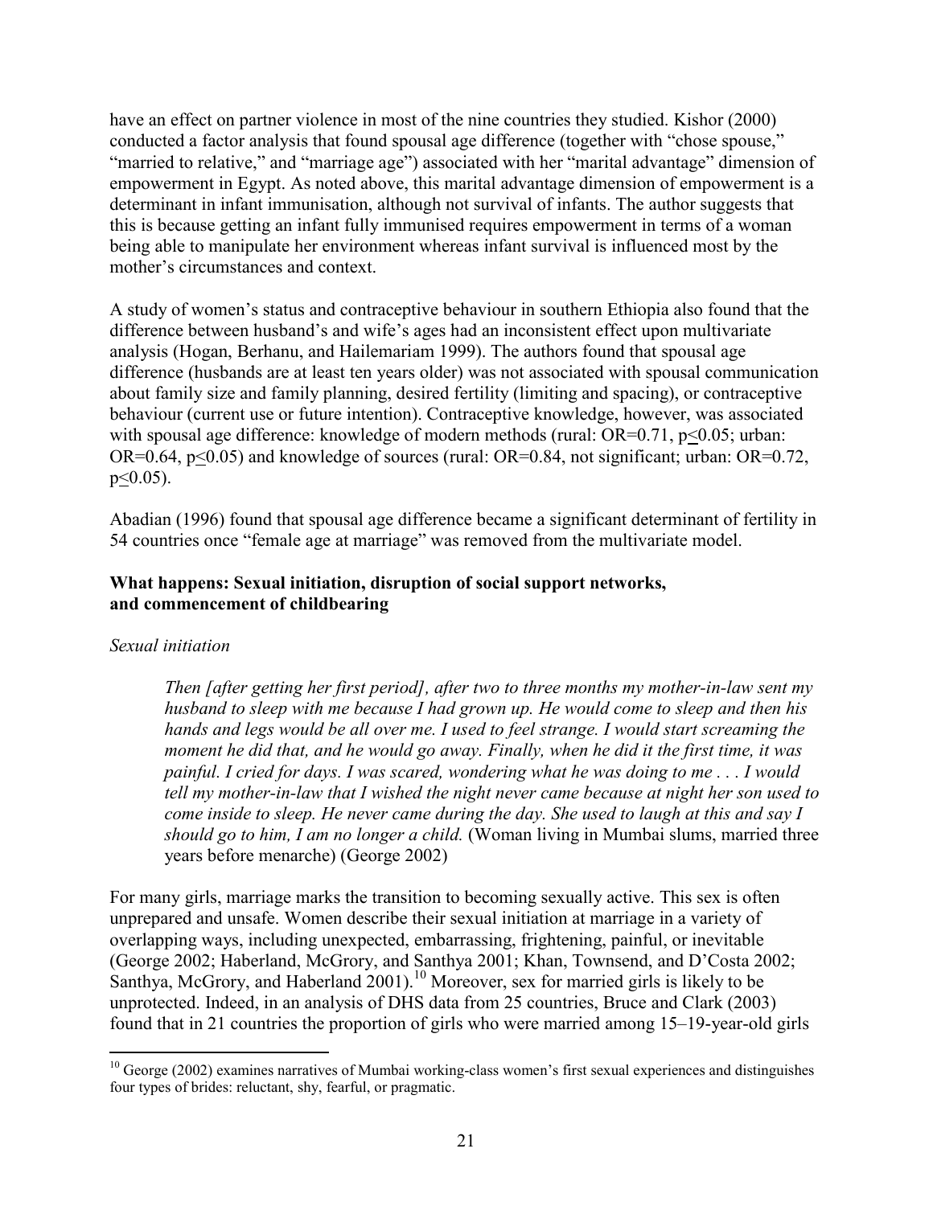have an effect on partner violence in most of the nine countries they studied. Kishor (2000) conducted a factor analysis that found spousal age difference (together with "chose spouse," "married to relative," and "marriage age") associated with her "marital advantage" dimension of empowerment in Egypt. As noted above, this marital advantage dimension of empowerment is a determinant in infant immunisation, although not survival of infants. The author suggests that this is because getting an infant fully immunised requires empowerment in terms of a woman being able to manipulate her environment whereas infant survival is influenced most by the mother's circumstances and context.

A study of women's status and contraceptive behaviour in southern Ethiopia also found that the difference between husband's and wife's ages had an inconsistent effect upon multivariate analysis (Hogan, Berhanu, and Hailemariam 1999). The authors found that spousal age difference (husbands are at least ten years older) was not associated with spousal communication about family size and family planning, desired fertility (limiting and spacing), or contraceptive behaviour (current use or future intention). Contraceptive knowledge, however, was associated with spousal age difference: knowledge of modern methods (rural: OR=0.71, $p \leq 0.05$; urban: OR=0.64, $p \leq 0.05$) and knowledge of sources (rural: OR=0.84, not significant; urban: OR=0.72, $p \leq 0.05$).

Abadian (1996) found that spousal age difference became a significant determinant of fertility in 54 countries once "female age at marriage" was removed from the multivariate model.

**What happens: Sexual initiation, disruption of social support networks, and commencement of childbearing**

*Sexual initiation*

> *Then [after getting her first period], after two to three months my mother-in-law sent my husband to sleep with me because I had grown up. He would come to sleep and then his hands and legs would be all over me. I used to feel strange. I would start screaming the moment he did that, and he would go away. Finally, when he did it the first time, it was painful. I cried for days. I was scared, wondering what he was doing to me . . . I would tell my mother-in-law that I wished the night never came because at night her son used to come inside to sleep. He never came during the day. She used to laugh at this and say I should go to him, I am no longer a child.* (Woman living in Mumbai slums, married three years before menarche) (George 2002)

For many girls, marriage marks the transition to becoming sexually active. This sex is often unprepared and unsafe. Women describe their sexual initiation at marriage in a variety of overlapping ways, including unexpected, embarrassing, frightening, painful, or inevitable (George 2002; Haberland, McGrory, and Santhya 2001; Khan, Townsend, and D'Costa 2002; Santhya, McGrory, and Haberland 2001).[10] Moreover, sex for married girls is likely to be unprotected. Indeed, in an analysis of DHS data from 25 countries, Bruce and Clark (2003) found that in 21 countries the proportion of girls who were married among 15–19-year-old girls

[10] George (2002) examines narratives of Mumbai working-class women's first sexual experiences and distinguishes four types of brides: reluctant, shy, fearful, or pragmatic.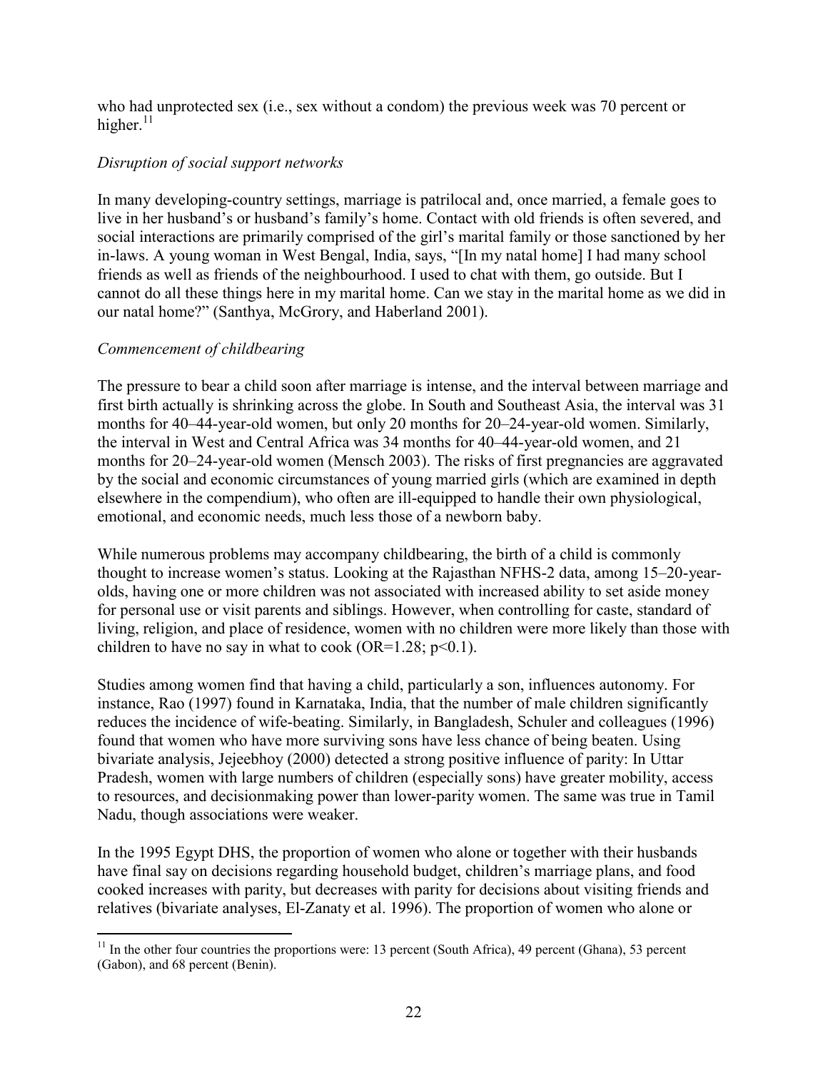who had unprotected sex (i.e., sex without a condom) the previous week was 70 percent or higher.[11]

*Disruption of social support networks*

In many developing-country settings, marriage is patrilocal and, once married, a female goes to live in her husband's or husband's family's home. Contact with old friends is often severed, and social interactions are primarily comprised of the girl's marital family or those sanctioned by her in-laws. A young woman in West Bengal, India, says, "[In my natal home] I had many school friends as well as friends of the neighbourhood. I used to chat with them, go outside. But I cannot do all these things here in my marital home. Can we stay in the marital home as we did in our natal home?" (Santhya, McGrory, and Haberland 2001).

*Commencement of childbearing*

The pressure to bear a child soon after marriage is intense, and the interval between marriage and first birth actually is shrinking across the globe. In South and Southeast Asia, the interval was 31 months for 40–44-year-old women, but only 20 months for 20–24-year-old women. Similarly, the interval in West and Central Africa was 34 months for 40–44-year-old women, and 21 months for 20–24-year-old women (Mensch 2003). The risks of first pregnancies are aggravated by the social and economic circumstances of young married girls (which are examined in depth elsewhere in the compendium), who often are ill-equipped to handle their own physiological, emotional, and economic needs, much less those of a newborn baby.

While numerous problems may accompany childbearing, the birth of a child is commonly thought to increase women's status. Looking at the Rajasthan NFHS-2 data, among 15–20-year-olds, having one or more children was not associated with increased ability to set aside money for personal use or visit parents and siblings. However, when controlling for caste, standard of living, religion, and place of residence, women with no children were more likely than those with children to have no say in what to cook (OR=1.28; $p<0.1$).

Studies among women find that having a child, particularly a son, influences autonomy. For instance, Rao (1997) found in Karnataka, India, that the number of male children significantly reduces the incidence of wife-beating. Similarly, in Bangladesh, Schuler and colleagues (1996) found that women who have more surviving sons have less chance of being beaten. Using bivariate analysis, Jejeebhoy (2000) detected a strong positive influence of parity: In Uttar Pradesh, women with large numbers of children (especially sons) have greater mobility, access to resources, and decisionmaking power than lower-parity women. The same was true in Tamil Nadu, though associations were weaker.

In the 1995 Egypt DHS, the proportion of women who alone or together with their husbands have final say on decisions regarding household budget, children's marriage plans, and food cooked increases with parity, but decreases with parity for decisions about visiting friends and relatives (bivariate analyses, El-Zanaty et al. 1996). The proportion of women who alone or

[11] In the other four countries the proportions were: 13 percent (South Africa), 49 percent (Ghana), 53 percent (Gabon), and 68 percent (Benin).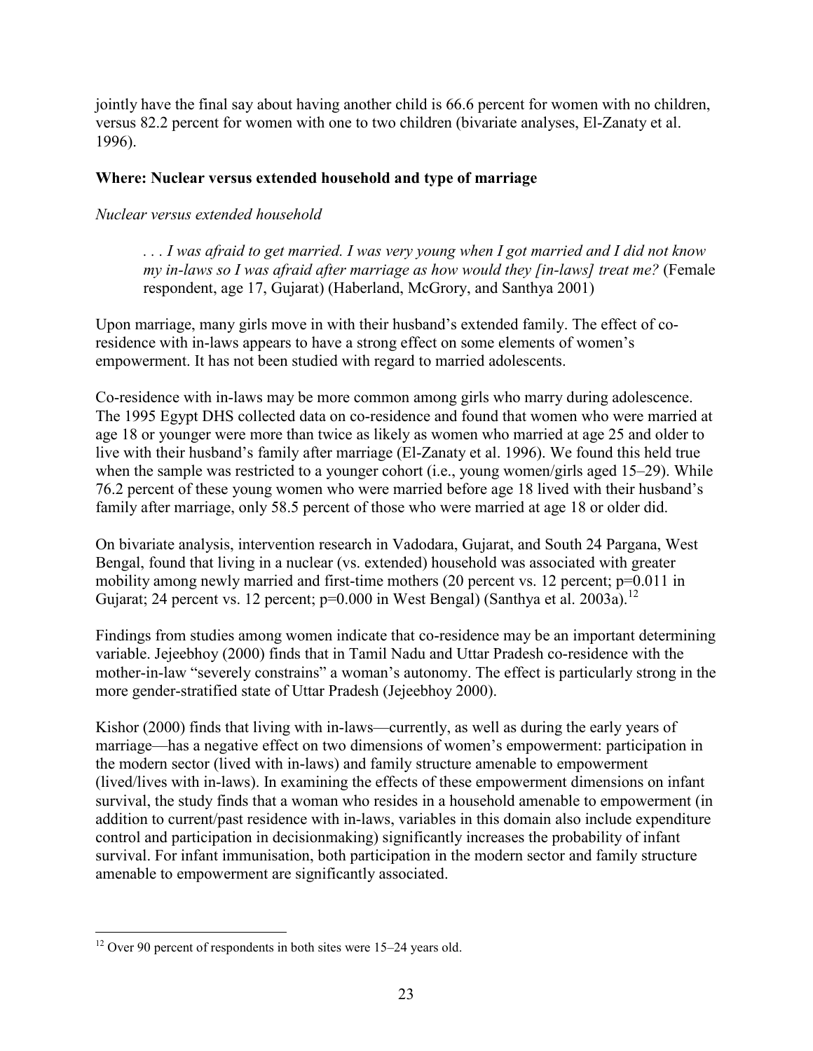jointly have the final say about having another child is 66.6 percent for women with no children, versus 82.2 percent for women with one to two children (bivariate analyses, El-Zanaty et al. 1996).

## Where: Nuclear versus extended household and type of marriage

*Nuclear versus extended household*

> *. . . I was afraid to get married. I was very young when I got married and I did not know my in-laws so I was afraid after marriage as how would they [in-laws] treat me?* (Female respondent, age 17, Gujarat) (Haberland, McGrory, and Santhya 2001)

Upon marriage, many girls move in with their husband's extended family. The effect of co-residence with in-laws appears to have a strong effect on some elements of women's empowerment. It has not been studied with regard to married adolescents.

Co-residence with in-laws may be more common among girls who marry during adolescence. The 1995 Egypt DHS collected data on co-residence and found that women who were married at age 18 or younger were more than twice as likely as women who married at age 25 and older to live with their husband's family after marriage (El-Zanaty et al. 1996). We found this held true when the sample was restricted to a younger cohort (i.e., young women/girls aged 15–29). While 76.2 percent of these young women who were married before age 18 lived with their husband's family after marriage, only 58.5 percent of those who were married at age 18 or older did.

On bivariate analysis, intervention research in Vadodara, Gujarat, and South 24 Pargana, West Bengal, found that living in a nuclear (vs. extended) household was associated with greater mobility among newly married and first-time mothers (20 percent vs. 12 percent; p=0.011 in Gujarat; 24 percent vs. 12 percent; p=0.000 in West Bengal) (Santhya et al. 2003a).[12]

Findings from studies among women indicate that co-residence may be an important determining variable. Jejeebhoy (2000) finds that in Tamil Nadu and Uttar Pradesh co-residence with the mother-in-law "severely constrains" a woman's autonomy. The effect is particularly strong in the more gender-stratified state of Uttar Pradesh (Jejeebhoy 2000).

Kishor (2000) finds that living with in-laws—currently, as well as during the early years of marriage—has a negative effect on two dimensions of women's empowerment: participation in the modern sector (lived with in-laws) and family structure amenable to empowerment (lived/lives with in-laws). In examining the effects of these empowerment dimensions on infant survival, the study finds that a woman who resides in a household amenable to empowerment (in addition to current/past residence with in-laws, variables in this domain also include expenditure control and participation in decisionmaking) significantly increases the probability of infant survival. For infant immunisation, both participation in the modern sector and family structure amenable to empowerment are significantly associated.

[12] Over 90 percent of respondents in both sites were 15–24 years old.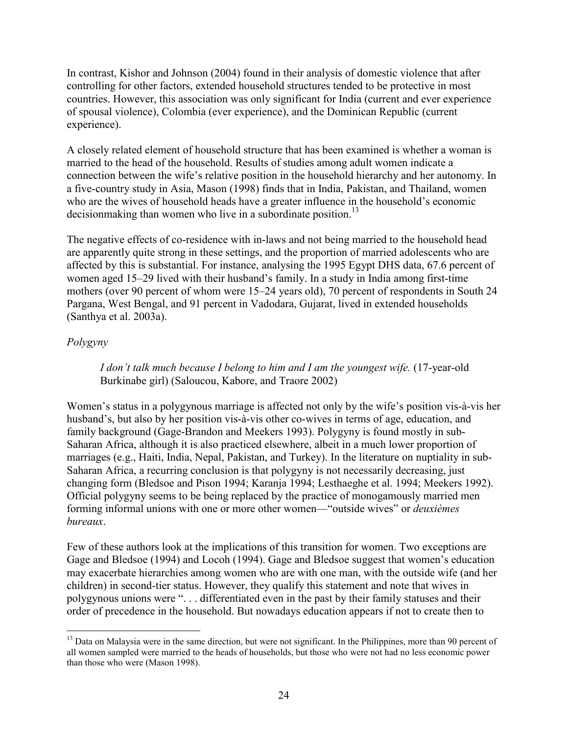In contrast, Kishor and Johnson (2004) found in their analysis of domestic violence that after controlling for other factors, extended household structures tended to be protective in most countries. However, this association was only significant for India (current and ever experience of spousal violence), Colombia (ever experience), and the Dominican Republic (current experience).

A closely related element of household structure that has been examined is whether a woman is married to the head of the household. Results of studies among adult women indicate a connection between the wife's relative position in the household hierarchy and her autonomy. In a five-country study in Asia, Mason (1998) finds that in India, Pakistan, and Thailand, women who are the wives of household heads have a greater influence in the household's economic decisionmaking than women who live in a subordinate position.[13]

The negative effects of co-residence with in-laws and not being married to the household head are apparently quite strong in these settings, and the proportion of married adolescents who are affected by this is substantial. For instance, analysing the 1995 Egypt DHS data, 67.6 percent of women aged 15–29 lived with their husband's family. In a study in India among first-time mothers (over 90 percent of whom were 15–24 years old), 70 percent of respondents in South 24 Pargana, West Bengal, and 91 percent in Vadodara, Gujarat, lived in extended households (Santhya et al. 2003a).

*Polygyny*

> *I don't talk much because I belong to him and I am the youngest wife.* (17-year-old Burkinabe girl) (Saloucou, Kabore, and Traore 2002)

Women's status in a polygynous marriage is affected not only by the wife's position vis-à-vis her husband's, but also by her position vis-à-vis other co-wives in terms of age, education, and family background (Gage-Brandon and Meekers 1993). Polygyny is found mostly in sub-Saharan Africa, although it is also practiced elsewhere, albeit in a much lower proportion of marriages (e.g., Haiti, India, Nepal, Pakistan, and Turkey). In the literature on nuptiality in sub-Saharan Africa, a recurring conclusion is that polygyny is not necessarily decreasing, just changing form (Bledsoe and Pison 1994; Karanja 1994; Lesthaeghe et al. 1994; Meekers 1992). Official polygyny seems to be being replaced by the practice of monogamously married men forming informal unions with one or more other women—"outside wives" or *deuxièmes bureaux*.

Few of these authors look at the implications of this transition for women. Two exceptions are Gage and Bledsoe (1994) and Locoh (1994). Gage and Bledsoe suggest that women's education may exacerbate hierarchies among women who are with one man, with the outside wife (and her children) in second-tier status. However, they qualify this statement and note that wives in polygynous unions were ". . . differentiated even in the past by their family statuses and their order of precedence in the household. But nowadays education appears if not to create then to

[13] Data on Malaysia were in the same direction, but were not significant. In the Philippines, more than 90 percent of all women sampled were married to the heads of households, but those who were not had no less economic power than those who were (Mason 1998).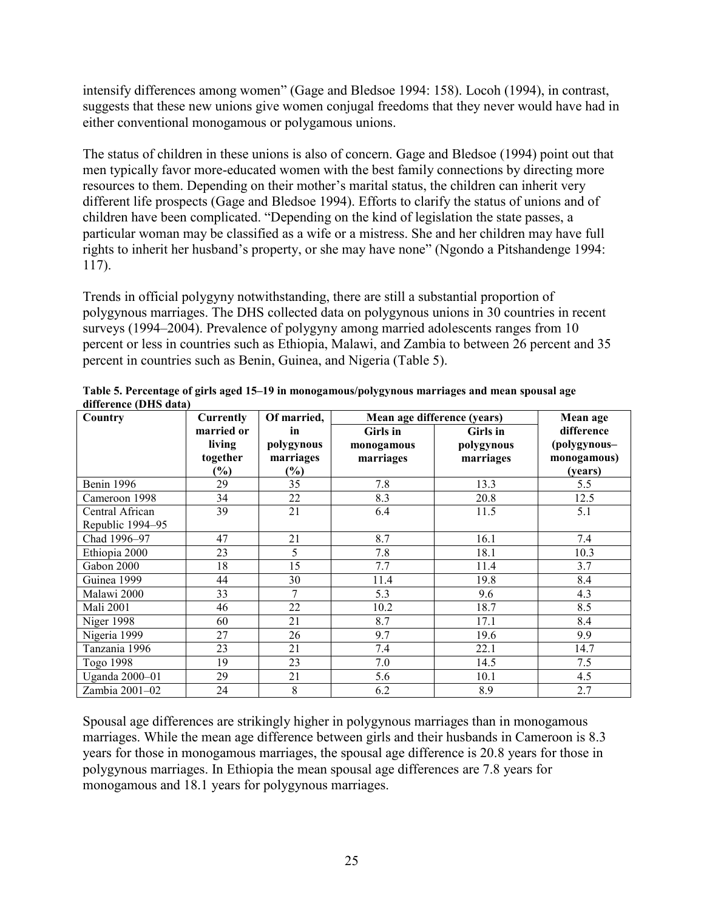intensify differences among women" (Gage and Bledsoe 1994: 158). Locoh (1994), in contrast, suggests that these new unions give women conjugal freedoms that they never would have had in either conventional monogamous or polygamous unions.

The status of children in these unions is also of concern. Gage and Bledsoe (1994) point out that men typically favor more-educated women with the best family connections by directing more resources to them. Depending on their mother's marital status, the children can inherit very different life prospects (Gage and Bledsoe 1994). Efforts to clarify the status of unions and of children have been complicated. "Depending on the kind of legislation the state passes, a particular woman may be classified as a wife or a mistress. She and her children may have full rights to inherit her husband's property, or she may have none" (Ngondo a Pitshandenge 1994: 117).

Trends in official polygyny notwithstanding, there are still a substantial proportion of polygynous marriages. The DHS collected data on polygynous unions in 30 countries in recent surveys (1994–2004). Prevalence of polygyny among married adolescents ranges from 10 percent or less in countries such as Ethiopia, Malawi, and Zambia to between 26 percent and 35 percent in countries such as Benin, Guinea, and Nigeria (Table 5).

**Table 5. Percentage of girls aged 15–19 in monogamous/polygynous marriages and mean spousal age difference (DHS data)**

| Country | Currently married or living together (%) | Of married, in polygynous marriages (%) | Mean age difference (years) | | Mean age difference (polygynous–monogamous) (years) |
|---|---|---|---|---|---|
| | | | Girls in monogamous marriages | Girls in polygynous marriages | |
| Benin 1996 | 29 | 35 | 7.8 | 13.3 | 5.5 |
| Cameroon 1998 | 34 | 22 | 8.3 | 20.8 | 12.5 |
| Central African Republic 1994–95 | 39 | 21 | 6.4 | 11.5 | 5.1 |
| Chad 1996–97 | 47 | 21 | 8.7 | 16.1 | 7.4 |
| Ethiopia 2000 | 23 | 5 | 7.8 | 18.1 | 10.3 |
| Gabon 2000 | 18 | 15 | 7.7 | 11.4 | 3.7 |
| Guinea 1999 | 44 | 30 | 11.4 | 19.8 | 8.4 |
| Malawi 2000 | 33 | 7 | 5.3 | 9.6 | 4.3 |
| Mali 2001 | 46 | 22 | 10.2 | 18.7 | 8.5 |
| Niger 1998 | 60 | 21 | 8.7 | 17.1 | 8.4 |
| Nigeria 1999 | 27 | 26 | 9.7 | 19.6 | 9.9 |
| Tanzania 1996 | 23 | 21 | 7.4 | 22.1 | 14.7 |
| Togo 1998 | 19 | 23 | 7.0 | 14.5 | 7.5 |
| Uganda 2000–01 | 29 | 21 | 5.6 | 10.1 | 4.5 |
| Zambia 2001–02 | 24 | 8 | 6.2 | 8.9 | 2.7 |

Spousal age differences are strikingly higher in polygynous marriages than in monogamous marriages. While the mean age difference between girls and their husbands in Cameroon is 8.3 years for those in monogamious marriages, the spousal age difference is 20.8 years for those in polygynous marriages. In Ethiopia the mean spousal age differences are 7.8 years for monogamous and 18.1 years for polygynous marriages.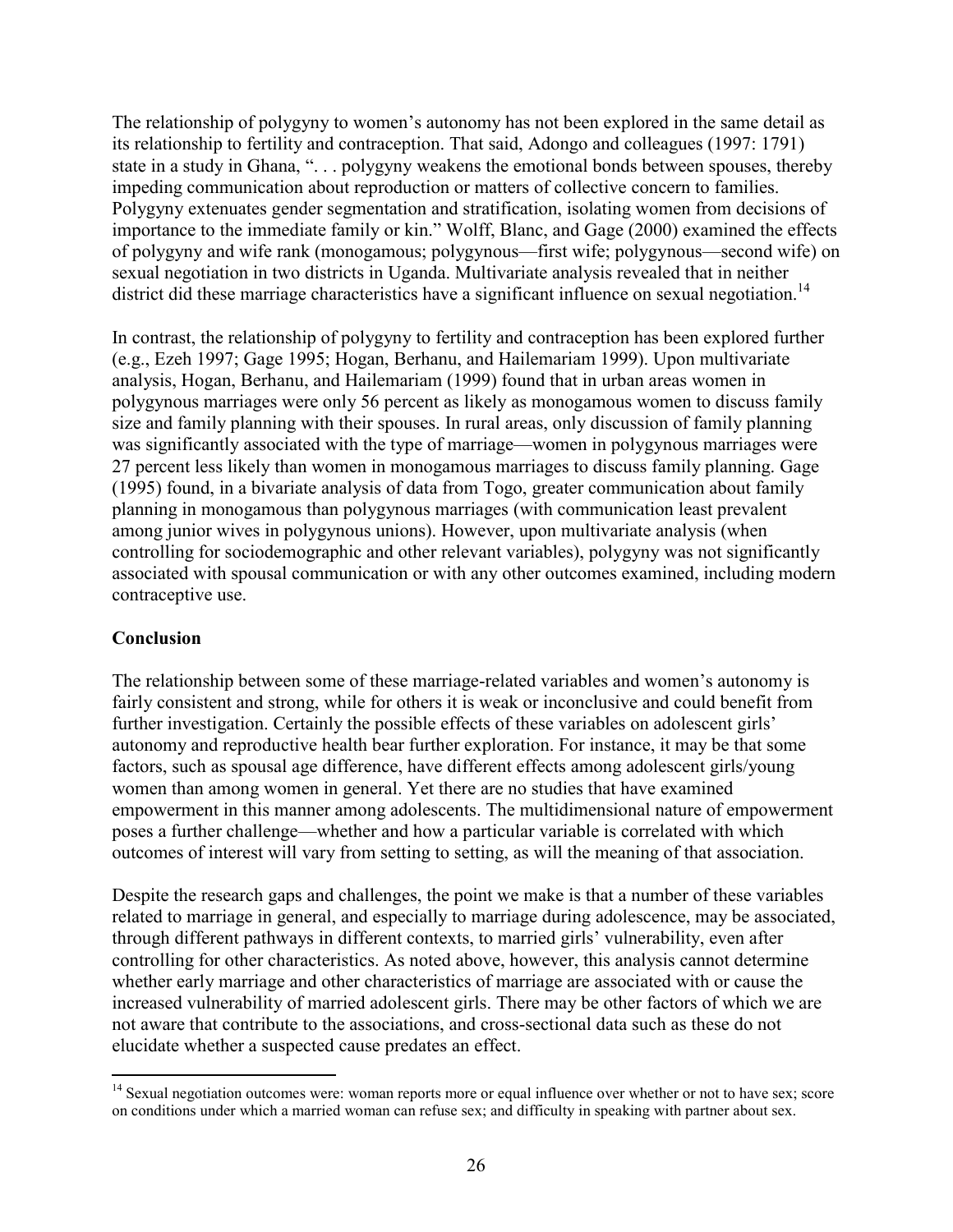The relationship of polygyny to women's autonomy has not been explored in the same detail as its relationship to fertility and contraception. That said, Adongo and colleagues (1997: 1791) state in a study in Ghana, ". . . polygyny weakens the emotional bonds between spouses, thereby impeding communication about reproduction or matters of collective concern to families. Polygyny extenuates gender segmentation and stratification, isolating women from decisions of importance to the immediate family or kin." Wolff, Blanc, and Gage (2000) examined the effects of polygyny and wife rank (monogamous; polygynous—first wife; polygynous—second wife) on sexual negotiation in two districts in Uganda. Multivariate analysis revealed that in neither district did these marriage characteristics have a significant influence on sexual negotiation.[14]

In contrast, the relationship of polygyny to fertility and contraception has been explored further (e.g., Ezeh 1997; Gage 1995; Hogan, Berhanu, and Hailemariam 1999). Upon multivariate analysis, Hogan, Berhanu, and Hailemariam (1999) found that in urban areas women in polygynous marriages were only 56 percent as likely as monogamous women to discuss family size and family planning with their spouses. In rural areas, only discussion of family planning was significantly associated with the type of marriage—women in polygynous marriages were 27 percent less likely than women in monogamous marriages to discuss family planning. Gage (1995) found, in a bivariate analysis of data from Togo, greater communication about family planning in monogamous than polygynous marriages (with communication least prevalent among junior wives in polygynous unions). However, upon multivariate analysis (when controlling for sociodemographic and other relevant variables), polygyny was not significantly associated with spousal communication or with any other outcomes examined, including modern contraceptive use.

**Conclusion**

The relationship between some of these marriage-related variables and women's autonomy is fairly consistent and strong, while for others it is weak or inconclusive and could benefit from further investigation. Certainly the possible effects of these variables on adolescent girls' autonomy and reproductive health bear further exploration. For instance, it may be that some factors, such as spousal age difference, have different effects among adolescent girls/young women than among women in general. Yet there are no studies that have examined empowerment in this manner among adolescents. The multidimensional nature of empowerment poses a further challenge—whether and how a particular variable is correlated with which outcomes of interest will vary from setting to setting, as will the meaning of that association.

Despite the research gaps and challenges, the point we make is that a number of these variables related to marriage in general, and especially to marriage during adolescence, may be associated, through different pathways in different contexts, to married girls' vulnerability, even after controlling for other characteristics. As noted above, however, this analysis cannot determine whether early marriage and other characteristics of marriage are associated with or cause the increased vulnerability of married adolescent girls. There may be other factors of which we are not aware that contribute to the associations, and cross-sectional data such as these do not elucidate whether a suspected cause predates an effect.

[14] Sexual negotiation outcomes were: woman reports more or equal influence over whether or not to have sex; score on conditions under which a married woman can refuse sex; and difficulty in speaking with partner about sex.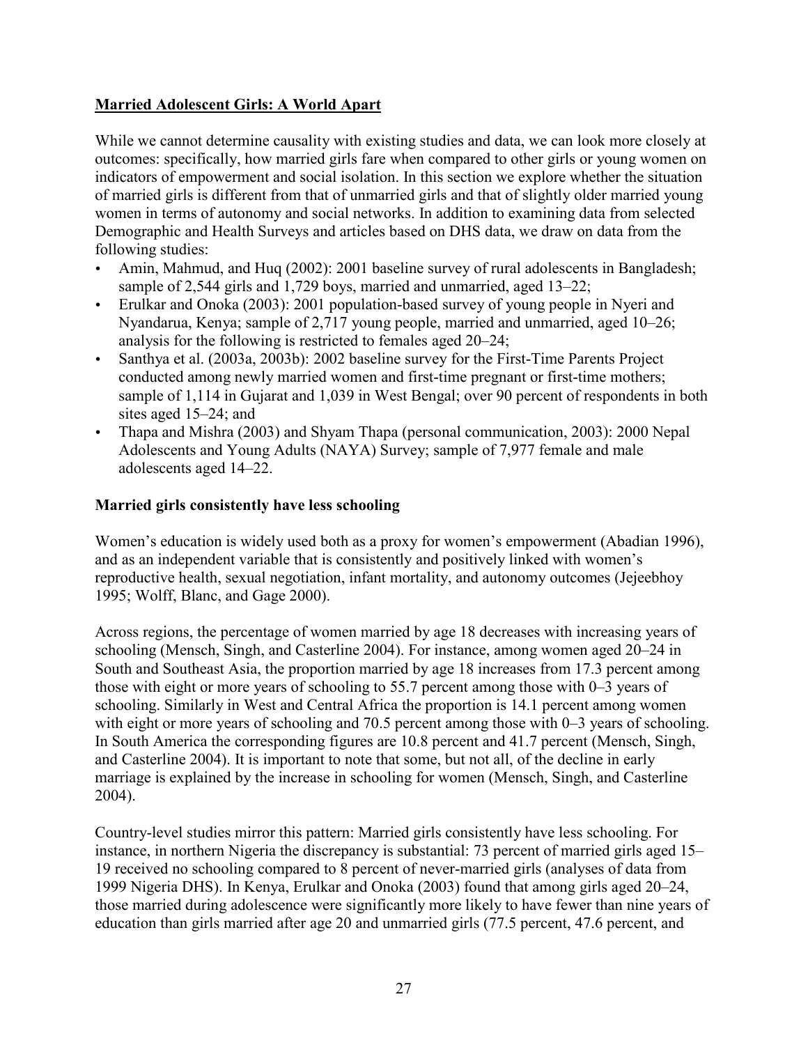## Married Adolescent Girls: A World Apart

While we cannot determine causality with existing studies and data, we can look more closely at outcomes: specifically, how married girls fare when compared to other girls or young women on indicators of empowerment and social isolation. In this section we explore whether the situation of married girls is different from that of unmarried girls and that of slightly older married young women in terms of autonomy and social networks. In addition to examining data from selected Demographic and Health Surveys and articles based on DHS data, we draw on data from the following studies:

- Amin, Mahmud, and Huq (2002): 2001 baseline survey of rural adolescents in Bangladesh; sample of 2,544 girls and 1,729 boys, married and unmarried, aged 13–22;
- Erulkar and Onoka (2003): 2001 population-based survey of young people in Nyeri and Nyandarua, Kenya; sample of 2,717 young people, married and unmarried, aged 10–26; analysis for the following is restricted to females aged 20–24;
- Santhya et al. (2003a, 2003b): 2002 baseline survey for the First-Time Parents Project conducted among newly married women and first-time pregnant or first-time mothers; sample of 1,114 in Gujarat and 1,039 in West Bengal; over 90 percent of respondents in both sites aged 15–24; and
- Thapa and Mishra (2003) and Shyam Thapa (personal communication, 2003): 2000 Nepal Adolescents and Young Adults (NAYA) Survey; sample of 7,977 female and male adolescents aged 14–22.

### Married girls consistently have less schooling

Women's education is widely used both as a proxy for women's empowerment (Abadian 1996), and as an independent variable that is consistently and positively linked with women's reproductive health, sexual negotiation, infant mortality, and autonomy outcomes (Jejeebhoy 1995; Wolff, Blanc, and Gage 2000).

Across regions, the percentage of women married by age 18 decreases with increasing years of schooling (Mensch, Singh, and Casterline 2004). For instance, among women aged 20–24 in South and Southeast Asia, the proportion married by age 18 increases from 17.3 percent among those with eight or more years of schooling to 55.7 percent among those with 0–3 years of schooling. Similarly in West and Central Africa the proportion is 14.1 percent among women with eight or more years of schooling and 70.5 percent among those with 0–3 years of schooling. In South America the corresponding figures are 10.8 percent and 41.7 percent (Mensch, Singh, and Casterline 2004). It is important to note that some, but not all, of the decline in early marriage is explained by the increase in schooling for women (Mensch, Singh, and Casterline 2004).

Country-level studies mirror this pattern: Married girls consistently have less schooling. For instance, in northern Nigeria the discrepancy is substantial: 73 percent of married girls aged 15–19 received no schooling compared to 8 percent of never-married girls (analyses of data from 1999 Nigeria DHS). In Kenya, Erulkar and Onoka (2003) found that among girls aged 20–24, those married during adolescence were significantly more likely to have fewer than nine years of education than girls married after age 20 and unmarried girls (77.5 percent, 47.6 percent, and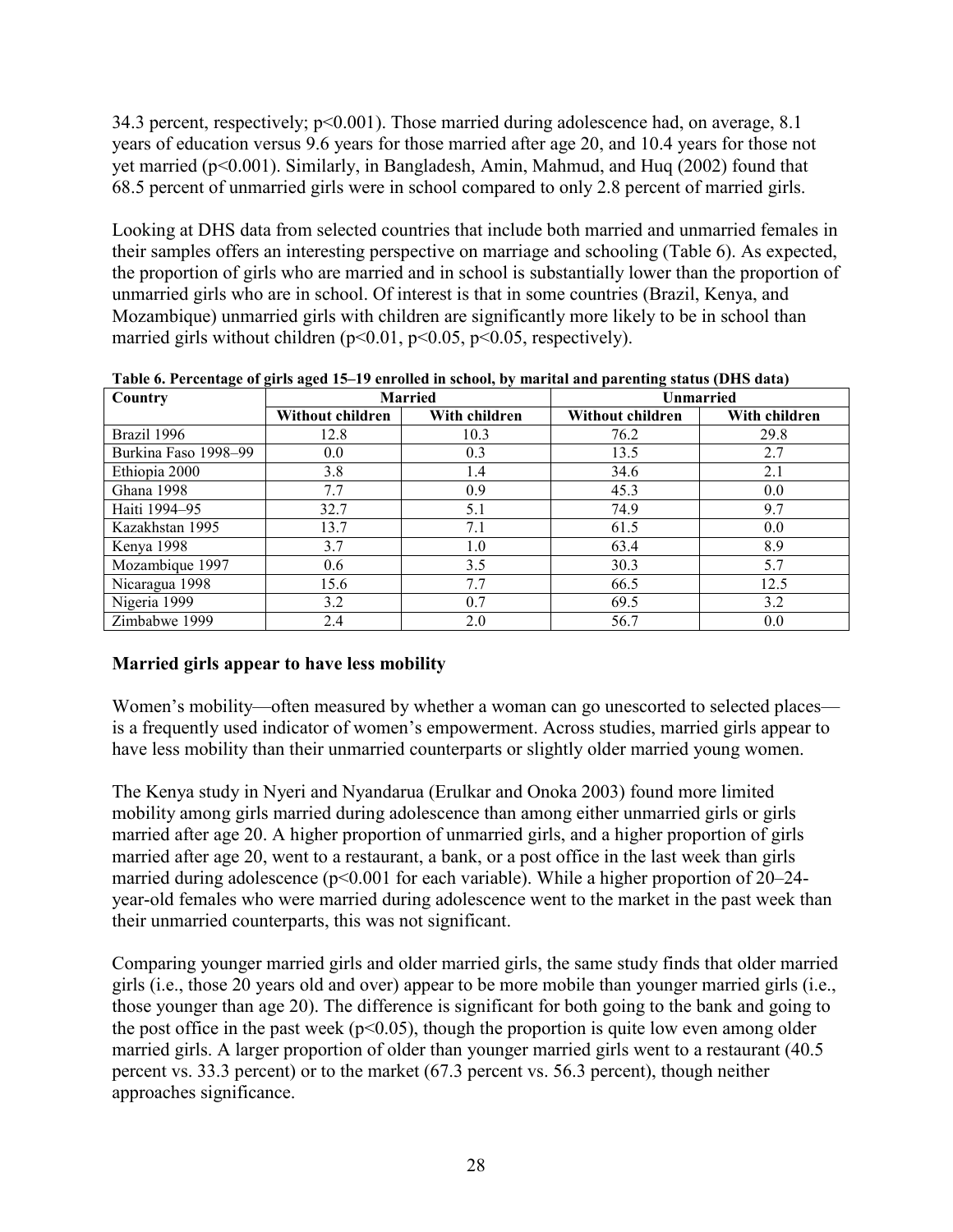34.3 percent, respectively; $p<0.001$). Those married during adolescence had, on average, 8.1 years of education versus 9.6 years for those married after age 20, and 10.4 years for those not yet married ($p<0.001$). Similarly, in Bangladesh, Amin, Mahmud, and Huq (2002) found that 68.5 percent of unmarried girls were in school compared to only 2.8 percent of married girls.

Looking at DHS data from selected countries that include both married and unmarried females in their samples offers an interesting perspective on marriage and schooling (Table 6). As expected, the proportion of girls who are married and in school is substantially lower than the proportion of unmarried girls who are in school. Of interest is that in some countries (Brazil, Kenya, and Mozambique) unmarried girls with children are significantly more likely to be in school than married girls without children ($p<0.01$, $p<0.05$, $p<0.05$, respectively).

**Table 6. Percentage of girls aged 15–19 enrolled in school, by marital and parenting status (DHS data)**

| Country | Married | | Unmarried | |
|---|---|---|---|---|
| | Without children | With children | Without children | With children |
| Brazil 1996 | 12.8 | 10.3 | 76.2 | 29.8 |
| Burkina Faso 1998–99 | 0.0 | 0.3 | 13.5 | 2.7 |
| Ethiopia 2000 | 3.8 | 1.4 | 34.6 | 2.1 |
| Ghana 1998 | 7.7 | 0.9 | 45.3 | 0.0 |
| Haiti 1994–95 | 32.7 | 5.1 | 74.9 | 9.7 |
| Kazakhstan 1995 | 13.7 | 7.1 | 61.5 | 0.0 |
| Kenya 1998 | 3.7 | 1.0 | 63.4 | 8.9 |
| Mozambique 1997 | 0.6 | 3.5 | 30.3 | 5.7 |
| Nicaragua 1998 | 15.6 | 7.7 | 66.5 | 12.5 |
| Nigeria 1999 | 3.2 | 0.7 | 69.5 | 3.2 |
| Zimbabwe 1999 | 2.4 | 2.0 | 56.7 | 0.0 |

### Married girls appear to have less mobility

Women's mobility—often measured by whether a woman can go unescorted to selected places—is a frequently used indicator of women's empowerment. Across studies, married girls appear to have less mobility than their unmarried counterparts or slightly older married young women.

The Kenya study in Nyeri and Nyandarua (Erulkar and Onoka 2003) found more limited mobility among girls married during adolescence than among either unmarried girls or girls married after age 20. A higher proportion of unmarried girls, and a higher proportion of girls married after age 20, went to a restaurant, a bank, or a post office in the last week than girls married during adolescence ($p<0.001$ for each variable). While a higher proportion of 20–24-year-old females who were married during adolescence went to the market in the past week than their unmarried counterparts, this was not significant.

Comparing younger married girls and older married girls, the same study finds that older married girls (i.e., those 20 years old and over) appear to be more mobile than younger married girls (i.e., those younger than age 20). The difference is significant for both going to the bank and going to the post office in the past week ($p<0.05$), though the proportion is quite low even among older married girls. A larger proportion of older than younger married girls went to a restaurant (40.5 percent vs. 33.3 percent) or to the market (67.3 percent vs. 56.3 percent), though neither approaches significance.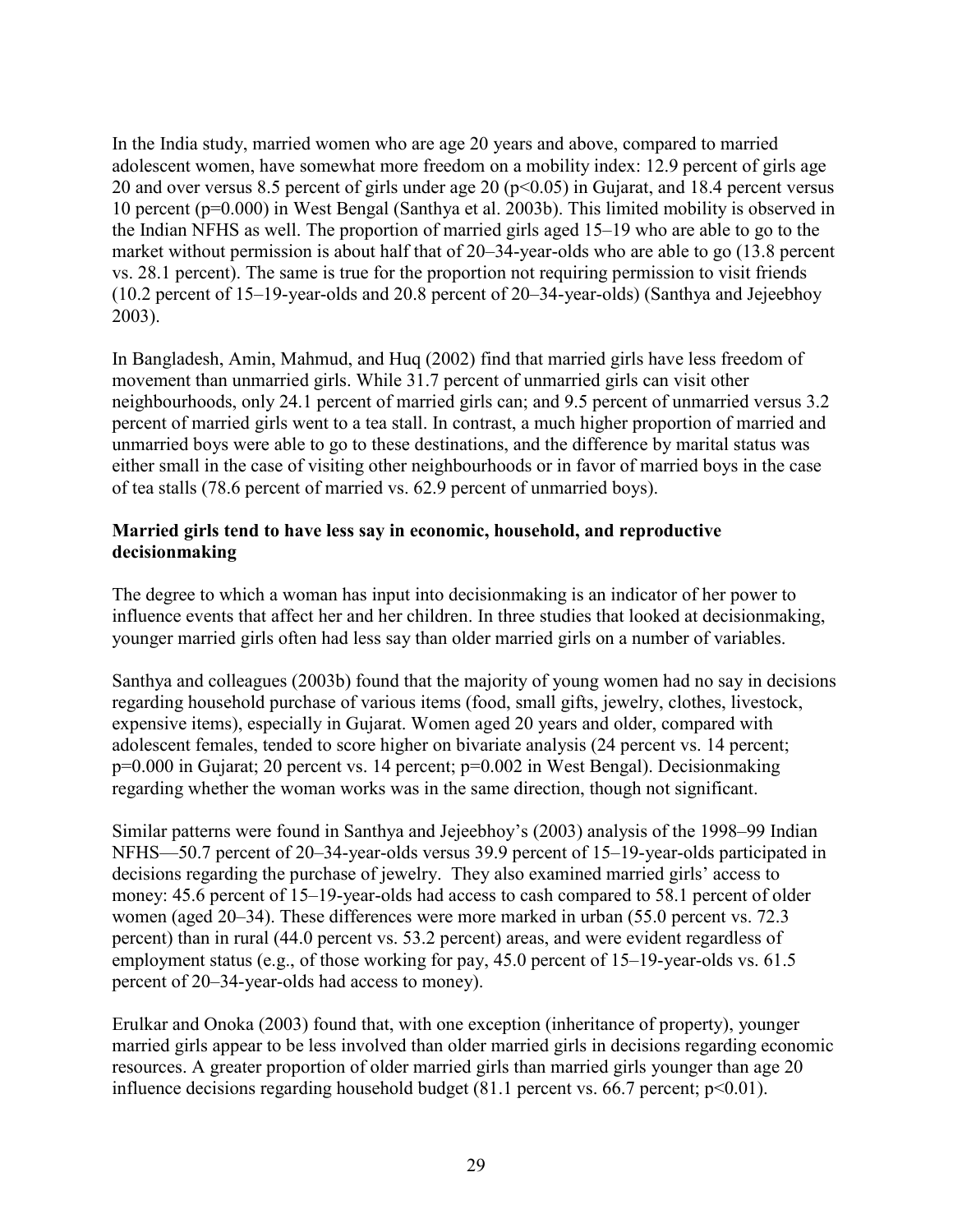In the India study, married women who are age 20 years and above, compared to married adolescent women, have somewhat more freedom on a mobility index: 12.9 percent of girls age 20 and over versus 8.5 percent of girls under age 20 ($p<0.05$) in Gujarat, and 18.4 percent versus 10 percent ($p=0.000$) in West Bengal (Santhya et al. 2003b). This limited mobility is observed in the Indian NFHS as well. The proportion of married girls aged 15–19 who are able to go to the market without permission is about half that of 20–34-year-olds who are able to go (13.8 percent vs. 28.1 percent). The same is true for the proportion not requiring permission to visit friends (10.2 percent of 15–19-year-olds and 20.8 percent of 20–34-year-olds) (Santhya and Jejeebhoy 2003).

In Bangladesh, Amin, Mahmud, and Huq (2002) find that married girls have less freedom of movement than unmarried girls. While 31.7 percent of unmarried girls can visit other neighbourhoods, only 24.1 percent of married girls can; and 9.5 percent of unmarried versus 3.2 percent of married girls went to a tea stall. In contrast, a much higher proportion of married and unmarried boys were able to go to these destinations, and the difference by marital status was either small in the case of visiting other neighbourhoods or in favor of married boys in the case of tea stalls (78.6 percent of married vs. 62.9 percent of unmarried boys).

**Married girls tend to have less say in economic, household, and reproductive decisionmaking**

The degree to which a woman has input into decisionmaking is an indicator of her power to influence events that affect her and her children. In three studies that looked at decisionmaking, younger married girls often had less say than older married girls on a number of variables.

Santhya and colleagues (2003b) found that the majority of young women had no say in decisions regarding household purchase of various items (food, small gifts, jewelry, clothes, livestock, expensive items), especially in Gujarat. Women aged 20 years and older, compared with adolescent females, tended to score higher on bivariate analysis (24 percent vs. 14 percent; $p=0.000$ in Gujarat; 20 percent vs. 14 percent; $p=0.002$ in West Bengal). Decisionmaking regarding whether the woman works was in the same direction, though not significant.

Similar patterns were found in Santhya and Jejeebhoy's (2003) analysis of the 1998–99 Indian NFHS—50.7 percent of 20–34-year-olds versus 39.9 percent of 15–19-year-olds participated in decisions regarding the purchase of jewelry. They also examined married girls' access to money: 45.6 percent of 15–19-year-olds had access to cash compared to 58.1 percent of older women (aged 20–34). These differences were more marked in urban (55.0 percent vs. 72.3 percent) than in rural (44.0 percent vs. 53.2 percent) areas, and were evident regardless of employment status (e.g., of those working for pay, 45.0 percent of 15–19-year-olds vs. 61.5 percent of 20–34-year-olds had access to money).

Erulkar and Onoka (2003) found that, with one exception (inheritance of property), younger married girls appear to be less involved than older married girls in decisions regarding economic resources. A greater proportion of older married girls than married girls younger than age 20 influence decisions regarding household budget (81.1 percent vs. 66.7 percent; $p<0.01$).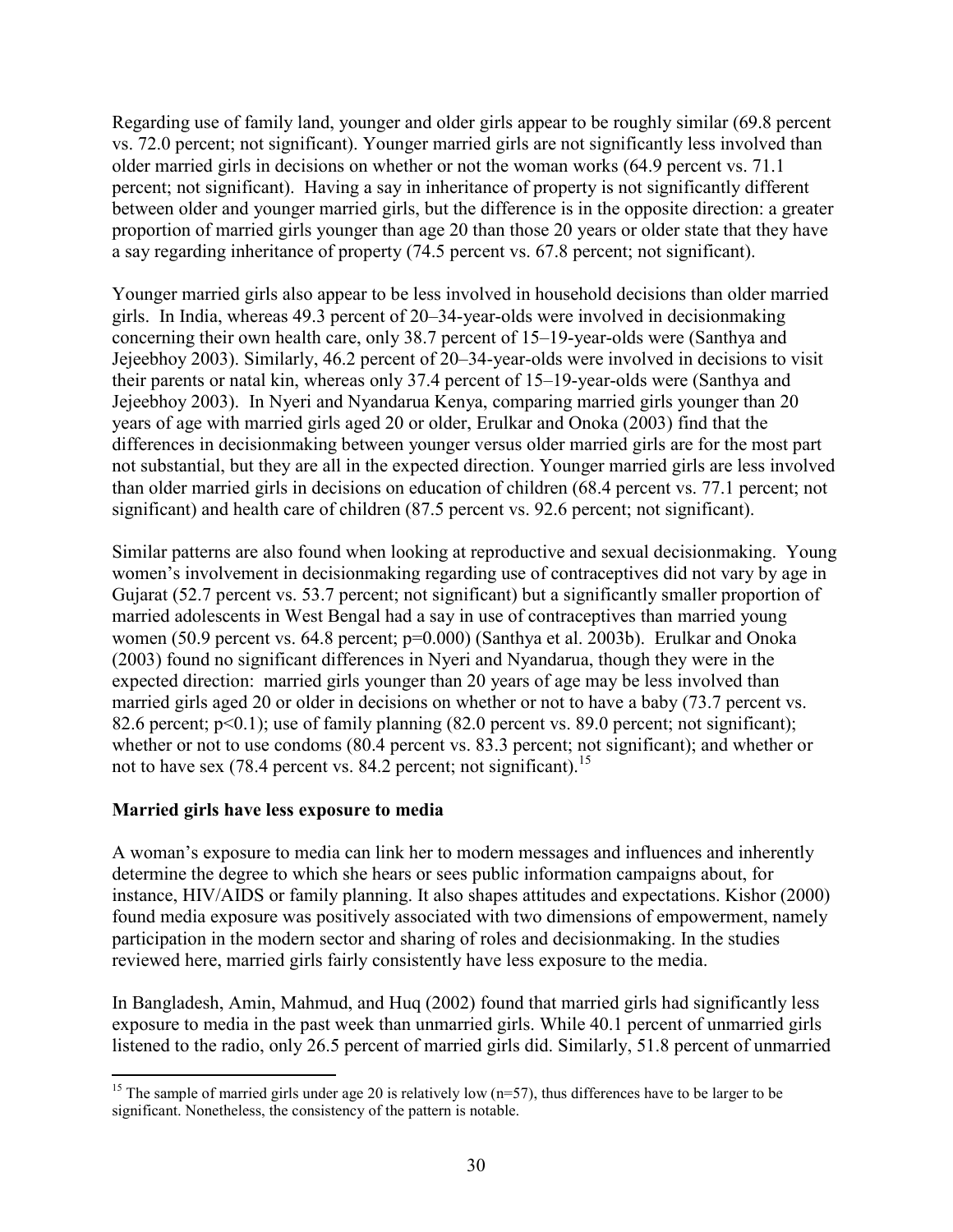Regarding use of family land, younger and older girls appear to be roughly similar (69.8 percent vs. 72.0 percent; not significant). Younger married girls are not significantly less involved than older married girls in decisions on whether or not the woman works (64.9 percent vs. 71.1 percent; not significant). Having a say in inheritance of property is not significantly different between older and younger married girls, but the difference is in the opposite direction: a greater proportion of married girls younger than age 20 than those 20 years or older state that they have a say regarding inheritance of property (74.5 percent vs. 67.8 percent; not significant).

Younger married girls also appear to be less involved in household decisions than older married girls. In India, whereas 49.3 percent of 20–34-year-olds were involved in decisionmaking concerning their own health care, only 38.7 percent of 15–19-year-olds were (Santhya and Jejeebhoy 2003). Similarly, 46.2 percent of 20–34-year-olds were involved in decisions to visit their parents or natal kin, whereas only 37.4 percent of 15–19-year-olds were (Santhya and Jejeebhoy 2003). In Nyeri and Nyandarua Kenya, comparing married girls younger than 20 years of age with married girls aged 20 or older, Erulkar and Onoka (2003) find that the differences in decisionmaking between younger versus older married girls are for the most part not substantial, but they are all in the expected direction. Younger married girls are less involved than older married girls in decisions on education of children (68.4 percent vs. 77.1 percent; not significant) and health care of children (87.5 percent vs. 92.6 percent; not significant).

Similar patterns are also found when looking at reproductive and sexual decisionmaking. Young women's involvement in decisionmaking regarding use of contraceptives did not vary by age in Gujarat (52.7 percent vs. 53.7 percent; not significant) but a significantly smaller proportion of married adolescents in West Bengal had a say in use of contraceptives than married young women (50.9 percent vs. 64.8 percent; $p=0.000$) (Santhya et al. 2003b). Erulkar and Onoka (2003) found no significant differences in Nyeri and Nyandarua, though they were in the expected direction: married girls younger than 20 years of age may be less involved than married girls aged 20 or older in decisions on whether or not to have a baby (73.7 percent vs. 82.6 percent; $p<0.1$); use of family planning (82.0 percent vs. 89.0 percent; not significant); whether or not to use condoms (80.4 percent vs. 83.3 percent; not significant); and whether or not to have sex (78.4 percent vs. 84.2 percent; not significant).[15]

**Married girls have less exposure to media**

A woman's exposure to media can link her to modern messages and influences and inherently determine the degree to which she hears or sees public information campaigns about, for instance, HIV/AIDS or family planning. It also shapes attitudes and expectations. Kishor (2000) found media exposure was positively associated with two dimensions of empowerment, namely participation in the modern sector and sharing of roles and decisionmaking. In the studies reviewed here, married girls fairly consistently have less exposure to the media.

In Bangladesh, Amin, Mahmud, and Huq (2002) found that married girls had significantly less exposure to media in the past week than unmarried girls. While 40.1 percent of unmarried girls listened to the radio, only 26.5 percent of married girls did. Similarly, 51.8 percent of unmarried

---

[15] The sample of married girls under age 20 is relatively low ($n=57$), thus differences have to be larger to be significant. Nonetheless, the consistency of the pattern is notable.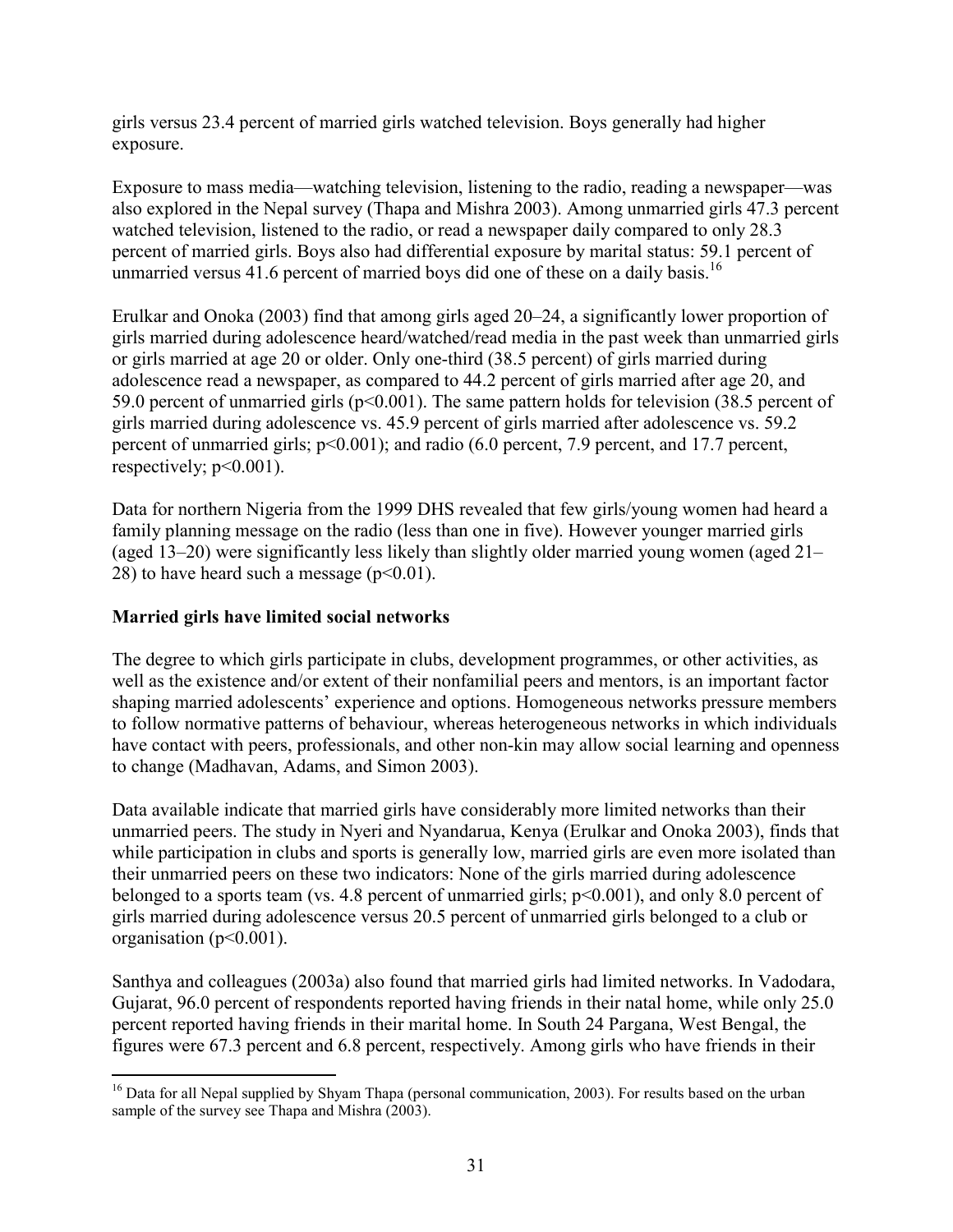girls versus 23.4 percent of married girls watched television. Boys generally had higher exposure.

Exposure to mass media—watching television, listening to the radio, reading a newspaper—was also explored in the Nepal survey (Thapa and Mishra 2003). Among unmarried girls 47.3 percent watched television, listened to the radio, or read a newspaper daily compared to only 28.3 percent of married girls. Boys also had differential exposure by marital status: 59.1 percent of unmarried versus 41.6 percent of married boys did one of these on a daily basis.[16]

Erulkar and Onoka (2003) find that among girls aged 20–24, a significantly lower proportion of girls married during adolescence heard/watched/read media in the past week than unmarried girls or girls married at age 20 or older. Only one-third (38.5 percent) of girls married during adolescence read a newspaper, as compared to 44.2 percent of girls married after age 20, and 59.0 percent of unmarried girls ($p<0.001$). The same pattern holds for television (38.5 percent of girls married during adolescence vs. 45.9 percent of girls married after adolescence vs. 59.2 percent of unmarried girls; $p<0.001$); and radio (6.0 percent, 7.9 percent, and 17.7 percent, respectively; $p<0.001$).

Data for northern Nigeria from the 1999 DHS revealed that few girls/young women had heard a family planning message on the radio (less than one in five). However younger married girls (aged 13–20) were significantly less likely than slightly older married young women (aged 21–28) to have heard such a message ($p<0.01$).

**Married girls have limited social networks**

The degree to which girls participate in clubs, development programmes, or other activities, as well as the existence and/or extent of their nonfamilial peers and mentors, is an important factor shaping married adolescents' experience and options. Homogeneous networks pressure members to follow normative patterns of behaviour, whereas heterogeneous networks in which individuals have contact with peers, professionals, and other non-kin may allow social learning and openness to change (Madhavan, Adams, and Simon 2003).

Data available indicate that married girls have considerably more limited networks than their unmarried peers. The study in Nyeri and Nyandarua, Kenya (Erulkar and Onoka 2003), finds that while participation in clubs and sports is generally low, married girls are even more isolated than their unmarried peers on these two indicators: None of the girls married during adolescence belonged to a sports team (vs. 4.8 percent of unmarried girls; $p<0.001$), and only 8.0 percent of girls married during adolescence versus 20.5 percent of unmarried girls belonged to a club or organisation ($p<0.001$).

Santhya and colleagues (2003a) also found that married girls had limited networks. In Vadodara, Gujarat, 96.0 percent of respondents reported having friends in their natal home, while only 25.0 percent reported having friends in their marital home. In South 24 Pargana, West Bengal, the figures were 67.3 percent and 6.8 percent, respectively. Among girls who have friends in their

[16] Data for all Nepal supplied by Shyam Thapa (personal communication, 2003). For results based on the urban sample of the survey see Thapa and Mishra (2003).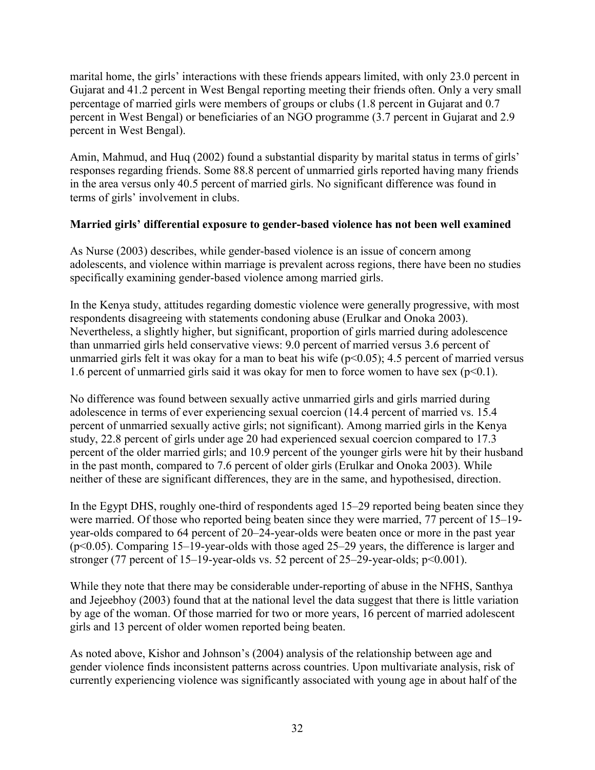marital home, the girls' interactions with these friends appears limited, with only 23.0 percent in Gujarat and 41.2 percent in West Bengal reporting meeting their friends often. Only a very small percentage of married girls were members of groups or clubs (1.8 percent in Gujarat and 0.7 percent in West Bengal) or beneficiaries of an NGO programme (3.7 percent in Gujarat and 2.9 percent in West Bengal).

Amin, Mahmud, and Huq (2002) found a substantial disparity by marital status in terms of girls' responses regarding friends. Some 88.8 percent of unmarried girls reported having many friends in the area versus only 40.5 percent of married girls. No significant difference was found in terms of girls' involvement in clubs.

**Married girls' differential exposure to gender-based violence has not been well examined**

As Nurse (2003) describes, while gender-based violence is an issue of concern among adolescents, and violence within marriage is prevalent across regions, there have been no studies specifically examining gender-based violence among married girls.

In the Kenya study, attitudes regarding domestic violence were generally progressive, with most respondents disagreeing with statements condoning abuse (Erulkar and Onoka 2003). Nevertheless, a slightly higher, but significant, proportion of girls married during adolescence than unmarried girls held conservative views: 9.0 percent of married versus 3.6 percent of unmarried girls felt it was okay for a man to beat his wife ($p<0.05$); 4.5 percent of married versus 1.6 percent of unmarried girls said it was okay for men to force women to have sex ($p<0.1$).

No difference was found between sexually active unmarried girls and girls married during adolescence in terms of ever experiencing sexual coercion (14.4 percent of married vs. 15.4 percent of unmarried sexually active girls; not significant). Among married girls in the Kenya study, 22.8 percent of girls under age 20 had experienced sexual coercion compared to 17.3 percent of the older married girls; and 10.9 percent of the younger girls were hit by their husband in the past month, compared to 7.6 percent of older girls (Erulkar and Onoka 2003). While neither of these are significant differences, they are in the same, and hypothesised, direction.

In the Egypt DHS, roughly one-third of respondents aged 15–29 reported being beaten since they were married. Of those who reported being beaten since they were married, 77 percent of 15–19-year-olds compared to 64 percent of 20–24-year-olds were beaten once or more in the past year ($p<0.05$). Comparing 15–19-year-olds with those aged 25–29 years, the difference is larger and stronger (77 percent of 15–19-year-olds vs. 52 percent of 25–29-year-olds; $p<0.001$).

While they note that there may be considerable under-reporting of abuse in the NFHS, Santhya and Jejeebhoy (2003) found that at the national level the data suggest that there is little variation by age of the woman. Of those married for two or more years, 16 percent of married adolescent girls and 13 percent of older women reported being beaten.

As noted above, Kishor and Johnson's (2004) analysis of the relationship between age and gender violence finds inconsistent patterns across countries. Upon multivariate analysis, risk of currently experiencing violence was significantly associated with young age in about half of the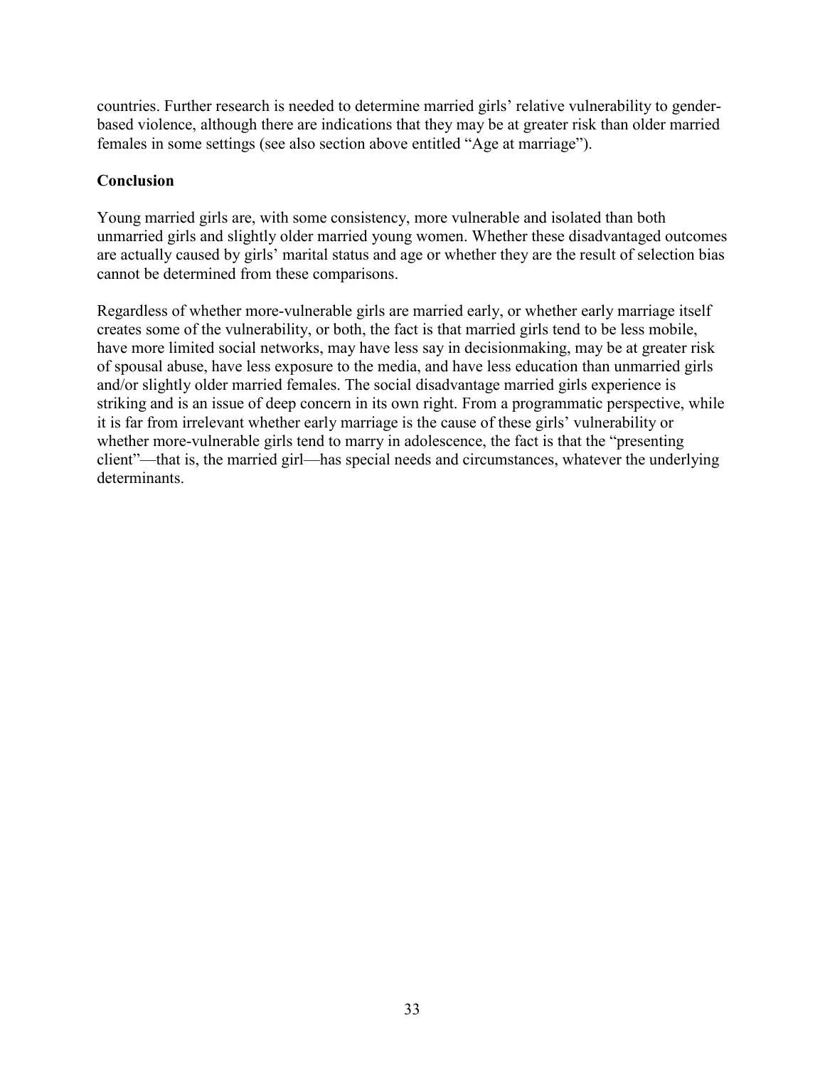countries. Further research is needed to determine married girls' relative vulnerability to gender-based violence, although there are indications that they may be at greater risk than older married females in some settings (see also section above entitled "Age at marriage").

## Conclusion

Young married girls are, with some consistency, more vulnerable and isolated than both unmarried girls and slightly older married young women. Whether these disadvantaged outcomes are actually caused by girls' marital status and age or whether they are the result of selection bias cannot be determined from these comparisons.

Regardless of whether more-vulnerable girls are married early, or whether early marriage itself creates some of the vulnerability, or both, the fact is that married girls tend to be less mobile, have more limited social networks, may have less say in decisionmaking, may be at greater risk of spousal abuse, have less exposure to the media, and have less education than unmarried girls and/or slightly older married females. The social disadvantage married girls experience is striking and is an issue of deep concern in its own right. From a programmatic perspective, while it is far from irrelevant whether early marriage is the cause of these girls' vulnerability or whether more-vulnerable girls tend to marry in adolescence, the fact is that the "presenting client"—that is, the married girl—has special needs and circumstances, whatever the underlying determinants.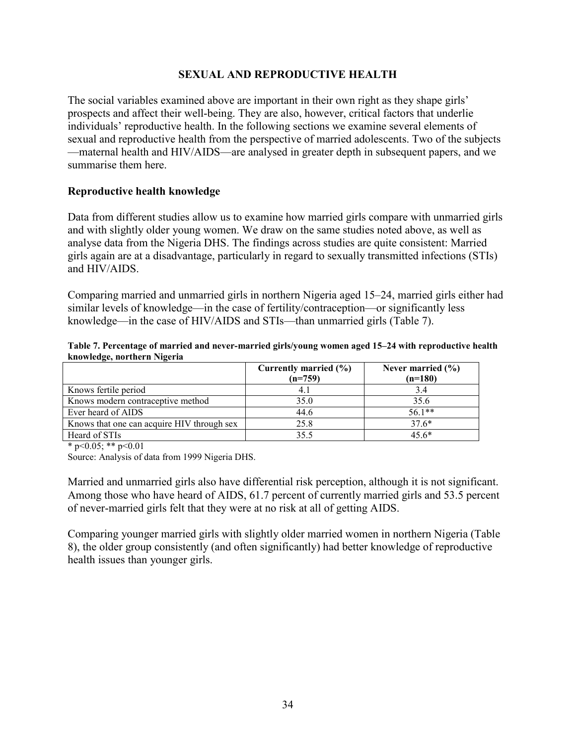## SEXUAL AND REPRODUCTIVE HEALTH

The social variables examined above are important in their own right as they shape girls' prospects and affect their well-being. They are also, however, critical factors that underlie individuals' reproductive health. In the following sections we examine several elements of sexual and reproductive health from the perspective of married adolescents. Two of the subjects —maternal health and HIV/AIDS—are analysed in greater depth in subsequent papers, and we summarise them here.

### Reproductive health knowledge

Data from different studies allow us to examine how married girls compare with unmarried girls and with slightly older young women. We draw on the same studies noted above, as well as analyse data from the Nigeria DHS. The findings across studies are quite consistent: Married girls again are at a disadvantage, particularly in regard to sexually transmitted infections (STIs) and HIV/AIDS.

Comparing married and unmarried girls in northern Nigeria aged 15–24, married girls either had similar levels of knowledge—in the case of fertility/contraception—or significantly less knowledge—in the case of HIV/AIDS and STIs—than unmarried girls (Table 7).

**Table 7. Percentage of married and never-married girls/young women aged 15–24 with reproductive health knowledge, northern Nigeria**

| | Currently married (%) (n=759) | Never married (%) (n=180) |
|---|---|---|
| Knows fertile period | 4.1 | 3.4 |
| Knows modern contraceptive method | 35.0 | 35.6 |
| Ever heard of AIDS | 44.6 | 56.1** |
| Knows that one can acquire HIV through sex | 25.8 | 37.6* |
| Heard of STIs | 35.5 | 45.6* |

* $p<0.05$; ** $p<0.01$

Source: Analysis of data from 1999 Nigeria DHS.

Married and unmarried girls also have differential risk perception, although it is not significant. Among those who have heard of AIDS, 61.7 percent of currently married girls and 53.5 percent of never-married girls felt that they were at no risk at all of getting AIDS.

Comparing younger married girls with slightly older married women in northern Nigeria (Table 8), the older group consistently (and often significantly) had better knowledge of reproductive health issues than younger girls.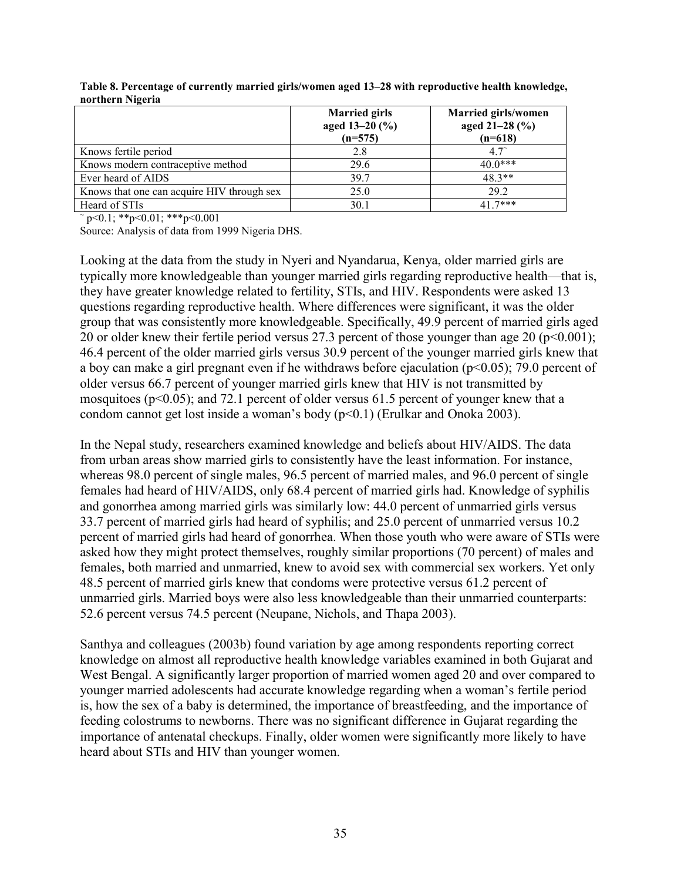**Table 8. Percentage of currently married girls/women aged 13–28 with reproductive health knowledge, northern Nigeria**

| | Married girls aged 13–20 (%) (n=575) | Married girls/women aged 21–28 (%) (n=618) |
|---|---|---|
| Knows fertile period | 2.8 | 4.7~ |
| Knows modern contraceptive method | 29.6 | 40.0*** |
| Ever heard of AIDS | 39.7 | 48.3** |
| Knows that one can acquire HIV through sex | 25.0 | 29.2 |
| Heard of STIs | 30.1 | 41.7*** |

~ $p<0.1$; ** $p<0.01$; *** $p<0.001$

Source: Analysis of data from 1999 Nigeria DHS.

Looking at the data from the study in Nyeri and Nyandarua, Kenya, older married girls are typically more knowledgeable than younger married girls regarding reproductive health—that is, they have greater knowledge related to fertility, STIs, and HIV. Respondents were asked 13 questions regarding reproductive health. Where differences were significant, it was the older group that was consistently more knowledgeable. Specifically, 49.9 percent of married girls aged 20 or older knew their fertile period versus 27.3 percent of those younger than age 20 ($p<0.001$); 46.4 percent of the older married girls versus 30.9 percent of the younger married girls knew that a boy can make a girl pregnant even if he withdraws before ejaculation ($p<0.05$); 79.0 percent of older versus 66.7 percent of younger married girls knew that HIV is not transmitted by mosquitoes ($p<0.05$); and 72.1 percent of older versus 61.5 percent of younger knew that a condom cannot get lost inside a woman's body ($p<0.1$) (Erulkar and Onoka 2003).

In the Nepal study, researchers examined knowledge and beliefs about HIV/AIDS. The data from urban areas show married girls to consistently have the least information. For instance, whereas 98.0 percent of single males, 96.5 percent of married males, and 96.0 percent of single females had heard of HIV/AIDS, only 68.4 percent of married girls had. Knowledge of syphilis and gonorrhea among married girls was similarly low: 44.0 percent of unmarried girls versus 33.7 percent of married girls had heard of syphilis; and 25.0 percent of unmarried versus 10.2 percent of married girls had heard of gonorrhea. When those youth who were aware of STIs were asked how they might protect themselves, roughly similar proportions (70 percent) of males and females, both married and unmarried, knew to avoid sex with commercial sex workers. Yet only 48.5 percent of married girls knew that condoms were protective versus 61.2 percent of unmarried girls. Married boys were also less knowledgeable than their unmarried counterparts: 52.6 percent versus 74.5 percent (Neupane, Nichols, and Thapa 2003).

Santhya and colleagues (2003b) found variation by age among respondents reporting correct knowledge on almost all reproductive health knowledge variables examined in both Gujarat and West Bengal. A significantly larger proportion of married women aged 20 and over compared to younger married adolescents had accurate knowledge regarding when a woman's fertile period is, how the sex of a baby is determined, the importance of breastfeeding, and the importance of feeding colostrums to newborns. There was no significant difference in Gujarat regarding the importance of antenatal checkups. Finally, older women were significantly more likely to have heard about STIs and HIV than younger women.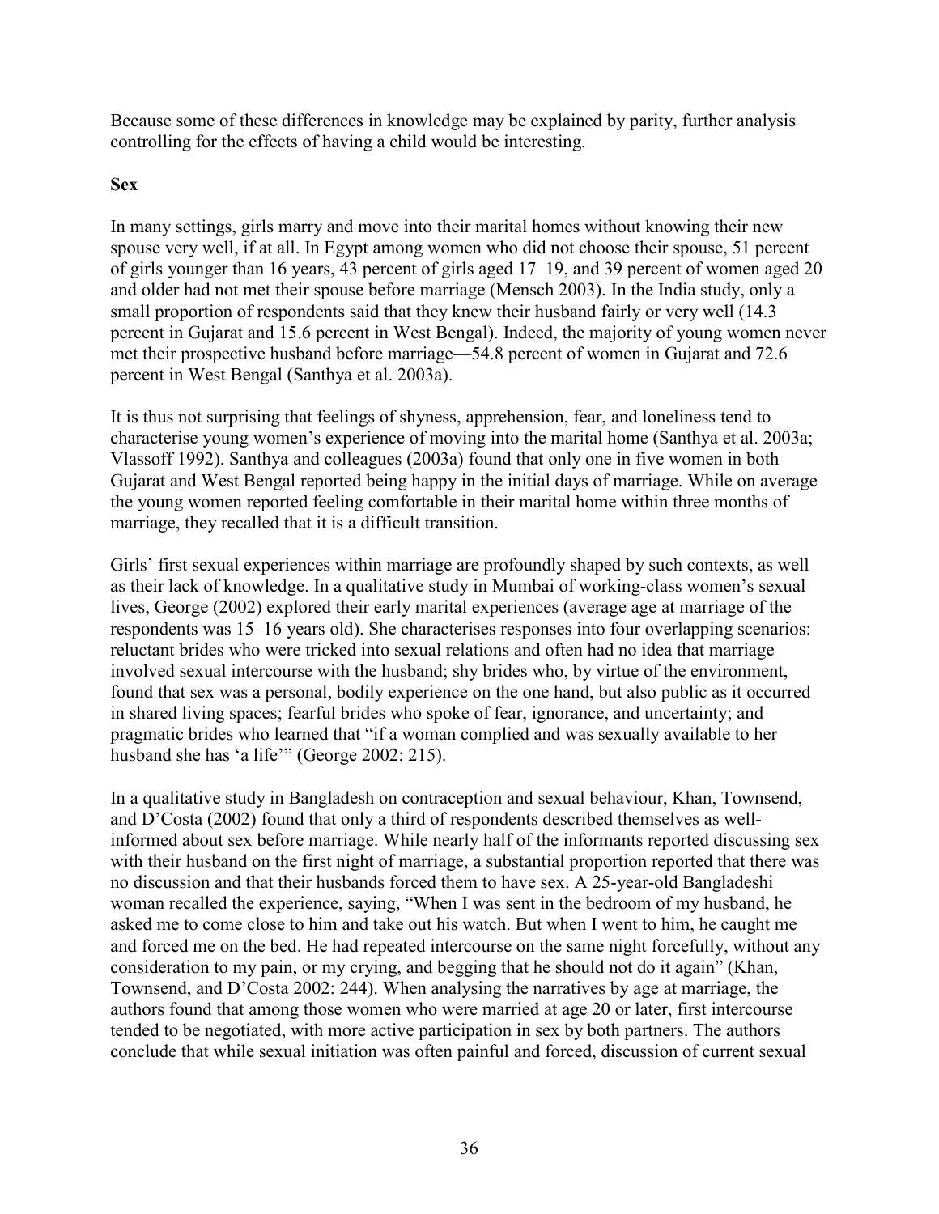Because some of these differences in knowledge may be explained by parity, further analysis controlling for the effects of having a child would be interesting.

**Sex**

In many settings, girls marry and move into their marital homes without knowing their new spouse very well, if at all. In Egypt among women who did not choose their spouse, 51 percent of girls younger than 16 years, 43 percent of girls aged 17–19, and 39 percent of women aged 20 and older had not met their spouse before marriage (Mensch 2003). In the India study, only a small proportion of respondents said that they knew their husband fairly or very well (14.3 percent in Gujarat and 15.6 percent in West Bengal). Indeed, the majority of young women never met their prospective husband before marriage—54.8 percent of women in Gujarat and 72.6 percent in West Bengal (Santhya et al. 2003a).

It is thus not surprising that feelings of shyness, apprehension, fear, and loneliness tend to characterise young women's experience of moving into the marital home (Santhya et al. 2003a; Vlassoff 1992). Santhya and colleagues (2003a) found that only one in five women in both Gujarat and West Bengal reported being happy in the initial days of marriage. While on average the young women reported feeling comfortable in their marital home within three months of marriage, they recalled that it is a difficult transition.

Girls' first sexual experiences within marriage are profoundly shaped by such contexts, as well as their lack of knowledge. In a qualitative study in Mumbai of working-class women's sexual lives, George (2002) explored their early marital experiences (average age at marriage of the respondents was 15–16 years old). She characterises responses into four overlapping scenarios: reluctant brides who were tricked into sexual relations and often had no idea that marriage involved sexual intercourse with the husband; shy brides who, by virtue of the environment, found that sex was a personal, bodily experience on the one hand, but also public as it occurred in shared living spaces; fearful brides who spoke of fear, ignorance, and uncertainty; and pragmatic brides who learned that "if a woman complied and was sexually available to her husband she has 'a life'" (George 2002: 215).

In a qualitative study in Bangladesh on contraception and sexual behaviour, Khan, Townsend, and D'Costa (2002) found that only a third of respondents described themselves as well-informed about sex before marriage. While nearly half of the informants reported discussing sex with their husband on the first night of marriage, a substantial proportion reported that there was no discussion and that their husbands forced them to have sex. A 25-year-old Bangladeshi woman recalled the experience, saying, "When I was sent in the bedroom of my husband, he asked me to come close to him and take out his watch. But when I went to him, he caught me and forced me on the bed. He had repeated intercourse on the same night forcefully, without any consideration to my pain, or my crying, and begging that he should not do it again" (Khan, Townsend, and D'Costa 2002: 244). When analysing the narratives by age at marriage, the authors found that among those women who were married at age 20 or later, first intercourse tended to be negotiated, with more active participation in sex by both partners. The authors conclude that while sexual initiation was often painful and forced, discussion of current sexual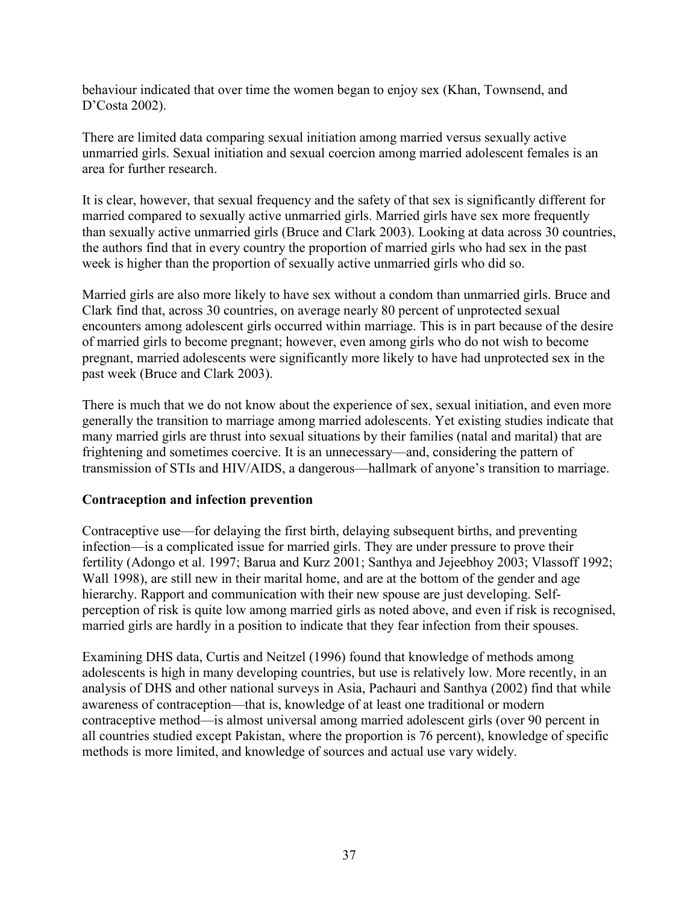behaviour indicated that over time the women began to enjoy sex (Khan, Townsend, and D'Costa 2002).

There are limited data comparing sexual initiation among married versus sexually active unmarried girls. Sexual initiation and sexual coercion among married adolescent females is an area for further research.

It is clear, however, that sexual frequency and the safety of that sex is significantly different for married compared to sexually active unmarried girls. Married girls have sex more frequently than sexually active unmarried girls (Bruce and Clark 2003). Looking at data across 30 countries, the authors find that in every country the proportion of married girls who had sex in the past week is higher than the proportion of sexually active unmarried girls who did so.

Married girls are also more likely to have sex without a condom than unmarried girls. Bruce and Clark find that, across 30 countries, on average nearly 80 percent of unprotected sexual encounters among adolescent girls occurred within marriage. This is in part because of the desire of married girls to become pregnant; however, even among girls who do not wish to become pregnant, married adolescents were significantly more likely to have had unprotected sex in the past week (Bruce and Clark 2003).

There is much that we do not know about the experience of sex, sexual initiation, and even more generally the transition to marriage among married adolescents. Yet existing studies indicate that many married girls are thrust into sexual situations by their families (natal and marital) that are frightening and sometimes coercive. It is an unnecessary—and, considering the pattern of transmission of STIs and HIV/AIDS, a dangerous—hallmark of anyone's transition to marriage.

**Contraception and infection prevention**

Contraceptive use—for delaying the first birth, delaying subsequent births, and preventing infection—is a complicated issue for married girls. They are under pressure to prove their fertility (Adongo et al. 1997; Barua and Kurz 2001; Santhya and Jejeebhoy 2003; Vlassoff 1992; Wall 1998), are still new in their marital home, and are at the bottom of the gender and age hierarchy. Rapport and communication with their new spouse are just developing. Self-perception of risk is quite low among married girls as noted above, and even if risk is recognised, married girls are hardly in a position to indicate that they fear infection from their spouses.

Examining DHS data, Curtis and Neitzel (1996) found that knowledge of methods among adolescents is high in many developing countries, but use is relatively low. More recently, in an analysis of DHS and other national surveys in Asia, Pachauri and Santhya (2002) find that while awareness of contraception—that is, knowledge of at least one traditional or modern contraceptive method—is almost universal among married adolescent girls (over 90 percent in all countries studied except Pakistan, where the proportion is 76 percent), knowledge of specific methods is more limited, and knowledge of sources and actual use vary widely.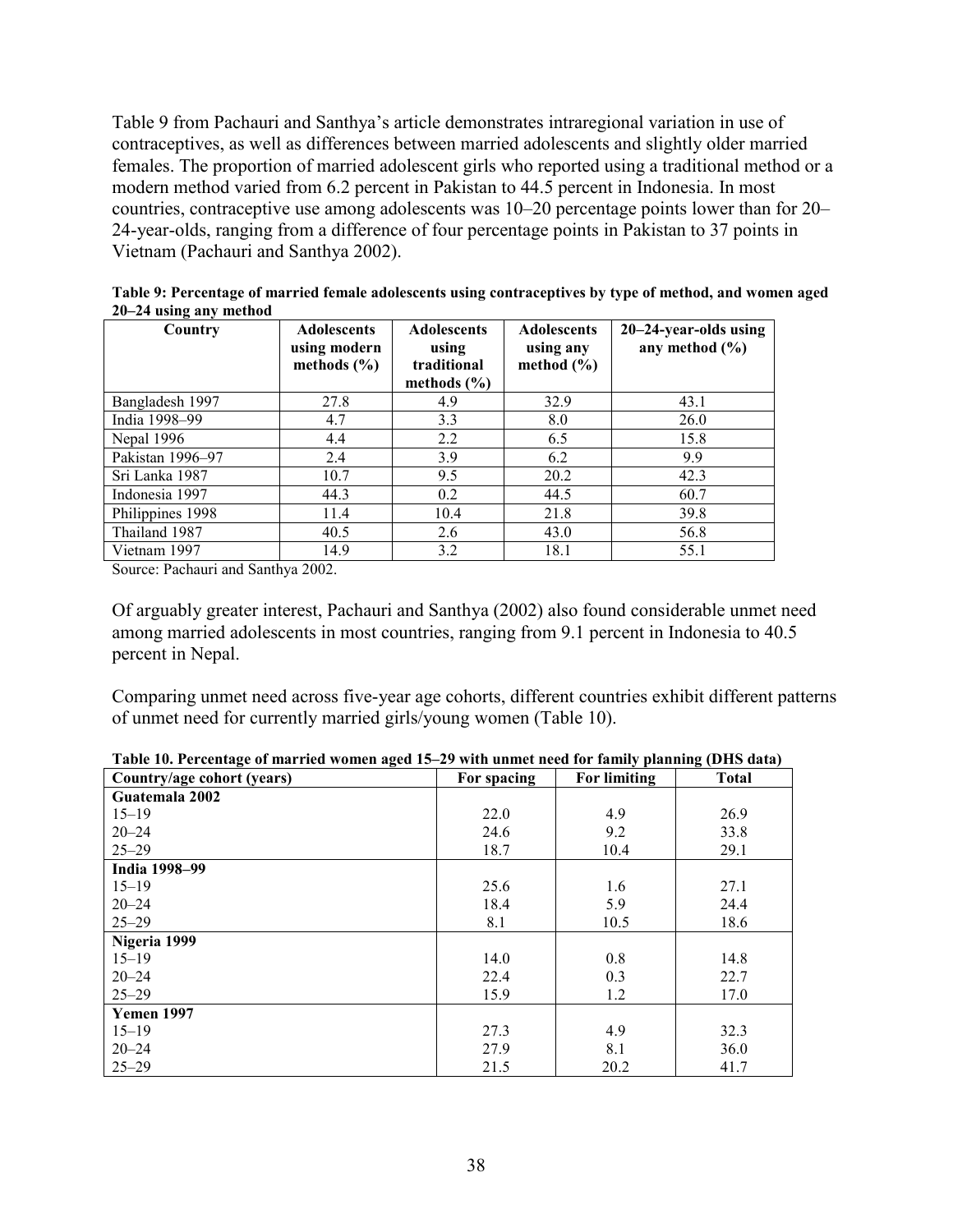Table 9 from Pachauri and Santhya's article demonstrates intraregional variation in use of contraceptives, as well as differences between married adolescents and slightly older married females. The proportion of married adolescent girls who reported using a traditional method or a modern method varied from 6.2 percent in Pakistan to 44.5 percent in Indonesia. In most countries, contraceptive use among adolescents was 10–20 percentage points lower than for 20–24-year-olds, ranging from a difference of four percentage points in Pakistan to 37 points in Vietnam (Pachauri and Santhya 2002).

**Table 9: Percentage of married female adolescents using contraceptives by type of method, and women aged 20–24 using any method**

| Country | Adolescents using modern methods (%) | Adolescents using traditional methods (%) | Adolescents using any method (%) | 20–24-year-olds using any method (%) |
|---|---|---|---|---|
| Bangladesh 1997 | 27.8 | 4.9 | 32.9 | 43.1 |
| India 1998–99 | 4.7 | 3.3 | 8.0 | 26.0 |
| Nepal 1996 | 4.4 | 2.2 | 6.5 | 15.8 |
| Pakistan 1996–97 | 2.4 | 3.9 | 6.2 | 9.9 |
| Sri Lanka 1987 | 10.7 | 9.5 | 20.2 | 42.3 |
| Indonesia 1997 | 44.3 | 0.2 | 44.5 | 60.7 |
| Philippines 1998 | 11.4 | 10.4 | 21.8 | 39.8 |
| Thailand 1987 | 40.5 | 2.6 | 43.0 | 56.8 |
| Vietnam 1997 | 14.9 | 3.2 | 18.1 | 55.1 |

Source: Pachauri and Santhya 2002.

Of arguably greater interest, Pachauri and Santhya (2002) also found considerable unmet need among married adolescents in most countries, ranging from 9.1 percent in Indonesia to 40.5 percent in Nepal.

Comparing unmet need across five-year age cohorts, different countries exhibit different patterns of unmet need for currently married girls/young women (Table 10).

**Table 10. Percentage of married women aged 15–29 with unmet need for family planning (DHS data)**

| Country/age cohort (years) | For spacing | For limiting | Total |
|---|---|---|---|
| **Guatemala 2002** | | | |
| 15–19 | 22.0 | 4.9 | 26.9 |
| 20–24 | 24.6 | 9.2 | 33.8 |
| 25–29 | 18.7 | 10.4 | 29.1 |
| **India 1998–99** | | | |
| 15–19 | 25.6 | 1.6 | 27.1 |
| 20–24 | 18.4 | 5.9 | 24.4 |
| 25–29 | 8.1 | 10.5 | 18.6 |
| **Nigeria 1999** | | | |
| 15–19 | 14.0 | 0.8 | 14.8 |
| 20–24 | 22.4 | 0.3 | 22.7 |
| 25–29 | 15.9 | 1.2 | 17.0 |
| **Yemen 1997** | | | |
| 15–19 | 27.3 | 4.9 | 32.3 |
| 20–24 | 27.9 | 8.1 | 36.0 |
| 25–29 | 21.5 | 20.2 | 41.7 |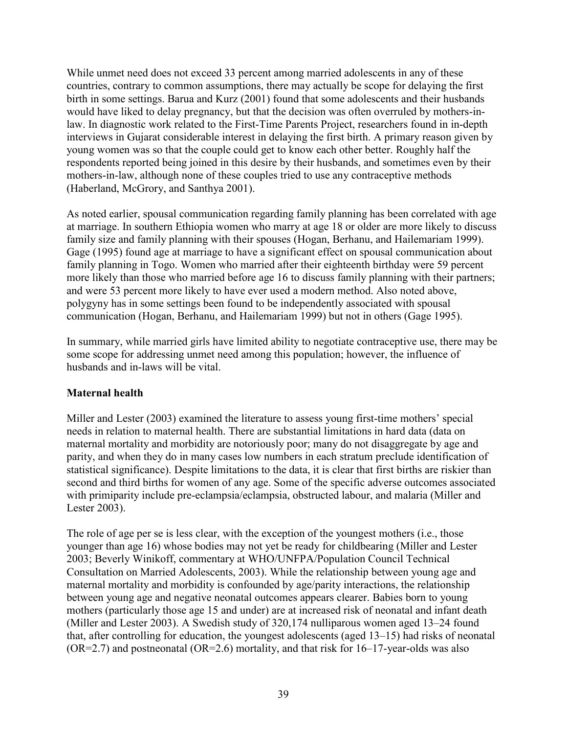While unmet need does not exceed 33 percent among married adolescents in any of these countries, contrary to common assumptions, there may actually be scope for delaying the first birth in some settings. Barua and Kurz (2001) found that some adolescents and their husbands would have liked to delay pregnancy, but that the decision was often overruled by mothers-in-law. In diagnostic work related to the First-Time Parents Project, researchers found in in-depth interviews in Gujarat considerable interest in delaying the first birth. A primary reason given by young women was so that the couple could get to know each other better. Roughly half the respondents reported being joined in this desire by their husbands, and sometimes even by their mothers-in-law, although none of these couples tried to use any contraceptive methods (Haberland, McGrory, and Santhya 2001).

As noted earlier, spousal communication regarding family planning has been correlated with age at marriage. In southern Ethiopia women who marry at age 18 or older are more likely to discuss family size and family planning with their spouses (Hogan, Berhanu, and Hailemariam 1999). Gage (1995) found age at marriage to have a significant effect on spousal communication about family planning in Togo. Women who married after their eighteenth birthday were 59 percent more likely than those who married before age 16 to discuss family planning with their partners; and were 53 percent more likely to have ever used a modern method. Also noted above, polygyny has in some settings been found to be independently associated with spousal communication (Hogan, Berhanu, and Hailemariam 1999) but not in others (Gage 1995).

In summary, while married girls have limited ability to negotiate contraceptive use, there may be some scope for addressing unmet need among this population; however, the influence of husbands and in-laws will be vital.

**Maternal health**

Miller and Lester (2003) examined the literature to assess young first-time mothers' special needs in relation to maternal health. There are substantial limitations in hard data (data on maternal mortality and morbidity are notoriously poor; many do not disaggregate by age and parity, and when they do in many cases low numbers in each stratum preclude identification of statistical significance). Despite limitations to the data, it is clear that first births are riskier than second and third births for women of any age. Some of the specific adverse outcomes associated with primiparity include pre-eclampsia/eclampsia, obstructed labour, and malaria (Miller and Lester 2003).

The role of age per se is less clear, with the exception of the youngest mothers (i.e., those younger than age 16) whose bodies may not yet be ready for childbearing (Miller and Lester 2003; Beverly Winikoff, commentary at WHO/UNFPA/Population Council Technical Consultation on Married Adolescents, 2003). While the relationship between young age and maternal mortality and morbidity is confounded by age/parity interactions, the relationship between young age and negative neonatal outcomes appears clearer. Babies born to young mothers (particularly those age 15 and under) are at increased risk of neonatal and infant death (Miller and Lester 2003). A Swedish study of 320,174 nulliparous women aged 13–24 found that, after controlling for education, the youngest adolescents (aged 13–15) had risks of neonatal (OR=2.7) and postneonatal (OR=2.6) mortality, and that risk for 16–17-year-olds was also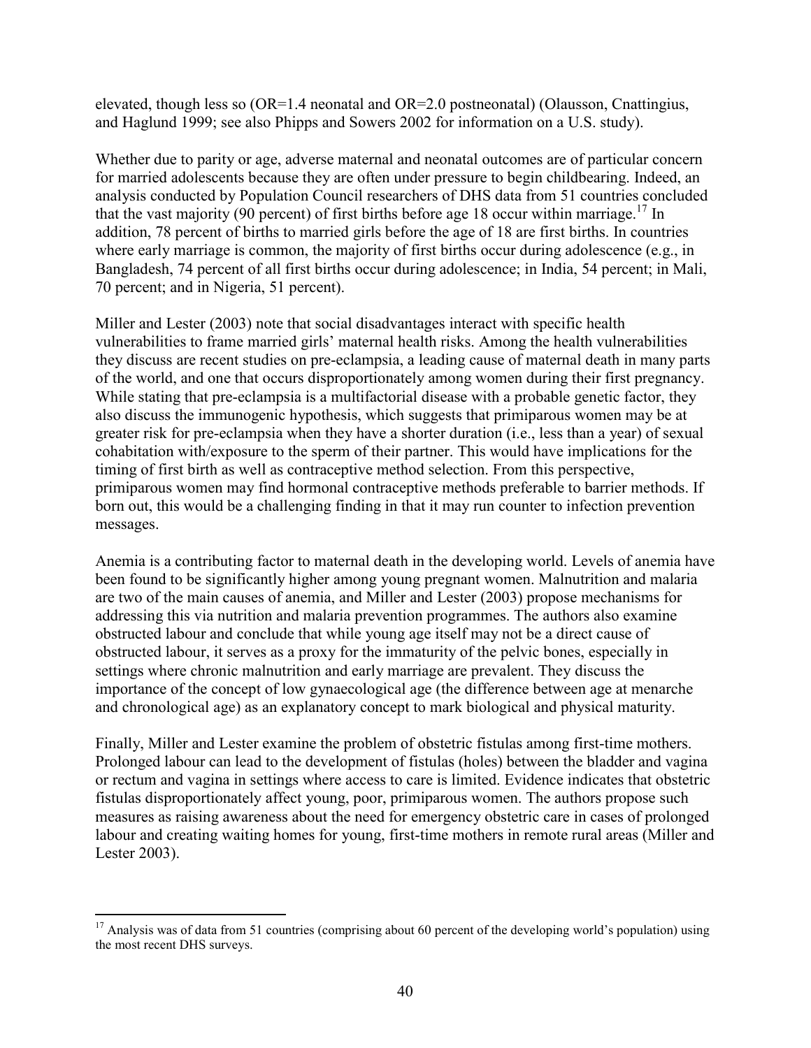elevated, though less so (OR=1.4 neonatal and OR=2.0 postneonatal) (Olausson, Cnattingius, and Haglund 1999; see also Phipps and Sowers 2002 for information on a U.S. study).

Whether due to parity or age, adverse maternal and neonatal outcomes are of particular concern for married adolescents because they are often under pressure to begin childbearing. Indeed, an analysis conducted by Population Council researchers of DHS data from 51 countries concluded that the vast majority (90 percent) of first births before age 18 occur within marriage.[17] In addition, 78 percent of births to married girls before the age of 18 are first births. In countries where early marriage is common, the majority of first births occur during adolescence (e.g., in Bangladesh, 74 percent of all first births occur during adolescence; in India, 54 percent; in Mali, 70 percent; and in Nigeria, 51 percent).

Miller and Lester (2003) note that social disadvantages interact with specific health vulnerabilities to frame married girls' maternal health risks. Among the health vulnerabilities they discuss are recent studies on pre-eclampsia, a leading cause of maternal death in many parts of the world, and one that occurs disproportionately among women during their first pregnancy. While stating that pre-eclampsia is a multifactorial disease with a probable genetic factor, they also discuss the immunogenic hypothesis, which suggests that primiparous women may be at greater risk for pre-eclampsia when they have a shorter duration (i.e., less than a year) of sexual cohabitation with/exposure to the sperm of their partner. This would have implications for the timing of first birth as well as contraceptive method selection. From this perspective, primiparous women may find hormonal contraceptive methods preferable to barrier methods. If born out, this would be a challenging finding in that it may run counter to infection prevention messages.

Anemia is a contributing factor to maternal death in the developing world. Levels of anemia have been found to be significantly higher among young pregnant women. Malnutrition and malaria are two of the main causes of anemia, and Miller and Lester (2003) propose mechanisms for addressing this via nutrition and malaria prevention programmes. The authors also examine obstructed labour and conclude that while young age itself may not be a direct cause of obstructed labour, it serves as a proxy for the immaturity of the pelvic bones, especially in settings where chronic malnutrition and early marriage are prevalent. They discuss the importance of the concept of low gynaecological age (the difference between age at menarche and chronological age) as an explanatory concept to mark biological and physical maturity.

Finally, Miller and Lester examine the problem of obstetric fistulas among first-time mothers. Prolonged labour can lead to the development of fistulas (holes) between the bladder and vagina or rectum and vagina in settings where access to care is limited. Evidence indicates that obstetric fistulas disproportionately affect young, poor, primiparous women. The authors propose such measures as raising awareness about the need for emergency obstetric care in cases of prolonged labour and creating waiting homes for young, first-time mothers in remote rural areas (Miller and Lester 2003).

---

[17] Analysis was of data from 51 countries (comprising about 60 percent of the developing world's population) using the most recent DHS surveys.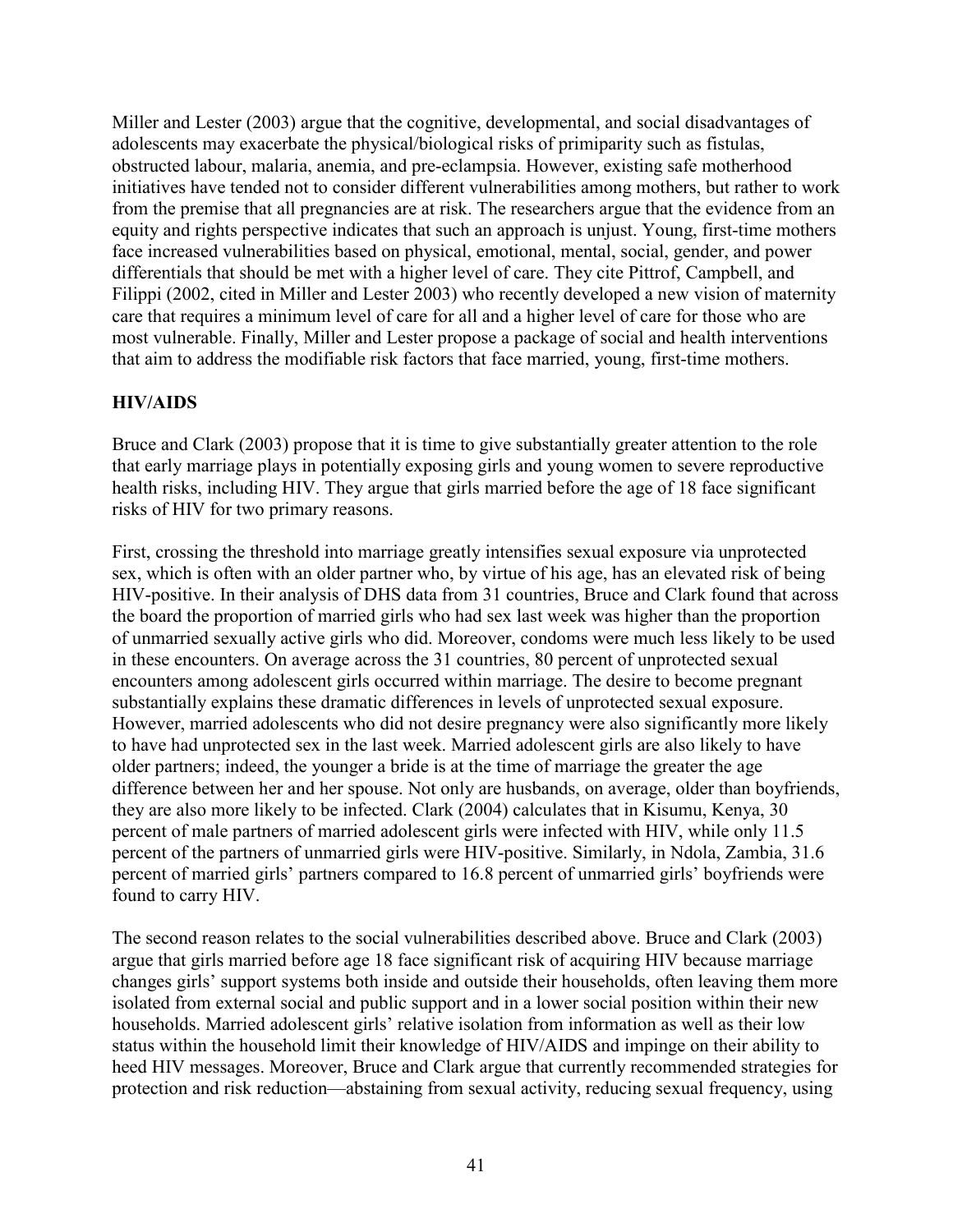Miller and Lester (2003) argue that the cognitive, developmental, and social disadvantages of adolescents may exacerbate the physical/biological risks of primiparity such as fistulas, obstructed labour, malaria, anemia, and pre-eclampsia. However, existing safe motherhood initiatives have tended not to consider different vulnerabilities among mothers, but rather to work from the premise that all pregnancies are at risk. The researchers argue that the evidence from an equity and rights perspective indicates that such an approach is unjust. Young, first-time mothers face increased vulnerabilities based on physical, emotional, mental, social, gender, and power differentials that should be met with a higher level of care. They cite Pittrof, Campbell, and Filippi (2002, cited in Miller and Lester 2003) who recently developed a new vision of maternity care that requires a minimum level of care for all and a higher level of care for those who are most vulnerable. Finally, Miller and Lester propose a package of social and health interventions that aim to address the modifiable risk factors that face married, young, first-time mothers.

## HIV/AIDS

Bruce and Clark (2003) propose that it is time to give substantially greater attention to the role that early marriage plays in potentially exposing girls and young women to severe reproductive health risks, including HIV. They argue that girls married before the age of 18 face significant risks of HIV for two primary reasons.

First, crossing the threshold into marriage greatly intensifies sexual exposure via unprotected sex, which is often with an older partner who, by virtue of his age, has an elevated risk of being HIV-positive. In their analysis of DHS data from 31 countries, Bruce and Clark found that across the board the proportion of married girls who had sex last week was higher than the proportion of unmarried sexually active girls who did. Moreover, condoms were much less likely to be used in these encounters. On average across the 31 countries, 80 percent of unprotected sexual encounters among adolescent girls occurred within marriage. The desire to become pregnant substantially explains these dramatic differences in levels of unprotected sexual exposure. However, married adolescents who did not desire pregnancy were also significantly more likely to have had unprotected sex in the last week. Married adolescent girls are also likely to have older partners; indeed, the younger a bride is at the time of marriage the greater the age difference between her and her spouse. Not only are husbands, on average, older than boyfriends, they are also more likely to be infected. Clark (2004) calculates that in Kisumu, Kenya, 30 percent of male partners of married adolescent girls were infected with HIV, while only 11.5 percent of the partners of unmarried girls were HIV-positive. Similarly, in Ndola, Zambia, 31.6 percent of married girls' partners compared to 16.8 percent of unmarried girls' boyfriends were found to carry HIV.

The second reason relates to the social vulnerabilities described above. Bruce and Clark (2003) argue that girls married before age 18 face significant risk of acquiring HIV because marriage changes girls' support systems both inside and outside their households, often leaving them more isolated from external social and public support and in a lower social position within their new households. Married adolescent girls' relative isolation from information as well as their low status within the household limit their knowledge of HIV/AIDS and impinge on their ability to heed HIV messages. Moreover, Bruce and Clark argue that currently recommended strategies for protection and risk reduction—abstaining from sexual activity, reducing sexual frequency, using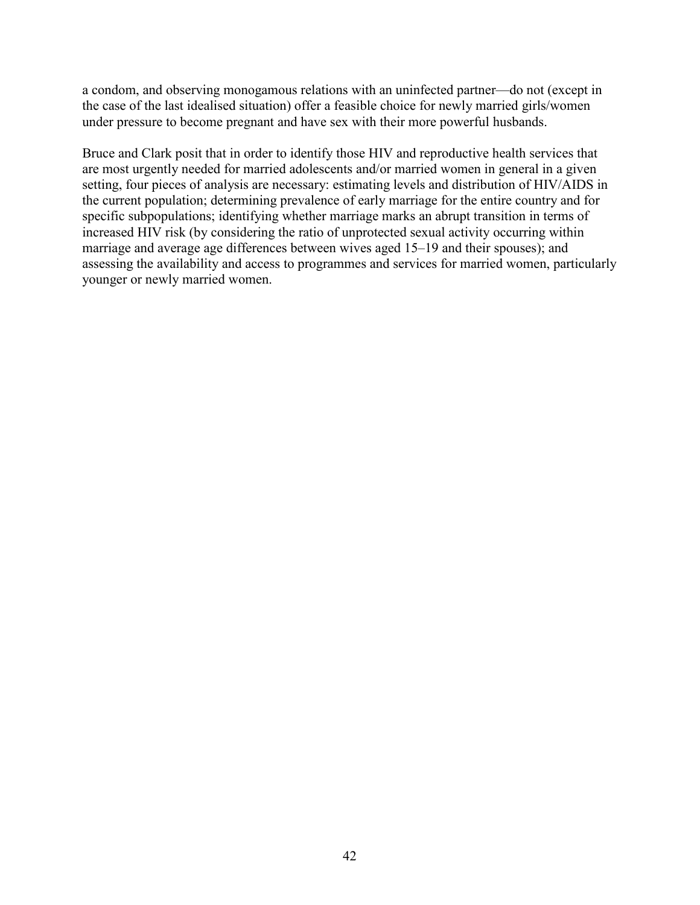a condom, and observing monogamous relations with an uninfected partner—do not (except in the case of the last idealised situation) offer a feasible choice for newly married girls/women under pressure to become pregnant and have sex with their more powerful husbands.

Bruce and Clark posit that in order to identify those HIV and reproductive health services that are most urgently needed for married adolescents and/or married women in general in a given setting, four pieces of analysis are necessary: estimating levels and distribution of HIV/AIDS in the current population; determining prevalence of early marriage for the entire country and for specific subpopulations; identifying whether marriage marks an abrupt transition in terms of increased HIV risk (by considering the ratio of unprotected sexual activity occurring within marriage and average age differences between wives aged 15–19 and their spouses); and assessing the availability and access to programmes and services for married women, particularly younger or newly married women.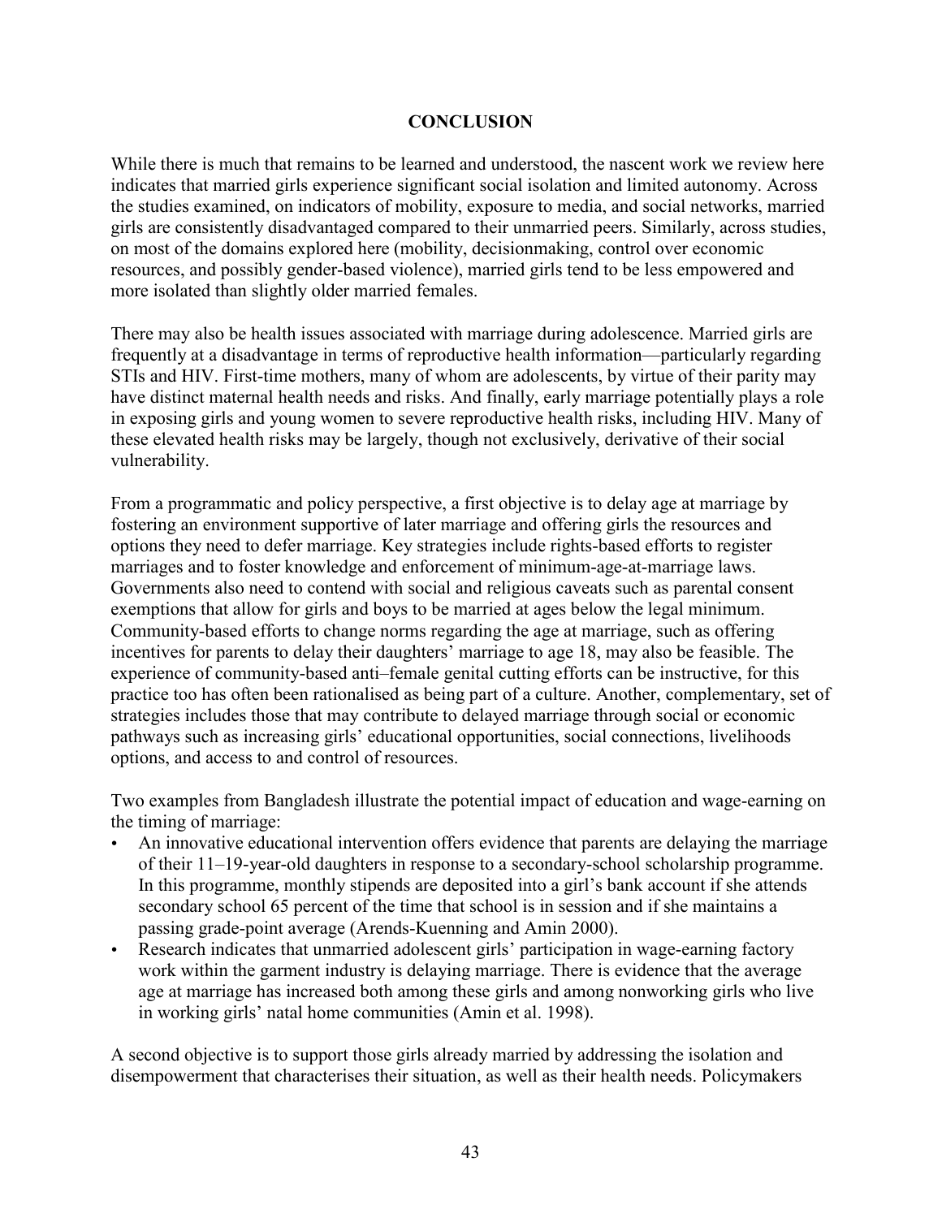## CONCLUSION

While there is much that remains to be learned and understood, the nascent work we review here indicates that married girls experience significant social isolation and limited autonomy. Across the studies examined, on indicators of mobility, exposure to media, and social networks, married girls are consistently disadvantaged compared to their unmarried peers. Similarly, across studies, on most of the domains explored here (mobility, decisionmaking, control over economic resources, and possibly gender-based violence), married girls tend to be less empowered and more isolated than slightly older married females.

There may also be health issues associated with marriage during adolescence. Married girls are frequently at a disadvantage in terms of reproductive health information—particularly regarding STIs and HIV. First-time mothers, many of whom are adolescents, by virtue of their parity may have distinct maternal health needs and risks. And finally, early marriage potentially plays a role in exposing girls and young women to severe reproductive health risks, including HIV. Many of these elevated health risks may be largely, though not exclusively, derivative of their social vulnerability.

From a programmatic and policy perspective, a first objective is to delay age at marriage by fostering an environment supportive of later marriage and offering girls the resources and options they need to defer marriage. Key strategies include rights-based efforts to register marriages and to foster knowledge and enforcement of minimum-age-at-marriage laws. Governments also need to contend with social and religious caveats such as parental consent exemptions that allow for girls and boys to be married at ages below the legal minimum. Community-based efforts to change norms regarding the age at marriage, such as offering incentives for parents to delay their daughters' marriage to age 18, may also be feasible. The experience of community-based anti–female genital cutting efforts can be instructive, for this practice too has often been rationalised as being part of a culture. Another, complementary, set of strategies includes those that may contribute to delayed marriage through social or economic pathways such as increasing girls' educational opportunities, social connections, livelihoods options, and access to and control of resources.

Two examples from Bangladesh illustrate the potential impact of education and wage-earning on the timing of marriage:

- An innovative educational intervention offers evidence that parents are delaying the marriage of their 11–19-year-old daughters in response to a secondary-school scholarship programme. In this programme, monthly stipends are deposited into a girl's bank account if she attends secondary school 65 percent of the time that school is in session and if she maintains a passing grade-point average (Arends-Kuenning and Amin 2000).
- Research indicates that unmarried adolescent girls' participation in wage-earning factory work within the garment industry is delaying marriage. There is evidence that the average age at marriage has increased both among these girls and among nonworking girls who live in working girls' natal home communities (Amin et al. 1998).

A second objective is to support those girls already married by addressing the isolation and disempowerment that characterises their situation, as well as their health needs. Policymakers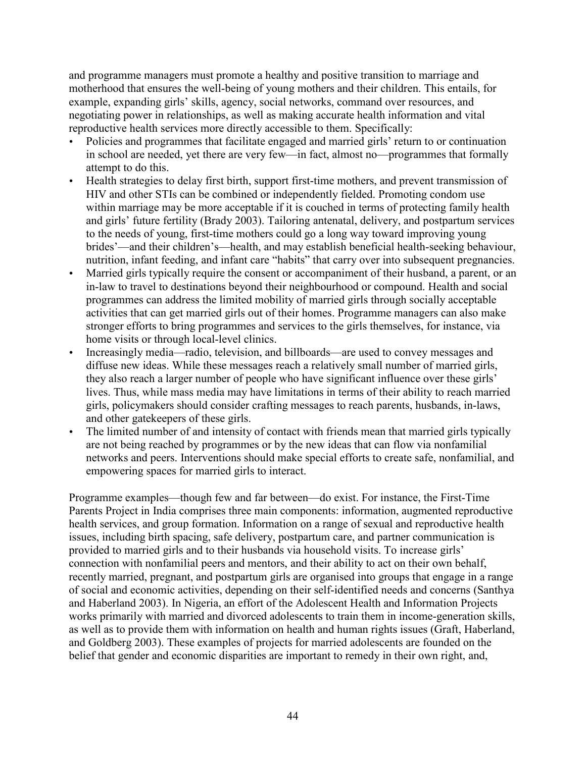and programme managers must promote a healthy and positive transition to marriage and motherhood that ensures the well-being of young mothers and their children. This entails, for example, expanding girls' skills, agency, social networks, command over resources, and negotiating power in relationships, as well as making accurate health information and vital reproductive health services more directly accessible to them. Specifically:

- Policies and programmes that facilitate engaged and married girls' return to or continuation in school are needed, yet there are very few—in fact, almost no—programmes that formally attempt to do this.
- Health strategies to delay first birth, support first-time mothers, and prevent transmission of HIV and other STIs can be combined or independently fielded. Promoting condom use within marriage may be more acceptable if it is couched in terms of protecting family health and girls' future fertility (Brady 2003). Tailoring antenatal, delivery, and postpartum services to the needs of young, first-time mothers could go a long way toward improving young brides'—and their children's—health, and may establish beneficial health-seeking behaviour, nutrition, infant feeding, and infant care "habits" that carry over into subsequent pregnancies.
- Married girls typically require the consent or accompaniment of their husband, a parent, or an in-law to travel to destinations beyond their neighbourhood or compound. Health and social programmes can address the limited mobility of married girls through socially acceptable activities that can get married girls out of their homes. Programme managers can also make stronger efforts to bring programmes and services to the girls themselves, for instance, via home visits or through local-level clinics.
- Increasingly media—radio, television, and billboards—are used to convey messages and diffuse new ideas. While these messages reach a relatively small number of married girls, they also reach a larger number of people who have significant influence over these girls' lives. Thus, while mass media may have limitations in terms of their ability to reach married girls, policymakers should consider crafting messages to reach parents, husbands, in-laws, and other gatekeepers of these girls.
- The limited number of and intensity of contact with friends mean that married girls typically are not being reached by programmes or by the new ideas that can flow via nonfamilial networks and peers. Interventions should make special efforts to create safe, nonfamilial, and empowering spaces for married girls to interact.

Programme examples—though few and far between—do exist. For instance, the First-Time Parents Project in India comprises three main components: information, augmented reproductive health services, and group formation. Information on a range of sexual and reproductive health issues, including birth spacing, safe delivery, postpartum care, and partner communication is provided to married girls and to their husbands via household visits. To increase girls' connection with nonfamilial peers and mentors, and their ability to act on their own behalf, recently married, pregnant, and postpartum girls are organised into groups that engage in a range of social and economic activities, depending on their self-identified needs and concerns (Santhya and Haberland 2003). In Nigeria, an effort of the Adolescent Health and Information Projects works primarily with married and divorced adolescents to train them in income-generation skills, as well as to provide them with information on health and human rights issues (Graft, Haberland, and Goldberg 2003). These examples of projects for married adolescents are founded on the belief that gender and economic disparities are important to remedy in their own right, and,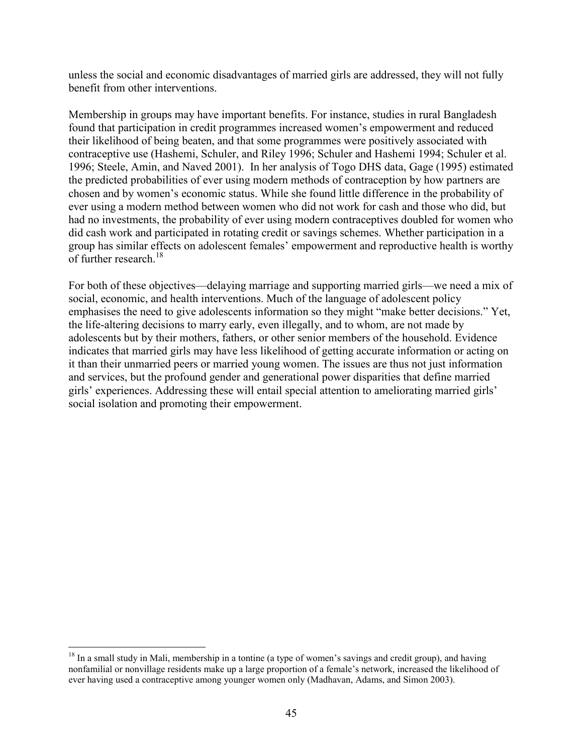unless the social and economic disadvantages of married girls are addressed, they will not fully benefit from other interventions.

Membership in groups may have important benefits. For instance, studies in rural Bangladesh found that participation in credit programmes increased women's empowerment and reduced their likelihood of being beaten, and that some programmes were positively associated with contraceptive use (Hashemi, Schuler, and Riley 1996; Schuler and Hashemi 1994; Schuler et al. 1996; Steele, Amin, and Naved 2001). In her analysis of Togo DHS data, Gage (1995) estimated the predicted probabilities of ever using modern methods of contraception by how partners are chosen and by women's economic status. While she found little difference in the probability of ever using a modern method between women who did not work for cash and those who did, but had no investments, the probability of ever using modern contraceptives doubled for women who did cash work and participated in rotating credit or savings schemes. Whether participation in a group has similar effects on adolescent females' empowerment and reproductive health is worthy of further research.[18]

For both of these objectives—delaying marriage and supporting married girls—we need a mix of social, economic, and health interventions. Much of the language of adolescent policy emphasises the need to give adolescents information so they might "make better decisions." Yet, the life-altering decisions to marry early, even illegally, and to whom, are not made by adolescents but by their mothers, fathers, or other senior members of the household. Evidence indicates that married girls may have less likelihood of getting accurate information or acting on it than their unmarried peers or married young women. The issues are thus not just information and services, but the profound gender and generational power disparities that define married girls' experiences. Addressing these will entail special attention to ameliorating married girls' social isolation and promoting their empowerment.

[18] In a small study in Mali, membership in a tontine (a type of women's savings and credit group), and having nonfamilial or nonvillage residents make up a large proportion of a female's network, increased the likelihood of ever having used a contraceptive among younger women only (Madhavan, Adams, and Simon 2003).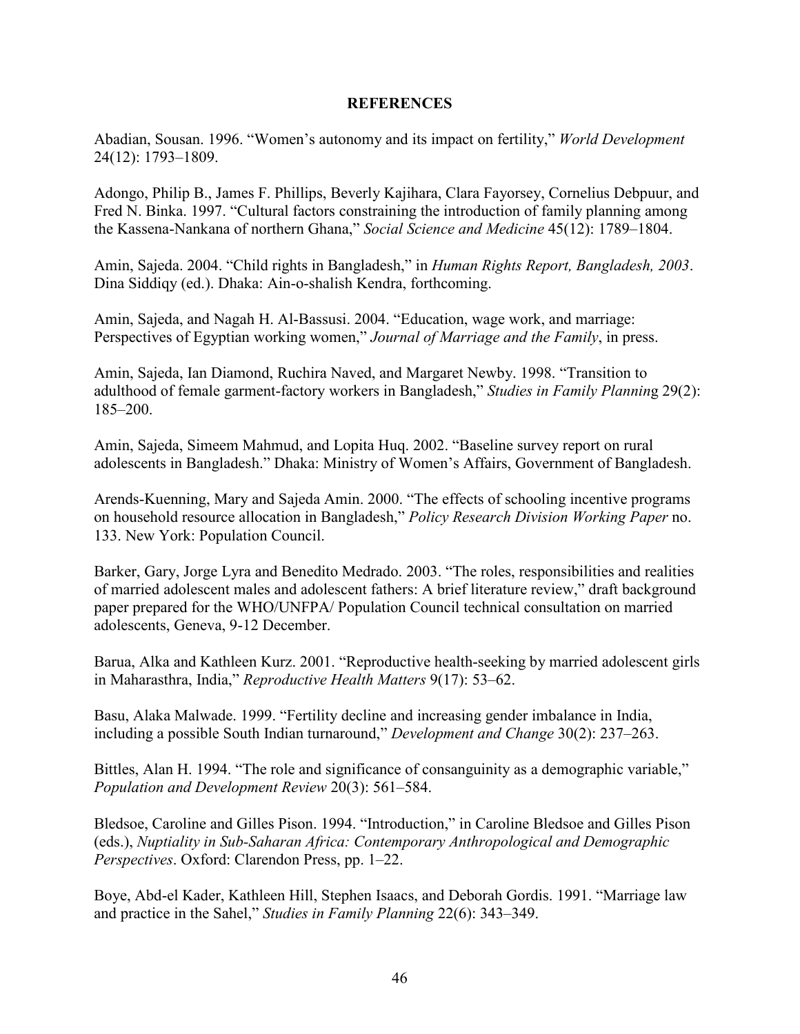## REFERENCES

Abadian, Sousan. 1996. "Women's autonomy and its impact on fertility," *World Development* 24(12): 1793–1809.

Adongo, Philip B., James F. Phillips, Beverly Kajihara, Clara Fayorsey, Cornelius Debpuur, and Fred N. Binka. 1997. "Cultural factors constraining the introduction of family planning among the Kassena-Nankana of northern Ghana," *Social Science and Medicine* 45(12): 1789–1804.

Amin, Sajeda. 2004. "Child rights in Bangladesh," in *Human Rights Report, Bangladesh, 2003*. Dina Siddiqy (ed.). Dhaka: Ain-o-shalish Kendra, forthcoming.

Amin, Sajeda, and Nagah H. Al-Bassusi. 2004. "Education, wage work, and marriage: Perspectives of Egyptian working women," *Journal of Marriage and the Family*, in press.

Amin, Sajeda, Ian Diamond, Ruchira Naved, and Margaret Newby. 1998. "Transition to adulthood of female garment-factory workers in Bangladesh," *Studies in Family Planning* 29(2): 185–200.

Amin, Sajeda, Simeem Mahmud, and Lopita Huq. 2002. "Baseline survey report on rural adolescents in Bangladesh." Dhaka: Ministry of Women's Affairs, Government of Bangladesh.

Arends-Kuenning, Mary and Sajeda Amin. 2000. "The effects of schooling incentive programs on household resource allocation in Bangladesh," *Policy Research Division Working Paper* no. 133. New York: Population Council.

Barker, Gary, Jorge Lyra and Benedito Medrado. 2003. "The roles, responsibilities and realities of married adolescent males and adolescent fathers: A brief literature review," draft background paper prepared for the WHO/UNFPA/ Population Council technical consultation on married adolescents, Geneva, 9-12 December.

Barua, Alka and Kathleen Kurz. 2001. "Reproductive health-seeking by married adolescent girls in Maharasthra, India," *Reproductive Health Matters* 9(17): 53–62.

Basu, Alaka Malwade. 1999. "Fertility decline and increasing gender imbalance in India, including a possible South Indian turnaround," *Development and Change* 30(2): 237–263.

Bittles, Alan H. 1994. "The role and significance of consanguinity as a demographic variable," *Population and Development Review* 20(3): 561–584.

Bledsoe, Caroline and Gilles Pison. 1994. "Introduction," in Caroline Bledsoe and Gilles Pison (eds.), *Nuptiality in Sub-Saharan Africa: Contemporary Anthropological and Demographic Perspectives*. Oxford: Clarendon Press, pp. 1–22.

Boye, Abd-el Kader, Kathleen Hill, Stephen Isaacs, and Deborah Gordis. 1991. "Marriage law and practice in the Sahel," *Studies in Family Planning* 22(6): 343–349.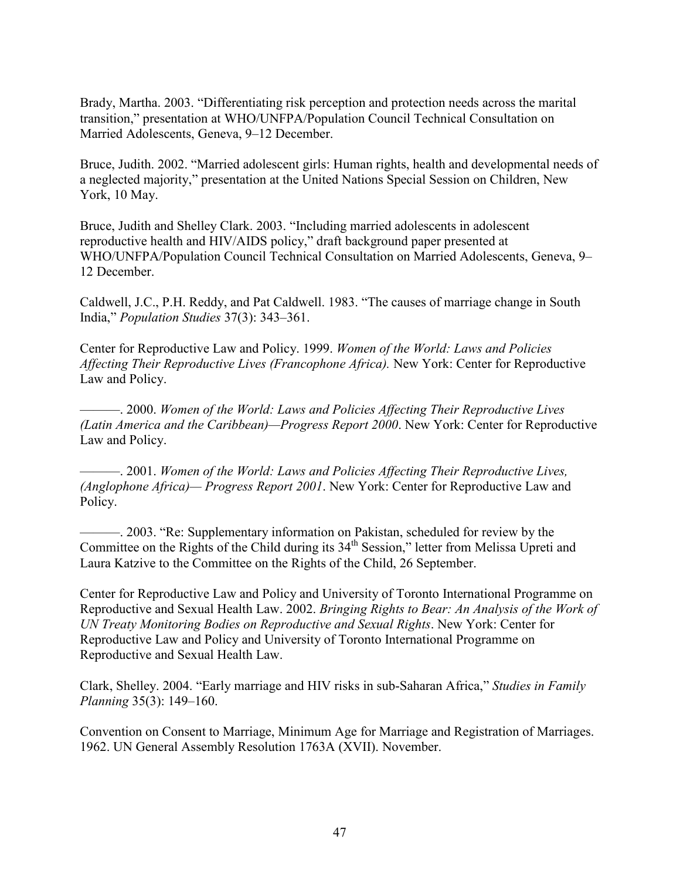Brady, Martha. 2003. "Differentiating risk perception and protection needs across the marital transition," presentation at WHO/UNFPA/Population Council Technical Consultation on Married Adolescents, Geneva, 9–12 December.

Bruce, Judith. 2002. "Married adolescent girls: Human rights, health and developmental needs of a neglected majority," presentation at the United Nations Special Session on Children, New York, 10 May.

Bruce, Judith and Shelley Clark. 2003. "Including married adolescents in adolescent reproductive health and HIV/AIDS policy," draft background paper presented at WHO/UNFPA/Population Council Technical Consultation on Married Adolescents, Geneva, 9–12 December.

Caldwell, J.C., P.H. Reddy, and Pat Caldwell. 1983. "The causes of marriage change in South India," *Population Studies* 37(3): 343–361.

Center for Reproductive Law and Policy. 1999. *Women of the World: Laws and Policies Affecting Their Reproductive Lives (Francophone Africa).* New York: Center for Reproductive Law and Policy.

———. 2000. *Women of the World: Laws and Policies Affecting Their Reproductive Lives (Latin America and the Caribbean)—Progress Report 2000*. New York: Center for Reproductive Law and Policy.

———. 2001. *Women of the World: Laws and Policies Affecting Their Reproductive Lives, (Anglophone Africa)— Progress Report 2001*. New York: Center for Reproductive Law and Policy.

———. 2003. "Re: Supplementary information on Pakistan, scheduled for review by the Committee on the Rights of the Child during its 34th Session," letter from Melissa Upreti and Laura Katzive to the Committee on the Rights of the Child, 26 September.

Center for Reproductive Law and Policy and University of Toronto International Programme on Reproductive and Sexual Health Law. 2002. *Bringing Rights to Bear: An Analysis of the Work of UN Treaty Monitoring Bodies on Reproductive and Sexual Rights*. New York: Center for Reproductive Law and Policy and University of Toronto International Programme on Reproductive and Sexual Health Law.

Clark, Shelley. 2004. "Early marriage and HIV risks in sub-Saharan Africa," *Studies in Family Planning* 35(3): 149–160.

Convention on Consent to Marriage, Minimum Age for Marriage and Registration of Marriages. 1962. UN General Assembly Resolution 1763A (XVII). November.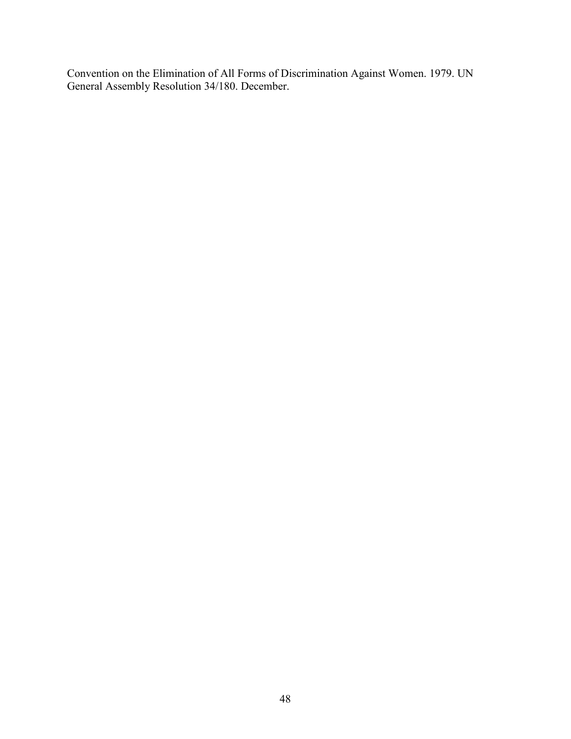Convention on the Elimination of All Forms of Discrimination Against Women. 1979. UN General Assembly Resolution 34/180. December.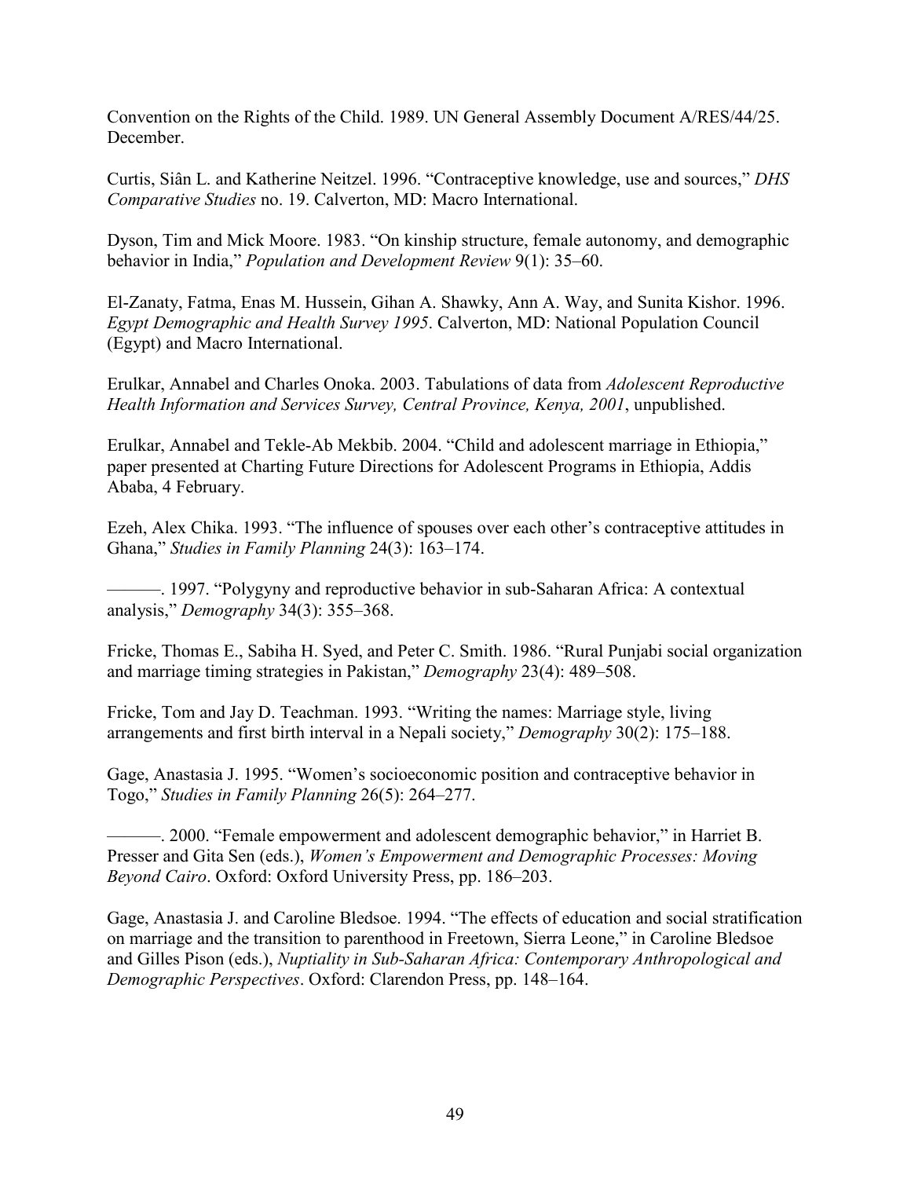Convention on the Rights of the Child. 1989. UN General Assembly Document A/RES/44/25. December.

Curtis, Siân L. and Katherine Neitzel. 1996. "Contraceptive knowledge, use and sources," *DHS Comparative Studies* no. 19. Calverton, MD: Macro International.

Dyson, Tim and Mick Moore. 1983. "On kinship structure, female autonomy, and demographic behavior in India," *Population and Development Review* 9(1): 35–60.

El-Zanaty, Fatma, Enas M. Hussein, Gihan A. Shawky, Ann A. Way, and Sunita Kishor. 1996. *Egypt Demographic and Health Survey 1995*. Calverton, MD: National Population Council (Egypt) and Macro International.

Erulkar, Annabel and Charles Onoka. 2003. Tabulations of data from *Adolescent Reproductive Health Information and Services Survey, Central Province, Kenya, 2001*, unpublished.

Erulkar, Annabel and Tekle-Ab Mekbib. 2004. "Child and adolescent marriage in Ethiopia," paper presented at Charting Future Directions for Adolescent Programs in Ethiopia, Addis Ababa, 4 February.

Ezeh, Alex Chika. 1993. "The influence of spouses over each other's contraceptive attitudes in Ghana," *Studies in Family Planning* 24(3): 163–174.

———. 1997. "Polygyny and reproductive behavior in sub-Saharan Africa: A contextual analysis," *Demography* 34(3): 355–368.

Fricke, Thomas E., Sabiha H. Syed, and Peter C. Smith. 1986. "Rural Punjabi social organization and marriage timing strategies in Pakistan," *Demography* 23(4): 489–508.

Fricke, Tom and Jay D. Teachman. 1993. "Writing the names: Marriage style, living arrangements and first birth interval in a Nepali society," *Demography* 30(2): 175–188.

Gage, Anastasia J. 1995. "Women's socioeconomic position and contraceptive behavior in Togo," *Studies in Family Planning* 26(5): 264–277.

———. 2000. "Female empowerment and adolescent demographic behavior," in Harriet B. Presser and Gita Sen (eds.), *Women's Empowerment and Demographic Processes: Moving Beyond Cairo*. Oxford: Oxford University Press, pp. 186–203.

Gage, Anastasia J. and Caroline Bledsoe. 1994. "The effects of education and social stratification on marriage and the transition to parenthood in Freetown, Sierra Leone," in Caroline Bledsoe and Gilles Pison (eds.), *Nuptiality in Sub-Saharan Africa: Contemporary Anthropological and Demographic Perspectives*. Oxford: Clarendon Press, pp. 148–164.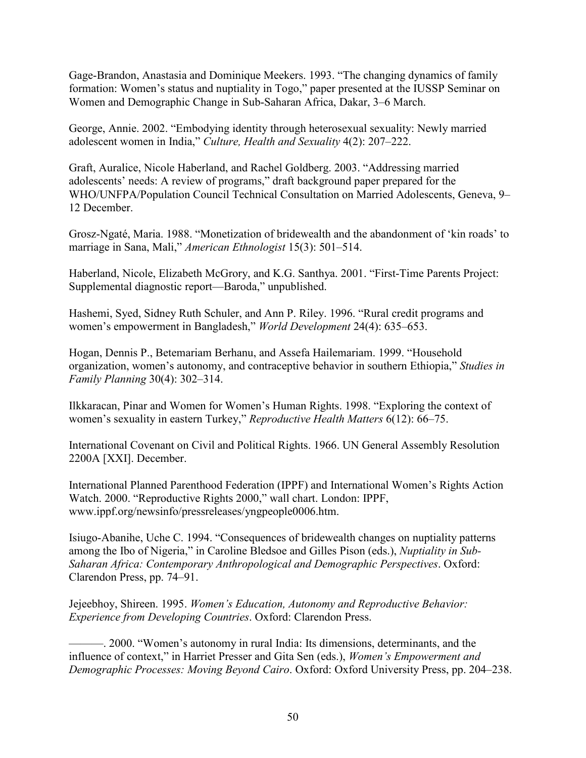Gage-Brandon, Anastasia and Dominique Meekers. 1993. "The changing dynamics of family formation: Women's status and nuptiality in Togo," paper presented at the IUSSP Seminar on Women and Demographic Change in Sub-Saharan Africa, Dakar, 3–6 March.

George, Annie. 2002. "Embodying identity through heterosexual sexuality: Newly married adolescent women in India," *Culture, Health and Sexuality* 4(2): 207–222.

Graft, Auralice, Nicole Haberland, and Rachel Goldberg. 2003. "Addressing married adolescents' needs: A review of programs," draft background paper prepared for the WHO/UNFPA/Population Council Technical Consultation on Married Adolescents, Geneva, 9–12 December.

Grosz-Ngaté, Maria. 1988. "Monetization of bridewealth and the abandonment of 'kin roads' to marriage in Sana, Mali," *American Ethnologist* 15(3): 501–514.

Haberland, Nicole, Elizabeth McGrory, and K.G. Santhya. 2001. "First-Time Parents Project: Supplemental diagnostic report—Baroda," unpublished.

Hashemi, Syed, Sidney Ruth Schuler, and Ann P. Riley. 1996. "Rural credit programs and women's empowerment in Bangladesh," *World Development* 24(4): 635–653.

Hogan, Dennis P., Betemariam Berhanu, and Assefa Hailemariam. 1999. "Household organization, women's autonomy, and contraceptive behavior in southern Ethiopia," *Studies in Family Planning* 30(4): 302–314.

Ilkkaracan, Pinar and Women for Women's Human Rights. 1998. "Exploring the context of women's sexuality in eastern Turkey," *Reproductive Health Matters* 6(12): 66–75.

International Covenant on Civil and Political Rights. 1966. UN General Assembly Resolution 2200A [XXI]. December.

International Planned Parenthood Federation (IPPF) and International Women's Rights Action Watch. 2000. "Reproductive Rights 2000," wall chart. London: IPPF, www.ippf.org/newsinfo/pressreleases/yngpeople0006.htm.

Isiugo-Abanihe, Uche C. 1994. "Consequences of bridewealth changes on nuptiality patterns among the Ibo of Nigeria," in Caroline Bledsoe and Gilles Pison (eds.), *Nuptiality in Sub-Saharan Africa: Contemporary Anthropological and Demographic Perspectives*. Oxford: Clarendon Press, pp. 74–91.

Jejeebhoy, Shireen. 1995. *Women's Education, Autonomy and Reproductive Behavior: Experience from Developing Countries*. Oxford: Clarendon Press.

———. 2000. "Women's autonomy in rural India: Its dimensions, determinants, and the influence of context," in Harriet Presser and Gita Sen (eds.), *Women's Empowerment and Demographic Processes: Moving Beyond Cairo*. Oxford: Oxford University Press, pp. 204–238.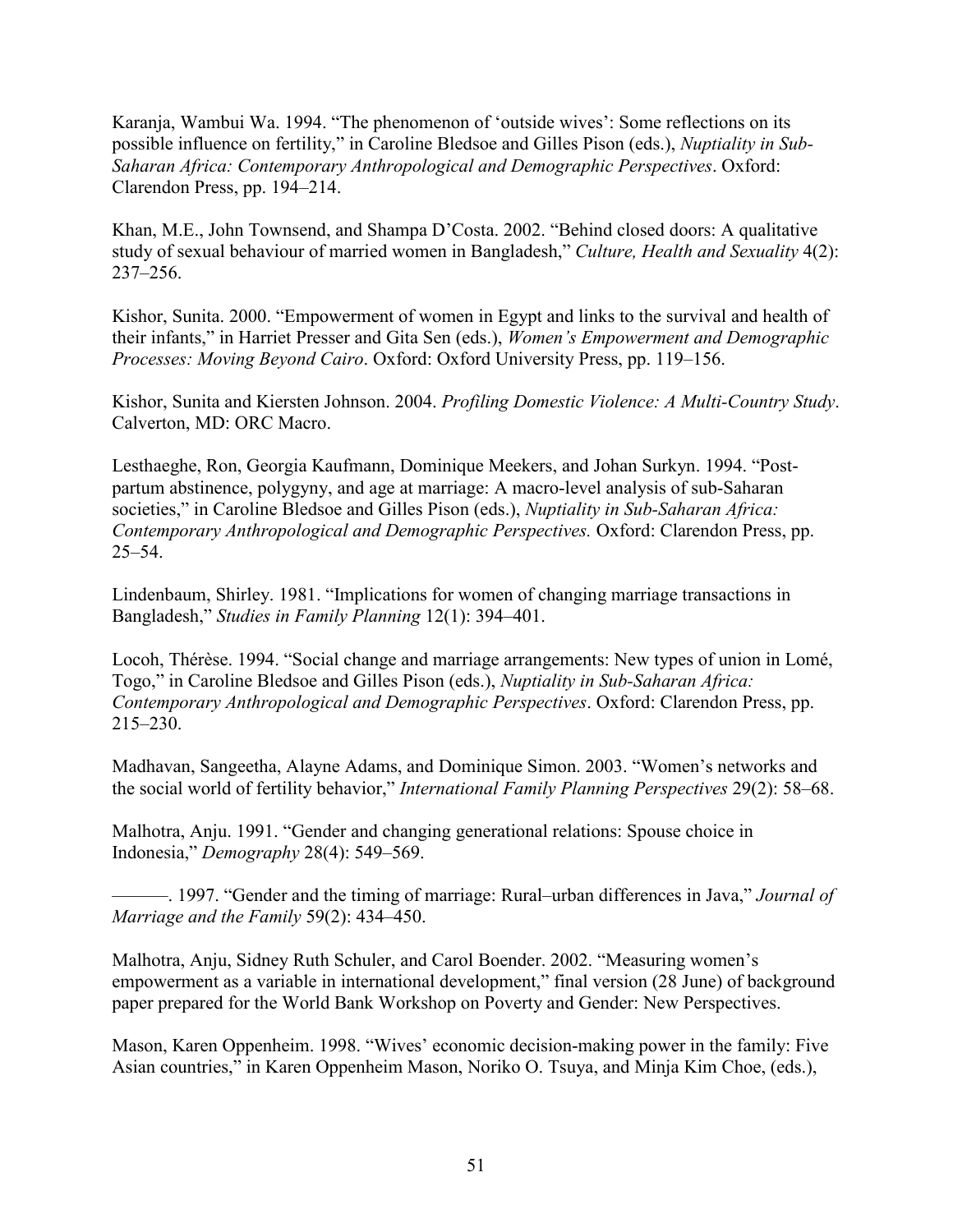Karanja, Wambui Wa. 1994. "The phenomenon of 'outside wives': Some reflections on its possible influence on fertility," in Caroline Bledsoe and Gilles Pison (eds.), *Nuptiality in Sub-Saharan Africa: Contemporary Anthropological and Demographic Perspectives*. Oxford: Clarendon Press, pp. 194–214.

Khan, M.E., John Townsend, and Shampa D'Costa. 2002. "Behind closed doors: A qualitative study of sexual behaviour of married women in Bangladesh," *Culture, Health and Sexuality* 4(2): 237–256.

Kishor, Sunita. 2000. "Empowerment of women in Egypt and links to the survival and health of their infants," in Harriet Presser and Gita Sen (eds.), *Women's Empowerment and Demographic Processes: Moving Beyond Cairo*. Oxford: Oxford University Press, pp. 119–156.

Kishor, Sunita and Kiersten Johnson. 2004. *Profiling Domestic Violence: A Multi-Country Study*. Calverton, MD: ORC Macro.

Lesthaeghe, Ron, Georgia Kaufmann, Dominique Meekers, and Johan Surkyn. 1994. "Post-partum abstinence, polygyny, and age at marriage: A macro-level analysis of sub-Saharan societies," in Caroline Bledsoe and Gilles Pison (eds.), *Nuptiality in Sub-Saharan Africa: Contemporary Anthropological and Demographic Perspectives.* Oxford: Clarendon Press, pp. 25–54.

Lindenbaum, Shirley. 1981. "Implications for women of changing marriage transactions in Bangladesh," *Studies in Family Planning* 12(1): 394–401.

Locoh, Thérèse. 1994. "Social change and marriage arrangements: New types of union in Lomé, Togo," in Caroline Bledsoe and Gilles Pison (eds.), *Nuptiality in Sub-Saharan Africa: Contemporary Anthropological and Demographic Perspectives*. Oxford: Clarendon Press, pp. 215–230.

Madhavan, Sangeetha, Alayne Adams, and Dominique Simon. 2003. "Women's networks and the social world of fertility behavior," *International Family Planning Perspectives* 29(2): 58–68.

Malhotra, Anju. 1991. "Gender and changing generational relations: Spouse choice in Indonesia," *Demography* 28(4): 549–569.

———. 1997. "Gender and the timing of marriage: Rural–urban differences in Java," *Journal of Marriage and the Family* 59(2): 434–450.

Malhotra, Anju, Sidney Ruth Schuler, and Carol Boender. 2002. "Measuring women's empowerment as a variable in international development," final version (28 June) of background paper prepared for the World Bank Workshop on Poverty and Gender: New Perspectives.

Mason, Karen Oppenheim. 1998. "Wives' economic decision-making power in the family: Five Asian countries," in Karen Oppenheim Mason, Noriko O. Tsuya, and Minja Kim Choe, (eds.),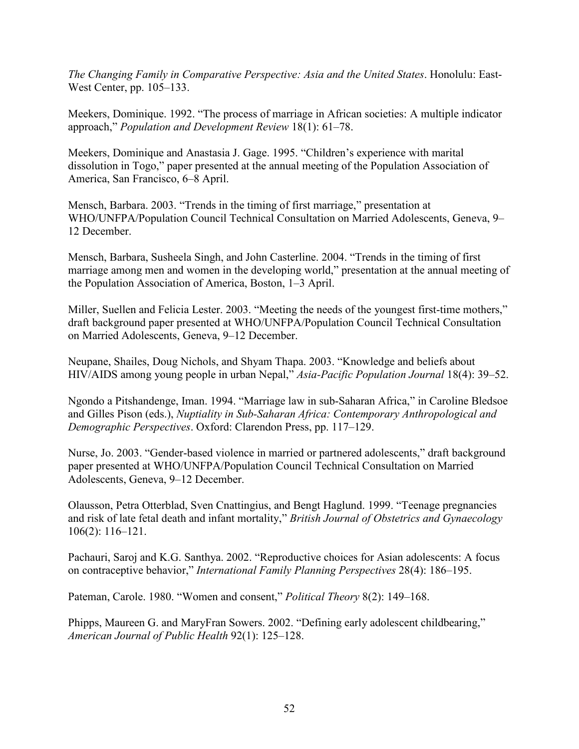*The Changing Family in Comparative Perspective: Asia and the United States*. Honolulu: East-West Center, pp. 105–133.

Meekers, Dominique. 1992. “The process of marriage in African societies: A multiple indicator approach,” *Population and Development Review* 18(1): 61–78.

Meekers, Dominique and Anastasia J. Gage. 1995. “Children’s experience with marital dissolution in Togo,” paper presented at the annual meeting of the Population Association of America, San Francisco, 6–8 April.

Mensch, Barbara. 2003. “Trends in the timing of first marriage,” presentation at WHO/UNFPA/Population Council Technical Consultation on Married Adolescents, Geneva, 9–12 December.

Mensch, Barbara, Susheela Singh, and John Casterline. 2004. “Trends in the timing of first marriage among men and women in the developing world,” presentation at the annual meeting of the Population Association of America, Boston, 1–3 April.

Miller, Suellen and Felicia Lester. 2003. “Meeting the needs of the youngest first-time mothers,” draft background paper presented at WHO/UNFPA/Population Council Technical Consultation on Married Adolescents, Geneva, 9–12 December.

Neupane, Shailes, Doug Nichols, and Shyam Thapa. 2003. “Knowledge and beliefs about HIV/AIDS among young people in urban Nepal,” *Asia-Pacific Population Journal* 18(4): 39–52.

Ngondo a Pitshandenge, Iman. 1994. “Marriage law in sub-Saharan Africa,” in Caroline Bledsoe and Gilles Pison (eds.), *Nuptiality in Sub-Saharan Africa: Contemporary Anthropological and Demographic Perspectives*. Oxford: Clarendon Press, pp. 117–129.

Nurse, Jo. 2003. “Gender-based violence in married or partnered adolescents,” draft background paper presented at WHO/UNFPA/Population Council Technical Consultation on Married Adolescents, Geneva, 9–12 December.

Olausson, Petra Otterblad, Sven Cnattingius, and Bengt Haglund. 1999. “Teenage pregnancies and risk of late fetal death and infant mortality,” *British Journal of Obstetrics and Gynaecology* 106(2): 116–121.

Pachauri, Saroj and K.G. Santhya. 2002. “Reproductive choices for Asian adolescents: A focus on contraceptive behavior,” *International Family Planning Perspectives* 28(4): 186–195.

Pateman, Carole. 1980. “Women and consent,” *Political Theory* 8(2): 149–168.

Phipps, Maureen G. and MaryFran Sowers. 2002. “Defining early adolescent childbearing,” *American Journal of Public Health* 92(1): 125–128.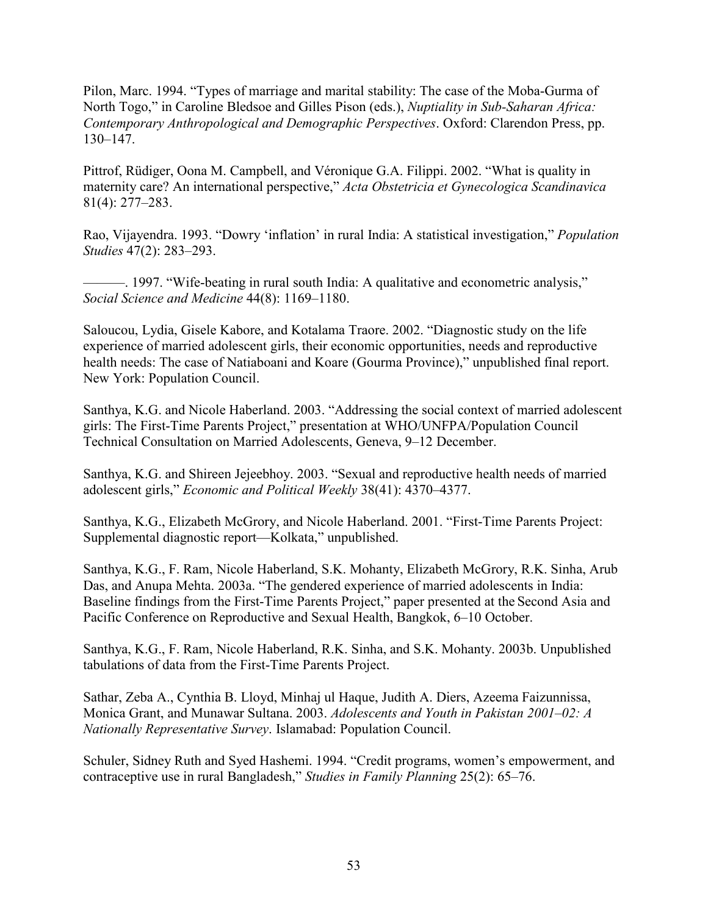Pilon, Marc. 1994. "Types of marriage and marital stability: The case of the Moba-Gurma of North Togo," in Caroline Bledsoe and Gilles Pison (eds.), *Nuptiality in Sub-Saharan Africa: Contemporary Anthropological and Demographic Perspectives*. Oxford: Clarendon Press, pp. 130–147.

Pittrof, Rüdiger, Oona M. Campbell, and Véronique G.A. Filippi. 2002. "What is quality in maternity care? An international perspective," *Acta Obstetricia et Gynecologica Scandinavica* 81(4): 277–283.

Rao, Vijayendra. 1993. "Dowry 'inflation' in rural India: A statistical investigation," *Population Studies* 47(2): 283–293.

———. 1997. "Wife-beating in rural south India: A qualitative and econometric analysis," *Social Science and Medicine* 44(8): 1169–1180.

Saloucou, Lydia, Gisele Kabore, and Kotalama Traore. 2002. "Diagnostic study on the life experience of married adolescent girls, their economic opportunities, needs and reproductive health needs: The case of Natiaboani and Koare (Gourma Province)," unpublished final report. New York: Population Council.

Santhya, K.G. and Nicole Haberland. 2003. "Addressing the social context of married adolescent girls: The First-Time Parents Project," presentation at WHO/UNFPA/Population Council Technical Consultation on Married Adolescents, Geneva, 9–12 December.

Santhya, K.G. and Shireen Jejeebhoy. 2003. "Sexual and reproductive health needs of married adolescent girls," *Economic and Political Weekly* 38(41): 4370–4377.

Santhya, K.G., Elizabeth McGrory, and Nicole Haberland. 2001. "First-Time Parents Project: Supplemental diagnostic report—Kolkata," unpublished.

Santhya, K.G., F. Ram, Nicole Haberland, S.K. Mohanty, Elizabeth McGrory, R.K. Sinha, Arub Das, and Anupa Mehta. 2003a. "The gendered experience of married adolescents in India: Baseline findings from the First-Time Parents Project," paper presented at the Second Asia and Pacific Conference on Reproductive and Sexual Health, Bangkok, 6–10 October.

Santhya, K.G., F. Ram, Nicole Haberland, R.K. Sinha, and S.K. Mohanty. 2003b. Unpublished tabulations of data from the First-Time Parents Project.

Sathar, Zeba A., Cynthia B. Lloyd, Minhaj ul Haque, Judith A. Diers, Azeema Faizunnissa, Monica Grant, and Munawar Sultana. 2003. *Adolescents and Youth in Pakistan 2001–02: A Nationally Representative Survey*. Islamabad: Population Council.

Schuler, Sidney Ruth and Syed Hashemi. 1994. "Credit programs, women's empowerment, and contraceptive use in rural Bangladesh," *Studies in Family Planning* 25(2): 65–76.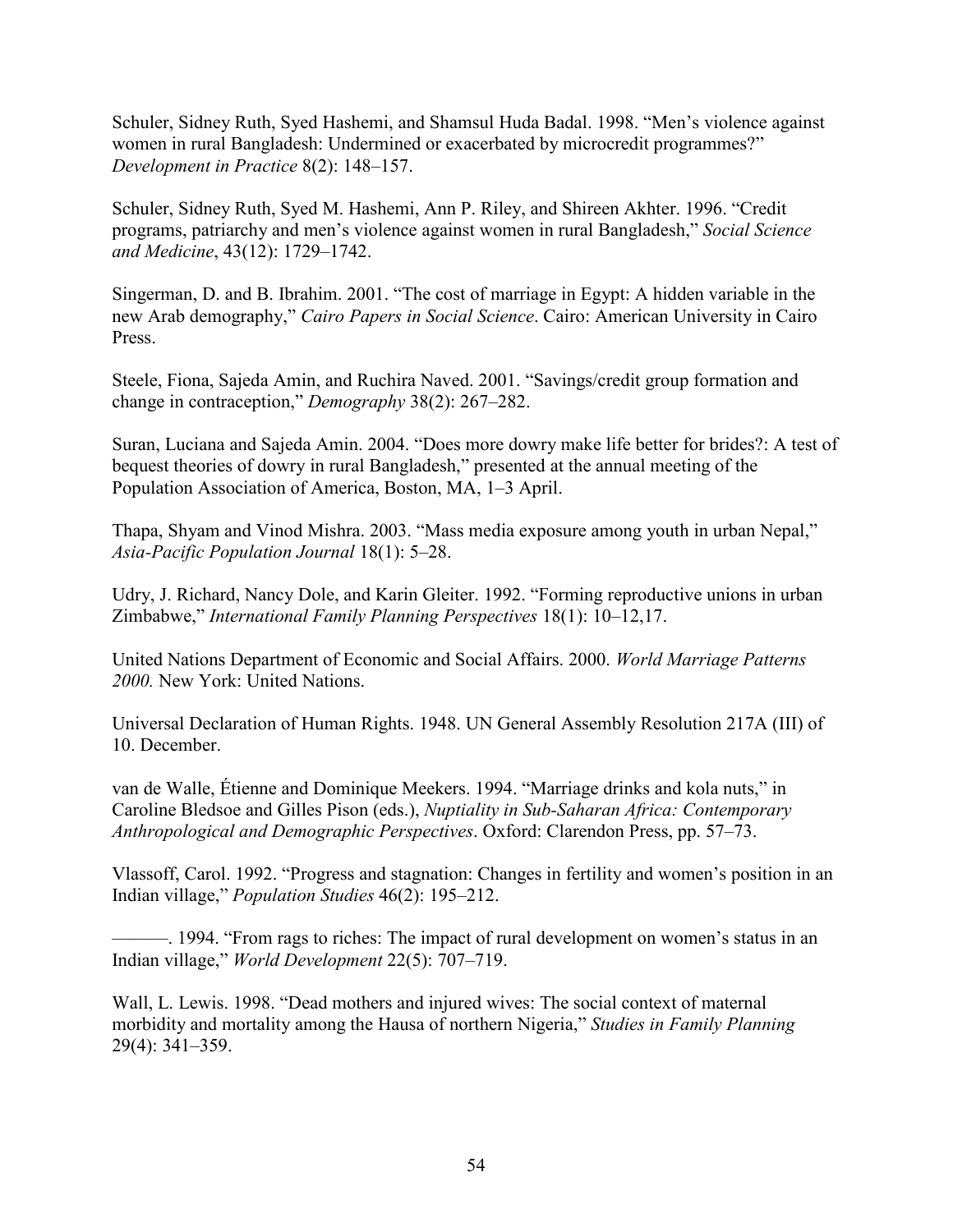Schuler, Sidney Ruth, Syed Hashemi, and Shamsul Huda Badal. 1998. "Men's violence against women in rural Bangladesh: Undermined or exacerbated by microcredit programmes?" *Development in Practice* 8(2): 148–157.

Schuler, Sidney Ruth, Syed M. Hashemi, Ann P. Riley, and Shireen Akhter. 1996. "Credit programs, patriarchy and men's violence against women in rural Bangladesh," *Social Science and Medicine*, 43(12): 1729–1742.

Singerman, D. and B. Ibrahim. 2001. "The cost of marriage in Egypt: A hidden variable in the new Arab demography," *Cairo Papers in Social Science*. Cairo: American University in Cairo Press.

Steele, Fiona, Sajeda Amin, and Ruchira Naved. 2001. "Savings/credit group formation and change in contraception," *Demography* 38(2): 267–282.

Suran, Luciana and Sajeda Amin. 2004. "Does more dowry make life better for brides?: A test of bequest theories of dowry in rural Bangladesh," presented at the annual meeting of the Population Association of America, Boston, MA, 1–3 April.

Thapa, Shyam and Vinod Mishra. 2003. "Mass media exposure among youth in urban Nepal," *Asia-Pacific Population Journal* 18(1): 5–28.

Udry, J. Richard, Nancy Dole, and Karin Gleiter. 1992. "Forming reproductive unions in urban Zimbabwe," *International Family Planning Perspectives* 18(1): 10–12,17.

United Nations Department of Economic and Social Affairs. 2000. *World Marriage Patterns 2000.* New York: United Nations.

Universal Declaration of Human Rights. 1948. UN General Assembly Resolution 217A (III) of 10. December.

van de Walle, Étienne and Dominique Meekers. 1994. "Marriage drinks and kola nuts," in Caroline Bledsoe and Gilles Pison (eds.), *Nuptiality in Sub-Saharan Africa: Contemporary Anthropological and Demographic Perspectives*. Oxford: Clarendon Press, pp. 57–73.

Vlassoff, Carol. 1992. "Progress and stagnation: Changes in fertility and women's position in an Indian village," *Population Studies* 46(2): 195–212.

———. 1994. "From rags to riches: The impact of rural development on women's status in an Indian village," *World Development* 22(5): 707–719.

Wall, L. Lewis. 1998. "Dead mothers and injured wives: The social context of maternal morbidity and mortality among the Hausa of northern Nigeria," *Studies in Family Planning* 29(4): 341–359.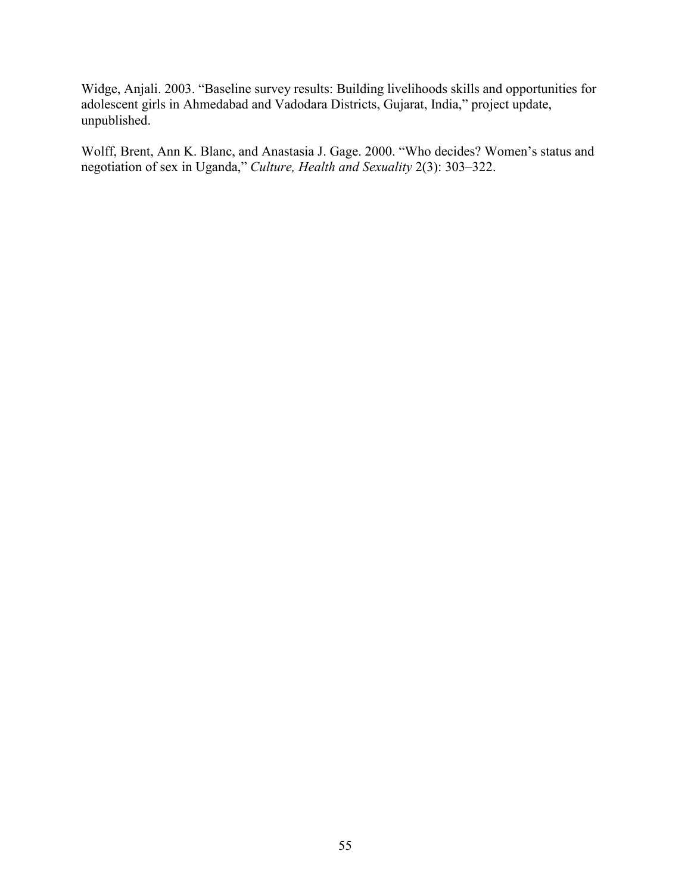Widge, Anjali. 2003. "Baseline survey results: Building livelihoods skills and opportunities for adolescent girls in Ahmedabad and Vadodara Districts, Gujarat, India," project update, unpublished.

Wolff, Brent, Ann K. Blanc, and Anastasia J. Gage. 2000. "Who decides? Women's status and negotiation of sex in Uganda," *Culture, Health and Sexuality* 2(3): 303–322.